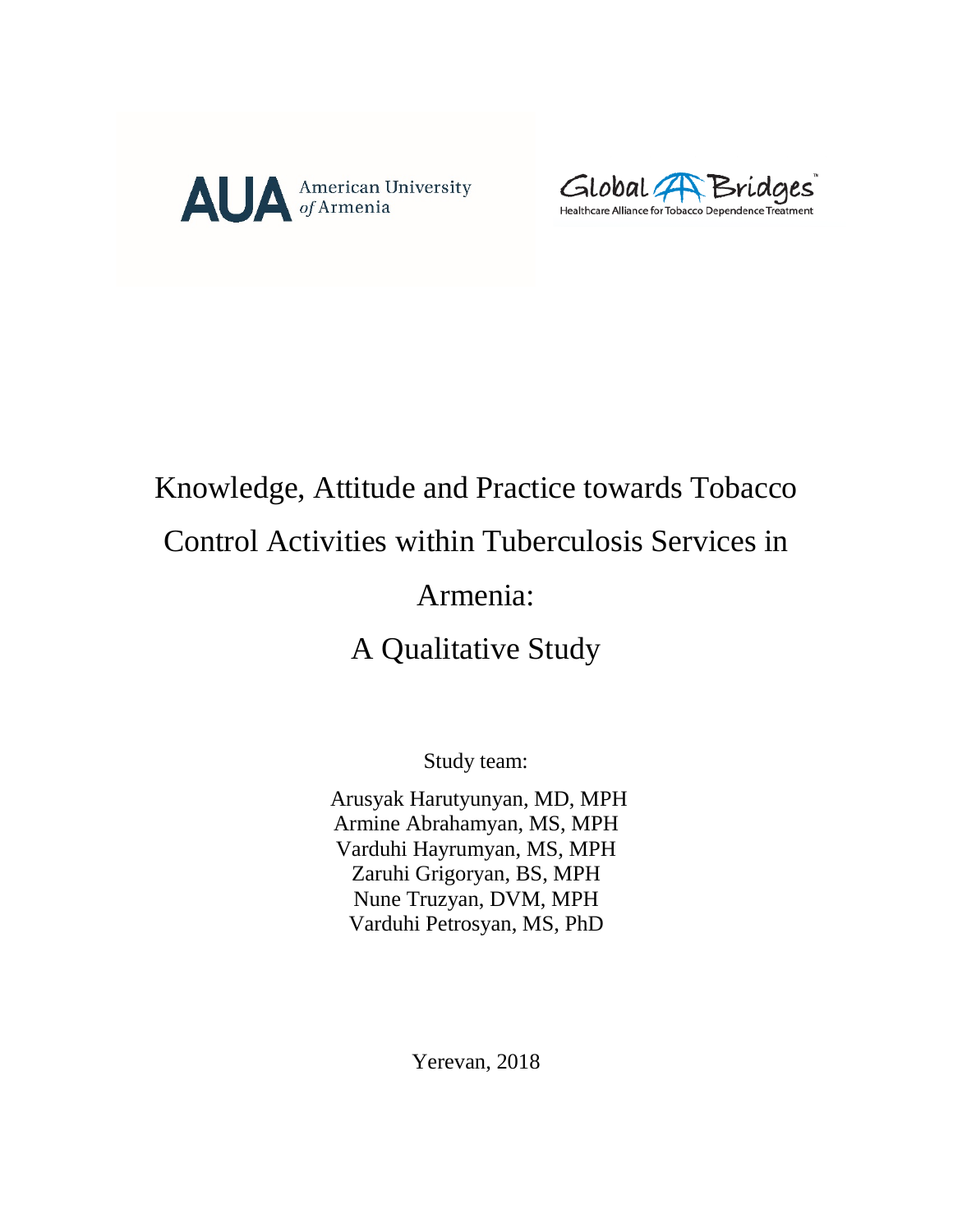AUA American University of Armenia

Global Bridges
Healthcare Alliance for Tobacco Dependence Treatment

# Knowledge, Attitude and Practice towards Tobacco Control Activities within Tuberculosis Services in Armenia:

# A Qualitative Study

Study team:

Arusyak Harutyunyan, MD, MPH
Armine Abrahamyan, MS, MPH
Varduhi Hayrumyan, MS, MPH
Zaruhi Grigoryan, BS, MPH
Nune Truzyan, DVM, MPH
Varduhi Petrosyan, MS, PhD

Yerevan, 2018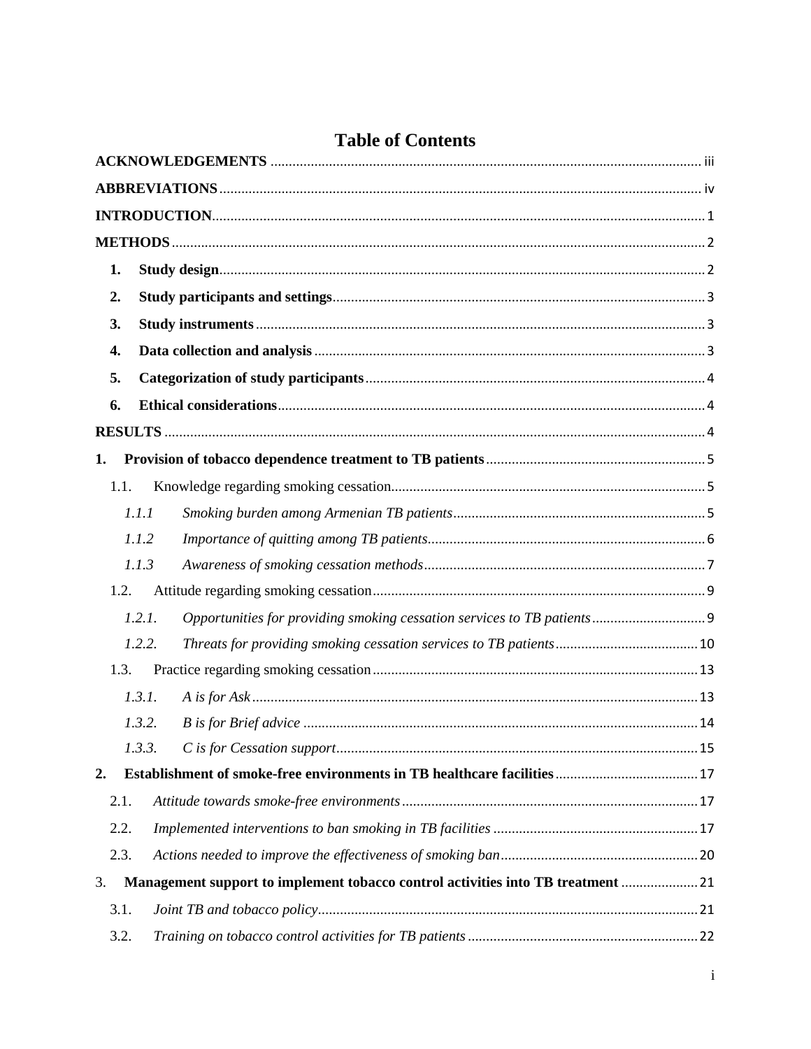# Table of Contents

**ACKNOWLEDGEMENTS** ........ iii

**ABBREVIATIONS** ........ iv

**INTRODUCTION** ........ 1

**METHODS** ........ 2

1. **Study design** ........ 2
2. **Study participants and settings** ........ 3
3. **Study instruments** ........ 3
4. **Data collection and analysis** ........ 3
5. **Categorization of study participants** ........ 4
6. **Ethical considerations** ........ 4

**RESULTS** ........ 4

**1. Provision of tobacco dependence treatment to TB patients** ........ 5

1.1. Knowledge regarding smoking cessation ........ 5

*1.1.1 Smoking burden among Armenian TB patients* ........ 5

*1.1.2 Importance of quitting among TB patients* ........ 6

*1.1.3 Awareness of smoking cessation methods* ........ 7

1.2. Attitude regarding smoking cessation ........ 9

*1.2.1. Opportunities for providing smoking cessation services to TB patients* ........ 9

*1.2.2. Threats for providing smoking cessation services to TB patients* ........ 10

1.3. Practice regarding smoking cessation ........ 13

*1.3.1. A is for Ask* ........ 13

*1.3.2. B is for Brief advice* ........ 14

*1.3.3. C is for Cessation support* ........ 15

**2. Establishment of smoke-free environments in TB healthcare facilities** ........ 17

2.1. *Attitude towards smoke-free environments* ........ 17

2.2. *Implemented interventions to ban smoking in TB facilities* ........ 17

2.3. *Actions needed to improve the effectiveness of smoking ban* ........ 20

3. **Management support to implement tobacco control activities into TB treatment** ........ 21

3.1. *Joint TB and tobacco policy* ........ 21

3.2. *Training on tobacco control activities for TB patients* ........ 22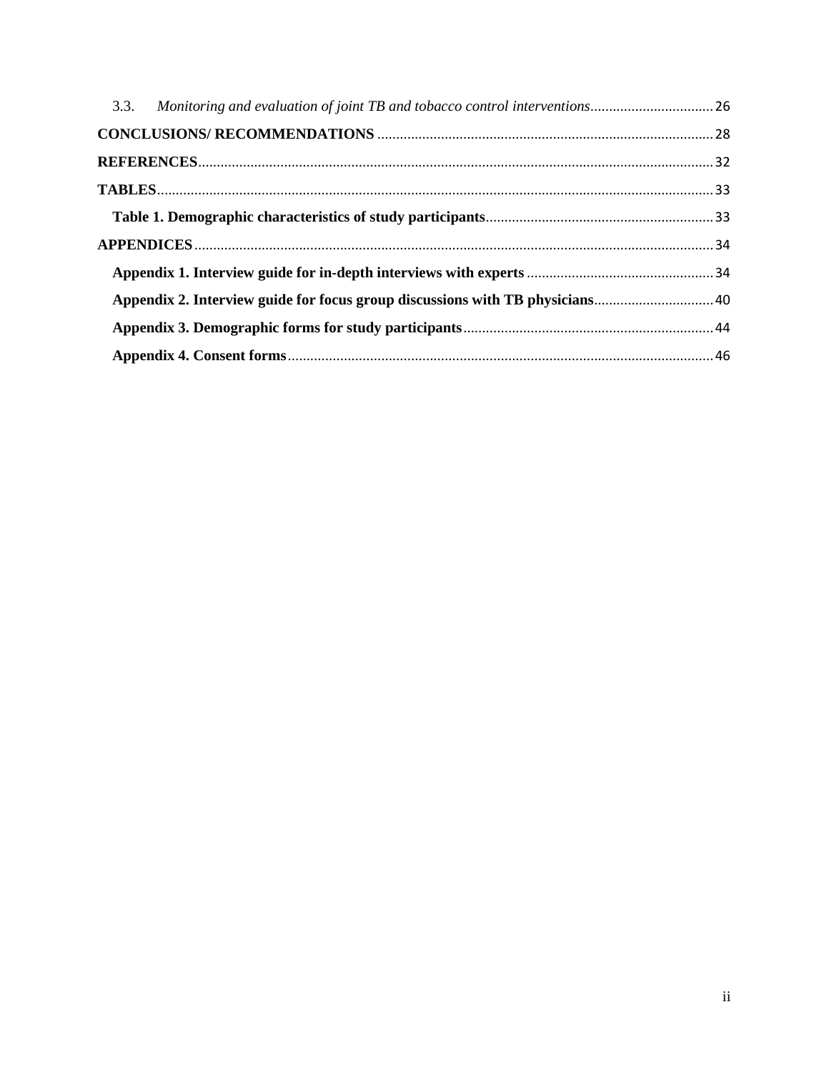3.3. *Monitoring and evaluation of joint TB and tobacco control interventions* ................................. 26

**CONCLUSIONS/ RECOMMENDATIONS** ........................................................................................ 28

**REFERENCES** ........................................................................................................................ 32

**TABLES** ................................................................................................................................. 33

**Table 1. Demographic characteristics of study participants** ............................................................ 33

**APPENDICES** ......................................................................................................................... 34

**Appendix 1. Interview guide for in-depth interviews with experts** .................................................. 34

**Appendix 2. Interview guide for focus group discussions with TB physicians** ................................ 40

**Appendix 3. Demographic forms for study participants** .................................................................. 44

**Appendix 4. Consent forms** ................................................................................................. 46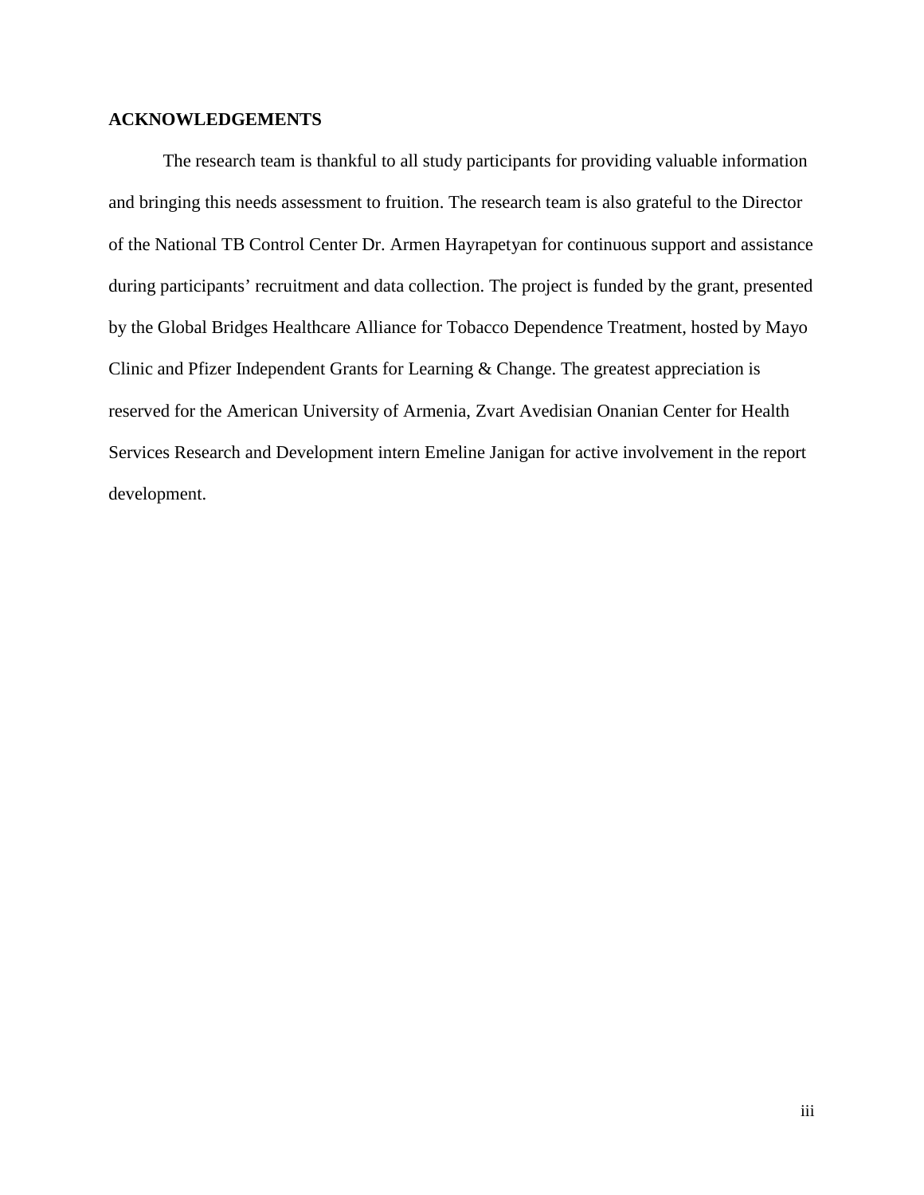## ACKNOWLEDGEMENTS

The research team is thankful to all study participants for providing valuable information and bringing this needs assessment to fruition. The research team is also grateful to the Director of the National TB Control Center Dr. Armen Hayrapetyan for continuous support and assistance during participants' recruitment and data collection. The project is funded by the grant, presented by the Global Bridges Healthcare Alliance for Tobacco Dependence Treatment, hosted by Mayo Clinic and Pfizer Independent Grants for Learning & Change. The greatest appreciation is reserved for the American University of Armenia, Zvart Avedisian Onanian Center for Health Services Research and Development intern Emeline Janigan for active involvement in the report development.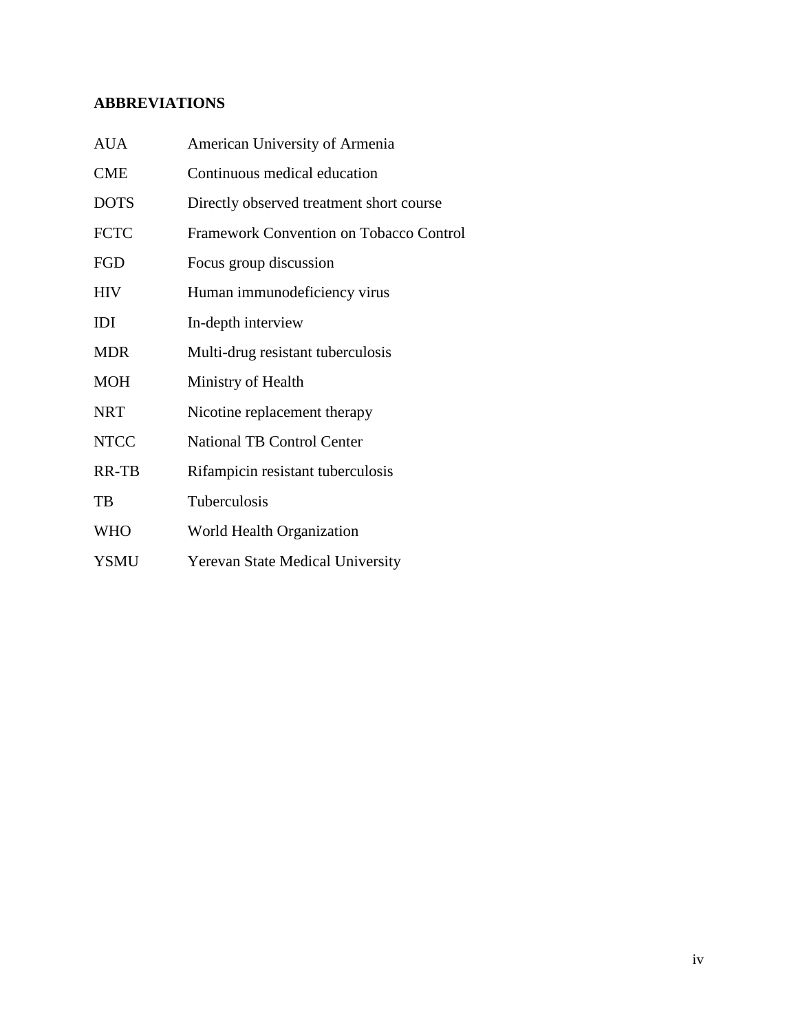## ABBREVIATIONS

| | |
|---|---|
| AUA | American University of Armenia |
| CME | Continuous medical education |
| DOTS | Directly observed treatment short course |
| FCTC | Framework Convention on Tobacco Control |
| FGD | Focus group discussion |
| HIV | Human immunodeficiency virus |
| IDI | In-depth interview |
| MDR | Multi-drug resistant tuberculosis |
| MOH | Ministry of Health |
| NRT | Nicotine replacement therapy |
| NTCC | National TB Control Center |
| RR-TB | Rifampicin resistant tuberculosis |
| TB | Tuberculosis |
| WHO | World Health Organization |
| YSMU | Yerevan State Medical University |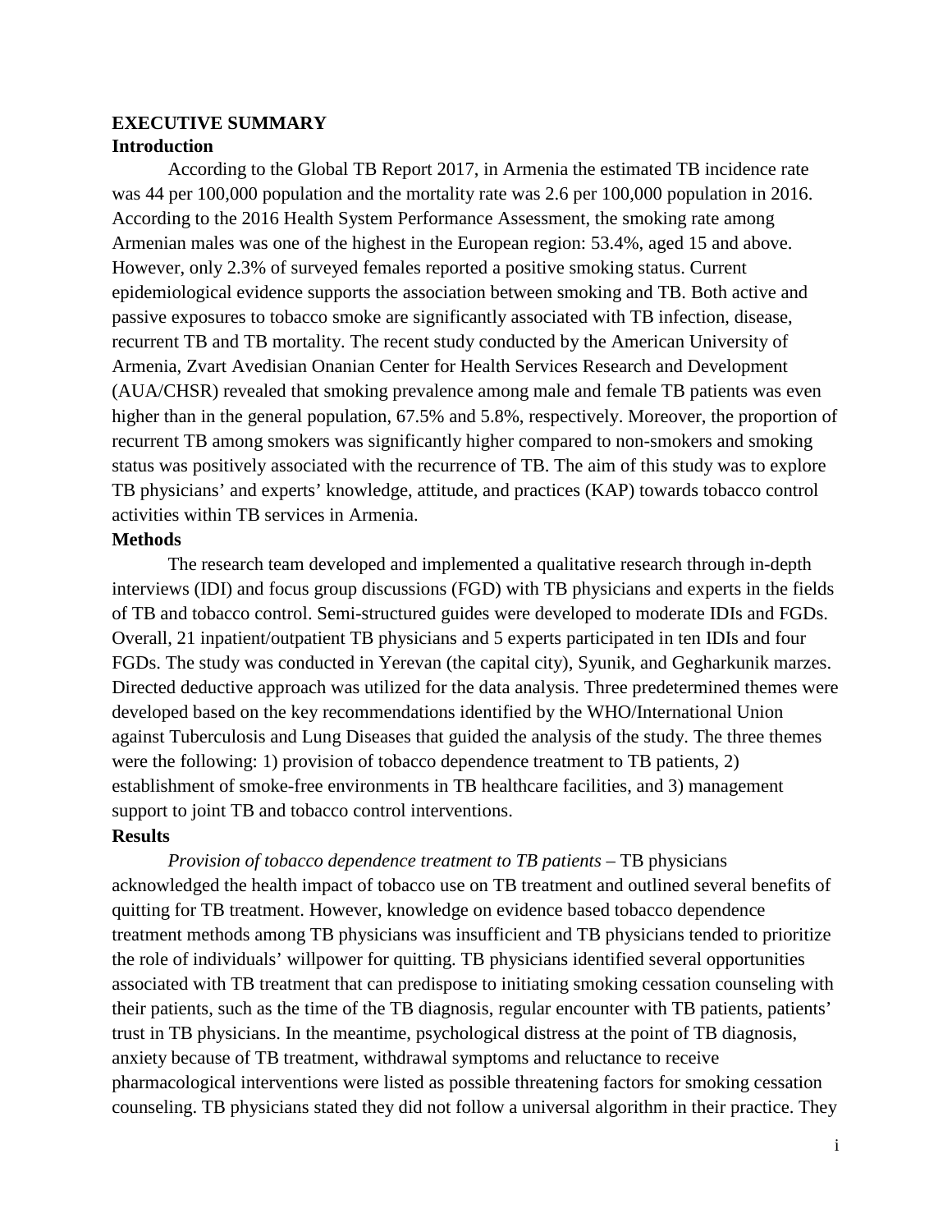## EXECUTIVE SUMMARY

### Introduction

According to the Global TB Report 2017, in Armenia the estimated TB incidence rate was 44 per 100,000 population and the mortality rate was 2.6 per 100,000 population in 2016. According to the 2016 Health System Performance Assessment, the smoking rate among Armenian males was one of the highest in the European region: 53.4%, aged 15 and above. However, only 2.3% of surveyed females reported a positive smoking status. Current epidemiological evidence supports the association between smoking and TB. Both active and passive exposures to tobacco smoke are significantly associated with TB infection, disease, recurrent TB and TB mortality. The recent study conducted by the American University of Armenia, Zvart Avedisian Onanian Center for Health Services Research and Development (AUA/CHSR) revealed that smoking prevalence among male and female TB patients was even higher than in the general population, 67.5% and 5.8%, respectively. Moreover, the proportion of recurrent TB among smokers was significantly higher compared to non-smokers and smoking status was positively associated with the recurrence of TB. The aim of this study was to explore TB physicians' and experts' knowledge, attitude, and practices (KAP) towards tobacco control activities within TB services in Armenia.

### Methods

The research team developed and implemented a qualitative research through in-depth interviews (IDI) and focus group discussions (FGD) with TB physicians and experts in the fields of TB and tobacco control. Semi-structured guides were developed to moderate IDIs and FGDs. Overall, 21 inpatient/outpatient TB physicians and 5 experts participated in ten IDIs and four FGDs. The study was conducted in Yerevan (the capital city), Syunik, and Gegharkunik marzes. Directed deductive approach was utilized for the data analysis. Three predetermined themes were developed based on the key recommendations identified by the WHO/International Union against Tuberculosis and Lung Diseases that guided the analysis of the study. The three themes were the following: 1) provision of tobacco dependence treatment to TB patients, 2) establishment of smoke-free environments in TB healthcare facilities, and 3) management support to joint TB and tobacco control interventions.

### Results

*Provision of tobacco dependence treatment to TB patients* – TB physicians acknowledged the health impact of tobacco use on TB treatment and outlined several benefits of quitting for TB treatment. However, knowledge on evidence based tobacco dependence treatment methods among TB physicians was insufficient and TB physicians tended to prioritize the role of individuals' willpower for quitting. TB physicians identified several opportunities associated with TB treatment that can predispose to initiating smoking cessation counseling with their patients, such as the time of the TB diagnosis, regular encounter with TB patients, patients' trust in TB physicians. In the meantime, psychological distress at the point of TB diagnosis, anxiety because of TB treatment, withdrawal symptoms and reluctance to receive pharmacological interventions were listed as possible threatening factors for smoking cessation counseling. TB physicians stated they did not follow a universal algorithm in their practice. They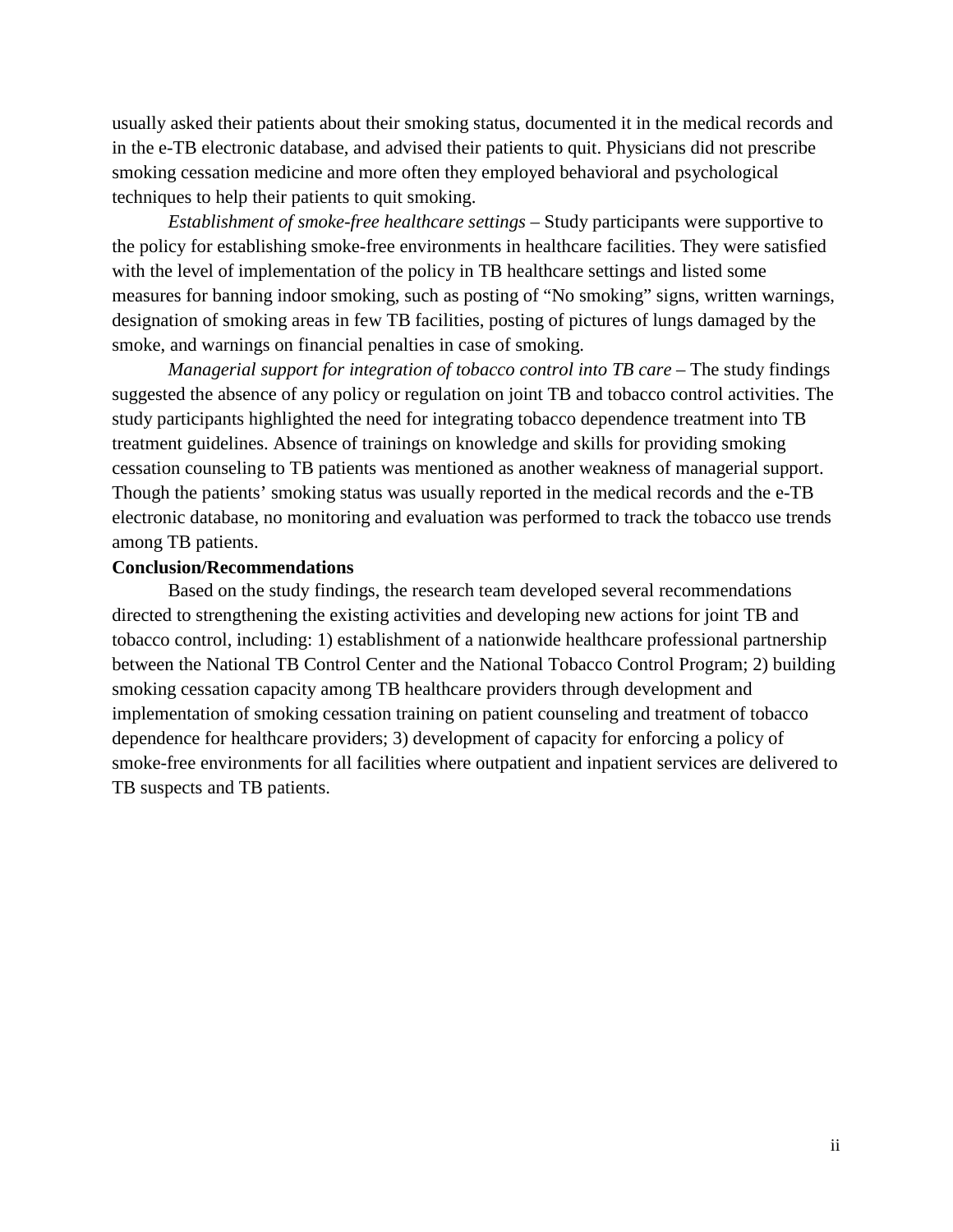usually asked their patients about their smoking status, documented it in the medical records and in the e-TB electronic database, and advised their patients to quit. Physicians did not prescribe smoking cessation medicine and more often they employed behavioral and psychological techniques to help their patients to quit smoking.

*Establishment of smoke-free healthcare settings* – Study participants were supportive to the policy for establishing smoke-free environments in healthcare facilities. They were satisfied with the level of implementation of the policy in TB healthcare settings and listed some measures for banning indoor smoking, such as posting of "No smoking" signs, written warnings, designation of smoking areas in few TB facilities, posting of pictures of lungs damaged by the smoke, and warnings on financial penalties in case of smoking.

*Managerial support for integration of tobacco control into TB care* – The study findings suggested the absence of any policy or regulation on joint TB and tobacco control activities. The study participants highlighted the need for integrating tobacco dependence treatment into TB treatment guidelines. Absence of trainings on knowledge and skills for providing smoking cessation counseling to TB patients was mentioned as another weakness of managerial support. Though the patients' smoking status was usually reported in the medical records and the e-TB electronic database, no monitoring and evaluation was performed to track the tobacco use trends among TB patients.

**Conclusion/Recommendations**

Based on the study findings, the research team developed several recommendations directed to strengthening the existing activities and developing new actions for joint TB and tobacco control, including: 1) establishment of a nationwide healthcare professional partnership between the National TB Control Center and the National Tobacco Control Program; 2) building smoking cessation capacity among TB healthcare providers through development and implementation of smoking cessation training on patient counseling and treatment of tobacco dependence for healthcare providers; 3) development of capacity for enforcing a policy of smoke-free environments for all facilities where outpatient and inpatient services are delivered to TB suspects and TB patients.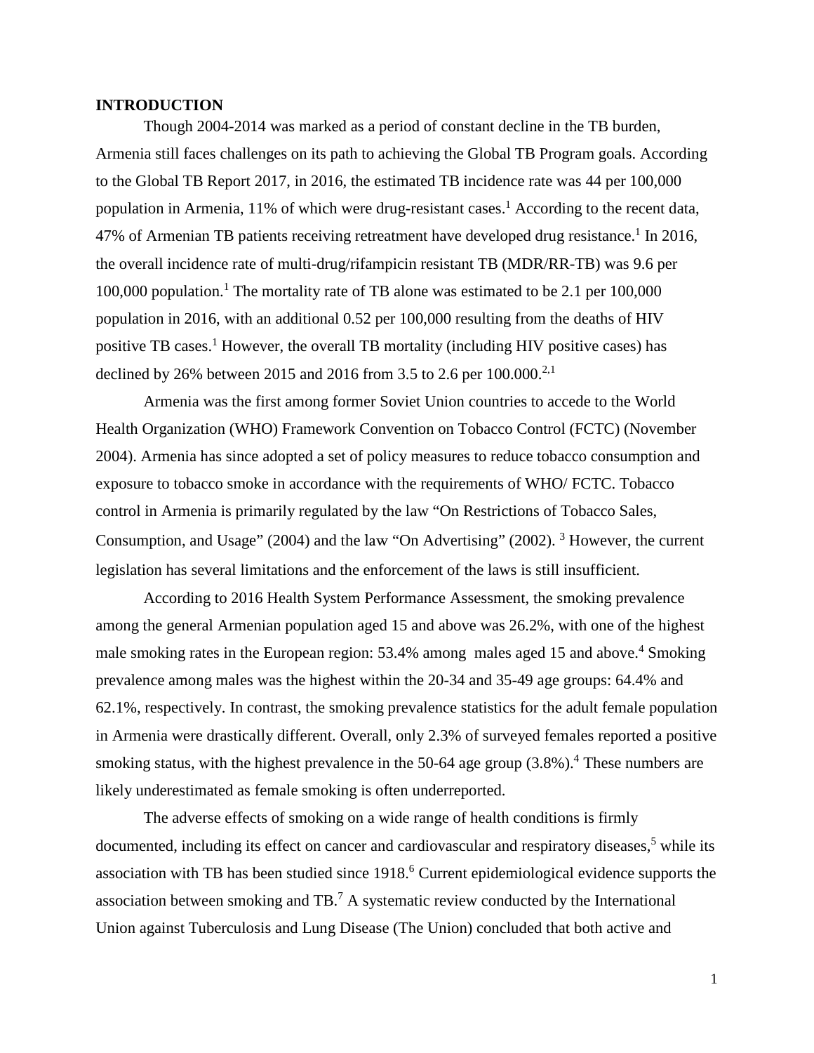# INTRODUCTION

Though 2004-2014 was marked as a period of constant decline in the TB burden, Armenia still faces challenges on its path to achieving the Global TB Program goals. According to the Global TB Report 2017, in 2016, the estimated TB incidence rate was 44 per 100,000 population in Armenia, 11% of which were drug-resistant cases.[1] According to the recent data, 47% of Armenian TB patients receiving retreatment have developed drug resistance.[1] In 2016, the overall incidence rate of multi-drug/rifampicin resistant TB (MDR/RR-TB) was 9.6 per 100,000 population.[1] The mortality rate of TB alone was estimated to be 2.1 per 100,000 population in 2016, with an additional 0.52 per 100,000 resulting from the deaths of HIV positive TB cases.[1] However, the overall TB mortality (including HIV positive cases) has declined by 26% between 2015 and 2016 from 3.5 to 2.6 per 100.000.[2,1]

Armenia was the first among former Soviet Union countries to accede to the World Health Organization (WHO) Framework Convention on Tobacco Control (FCTC) (November 2004). Armenia has since adopted a set of policy measures to reduce tobacco consumption and exposure to tobacco smoke in accordance with the requirements of WHO/ FCTC. Tobacco control in Armenia is primarily regulated by the law "On Restrictions of Tobacco Sales, Consumption, and Usage" (2004) and the law "On Advertising" (2002). [3] However, the current legislation has several limitations and the enforcement of the laws is still insufficient.

According to 2016 Health System Performance Assessment, the smoking prevalence among the general Armenian population aged 15 and above was 26.2%, with one of the highest male smoking rates in the European region: 53.4% among males aged 15 and above.[4] Smoking prevalence among males was the highest within the 20-34 and 35-49 age groups: 64.4% and 62.1%, respectively. In contrast, the smoking prevalence statistics for the adult female population in Armenia were drastically different. Overall, only 2.3% of surveyed females reported a positive smoking status, with the highest prevalence in the 50-64 age group (3.8%).[4] These numbers are likely underestimated as female smoking is often underreported.

The adverse effects of smoking on a wide range of health conditions is firmly documented, including its effect on cancer and cardiovascular and respiratory diseases,[5] while its association with TB has been studied since 1918.[6] Current epidemiological evidence supports the association between smoking and TB.[7] A systematic review conducted by the International Union against Tuberculosis and Lung Disease (The Union) concluded that both active and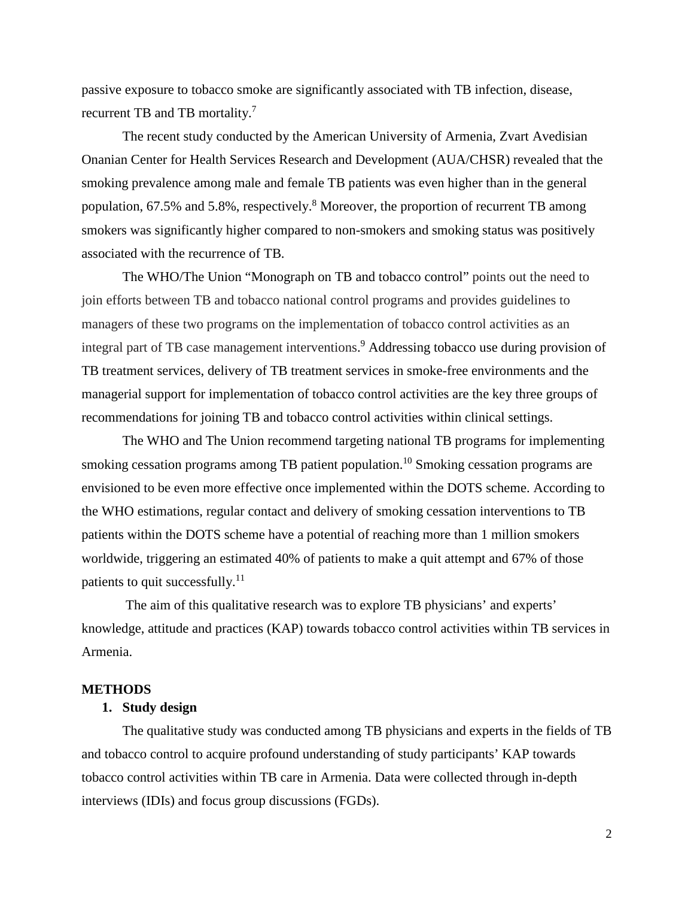passive exposure to tobacco smoke are significantly associated with TB infection, disease, recurrent TB and TB mortality.[7]

The recent study conducted by the American University of Armenia, Zvart Avedisian Onanian Center for Health Services Research and Development (AUA/CHSR) revealed that the smoking prevalence among male and female TB patients was even higher than in the general population, 67.5% and 5.8%, respectively.[8] Moreover, the proportion of recurrent TB among smokers was significantly higher compared to non-smokers and smoking status was positively associated with the recurrence of TB.

The WHO/The Union "Monograph on TB and tobacco control" points out the need to join efforts between TB and tobacco national control programs and provides guidelines to managers of these two programs on the implementation of tobacco control activities as an integral part of TB case management interventions.[9] Addressing tobacco use during provision of TB treatment services, delivery of TB treatment services in smoke-free environments and the managerial support for implementation of tobacco control activities are the key three groups of recommendations for joining TB and tobacco control activities within clinical settings.

The WHO and The Union recommend targeting national TB programs for implementing smoking cessation programs among TB patient population.[10] Smoking cessation programs are envisioned to be even more effective once implemented within the DOTS scheme. According to the WHO estimations, regular contact and delivery of smoking cessation interventions to TB patients within the DOTS scheme have a potential of reaching more than 1 million smokers worldwide, triggering an estimated 40% of patients to make a quit attempt and 67% of those patients to quit successfully.[11]

The aim of this qualitative research was to explore TB physicians' and experts' knowledge, attitude and practices (KAP) towards tobacco control activities within TB services in Armenia.

## METHODS

### 1. Study design

The qualitative study was conducted among TB physicians and experts in the fields of TB and tobacco control to acquire profound understanding of study participants' KAP towards tobacco control activities within TB care in Armenia. Data were collected through in-depth interviews (IDIs) and focus group discussions (FGDs).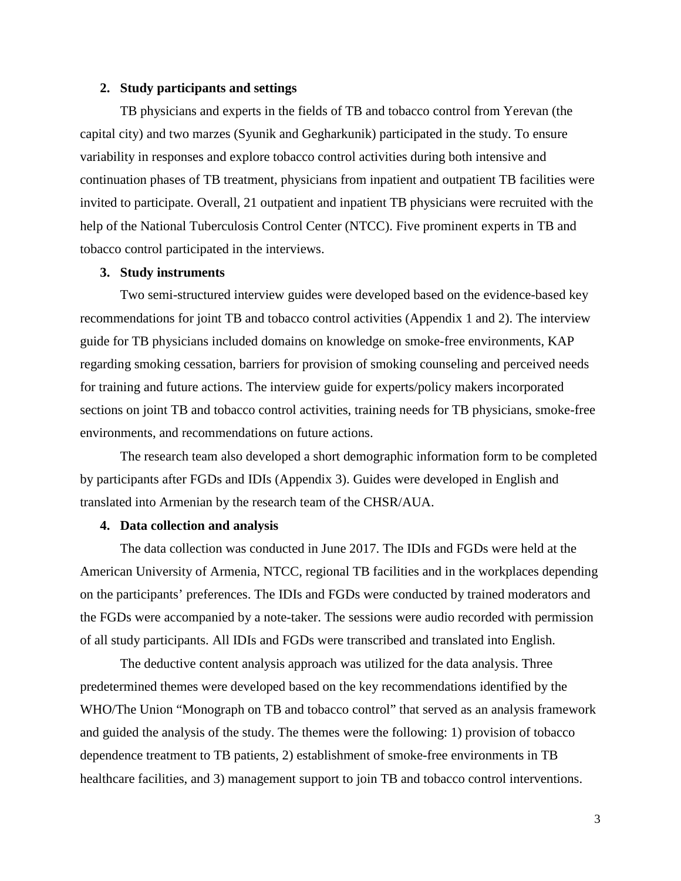## 2. Study participants and settings

TB physicians and experts in the fields of TB and tobacco control from Yerevan (the capital city) and two marzes (Syunik and Gegharkunik) participated in the study. To ensure variability in responses and explore tobacco control activities during both intensive and continuation phases of TB treatment, physicians from inpatient and outpatient TB facilities were invited to participate. Overall, 21 outpatient and inpatient TB physicians were recruited with the help of the National Tuberculosis Control Center (NTCC). Five prominent experts in TB and tobacco control participated in the interviews.

## 3. Study instruments

Two semi-structured interview guides were developed based on the evidence-based key recommendations for joint TB and tobacco control activities (Appendix 1 and 2). The interview guide for TB physicians included domains on knowledge on smoke-free environments, KAP regarding smoking cessation, barriers for provision of smoking counseling and perceived needs for training and future actions. The interview guide for experts/policy makers incorporated sections on joint TB and tobacco control activities, training needs for TB physicians, smoke-free environments, and recommendations on future actions.

The research team also developed a short demographic information form to be completed by participants after FGDs and IDIs (Appendix 3). Guides were developed in English and translated into Armenian by the research team of the CHSR/AUA.

## 4. Data collection and analysis

The data collection was conducted in June 2017. The IDIs and FGDs were held at the American University of Armenia, NTCC, regional TB facilities and in the workplaces depending on the participants' preferences. The IDIs and FGDs were conducted by trained moderators and the FGDs were accompanied by a note-taker. The sessions were audio recorded with permission of all study participants. All IDIs and FGDs were transcribed and translated into English.

The deductive content analysis approach was utilized for the data analysis. Three predetermined themes were developed based on the key recommendations identified by the WHO/The Union "Monograph on TB and tobacco control" that served as an analysis framework and guided the analysis of the study. The themes were the following: 1) provision of tobacco dependence treatment to TB patients, 2) establishment of smoke-free environments in TB healthcare facilities, and 3) management support to join TB and tobacco control interventions.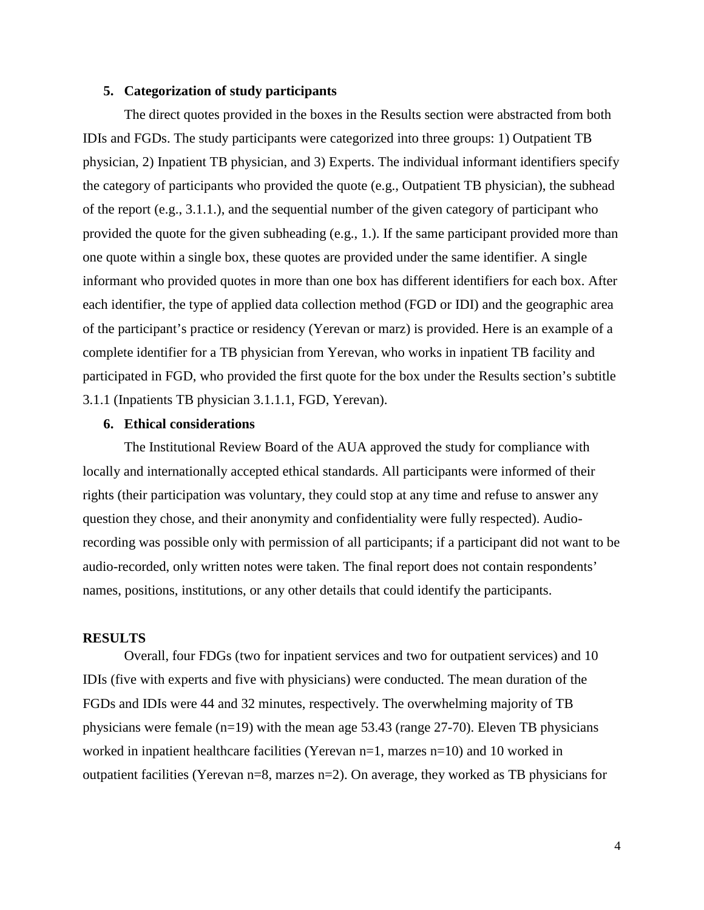### 5. Categorization of study participants

The direct quotes provided in the boxes in the Results section were abstracted from both IDIs and FGDs. The study participants were categorized into three groups: 1) Outpatient TB physician, 2) Inpatient TB physician, and 3) Experts. The individual informant identifiers specify the category of participants who provided the quote (e.g., Outpatient TB physician), the subhead of the report (e.g., 3.1.1.), and the sequential number of the given category of participant who provided the quote for the given subheading (e.g., 1.). If the same participant provided more than one quote within a single box, these quotes are provided under the same identifier. A single informant who provided quotes in more than one box has different identifiers for each box. After each identifier, the type of applied data collection method (FGD or IDI) and the geographic area of the participant's practice or residency (Yerevan or marz) is provided. Here is an example of a complete identifier for a TB physician from Yerevan, who works in inpatient TB facility and participated in FGD, who provided the first quote for the box under the Results section's subtitle 3.1.1 (Inpatients TB physician 3.1.1.1, FGD, Yerevan).

### 6. Ethical considerations

The Institutional Review Board of the AUA approved the study for compliance with locally and internationally accepted ethical standards. All participants were informed of their rights (their participation was voluntary, they could stop at any time and refuse to answer any question they chose, and their anonymity and confidentiality were fully respected). Audio-recording was possible only with permission of all participants; if a participant did not want to be audio-recorded, only written notes were taken. The final report does not contain respondents' names, positions, institutions, or any other details that could identify the participants.

## RESULTS

Overall, four FDGs (two for inpatient services and two for outpatient services) and 10 IDIs (five with experts and five with physicians) were conducted. The mean duration of the FGDs and IDIs were 44 and 32 minutes, respectively. The overwhelming majority of TB physicians were female (n=19) with the mean age 53.43 (range 27-70). Eleven TB physicians worked in inpatient healthcare facilities (Yerevan n=1, marzes n=10) and 10 worked in outpatient facilities (Yerevan n=8, marzes n=2). On average, they worked as TB physicians for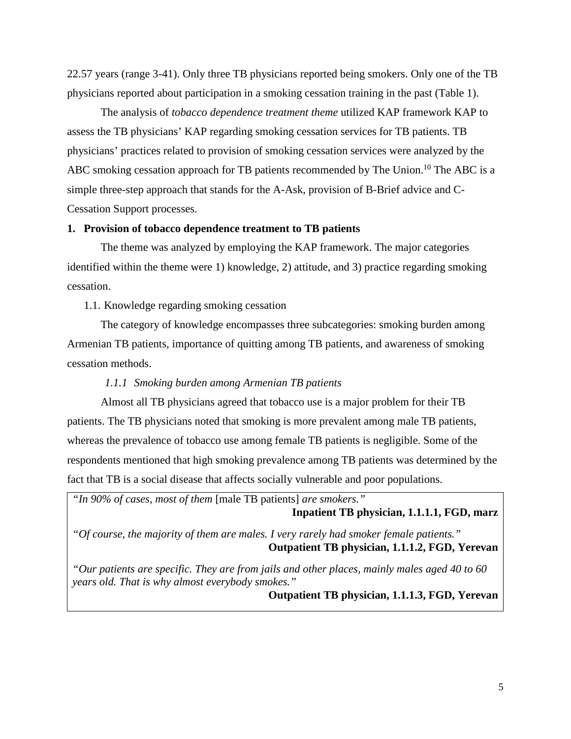22.57 years (range 3-41). Only three TB physicians reported being smokers. Only one of the TB physicians reported about participation in a smoking cessation training in the past (Table 1).

The analysis of *tobacco dependence treatment theme* utilized KAP framework KAP to assess the TB physicians' KAP regarding smoking cessation services for TB patients. TB physicians' practices related to provision of smoking cessation services were analyzed by the ABC smoking cessation approach for TB patients recommended by The Union.[10] The ABC is a simple three-step approach that stands for the A-Ask, provision of B-Brief advice and C-Cessation Support processes.

**1. Provision of tobacco dependence treatment to TB patients**

The theme was analyzed by employing the KAP framework. The major categories identified within the theme were 1) knowledge, 2) attitude, and 3) practice regarding smoking cessation.

1.1. Knowledge regarding smoking cessation

The category of knowledge encompasses three subcategories: smoking burden among Armenian TB patients, importance of quitting among TB patients, and awareness of smoking cessation methods.

*1.1.1 Smoking burden among Armenian TB patients*

Almost all TB physicians agreed that tobacco use is a major problem for their TB patients. The TB physicians noted that smoking is more prevalent among male TB patients, whereas the prevalence of tobacco use among female TB patients is negligible. Some of the respondents mentioned that high smoking prevalence among TB patients was determined by the fact that TB is a social disease that affects socially vulnerable and poor populations.

"*In 90% of cases, most of them* [male TB patients] *are smokers."*

**Inpatient TB physician, 1.1.1.1, FGD, marz**

"*Of course, the majority of them are males. I very rarely had smoker female patients."*

**Outpatient TB physician, 1.1.1.2, FGD, Yerevan**

*"Our patients are specific. They are from jails and other places, mainly males aged 40 to 60 years old. That is why almost everybody smokes."*

**Outpatient TB physician, 1.1.1.3, FGD, Yerevan**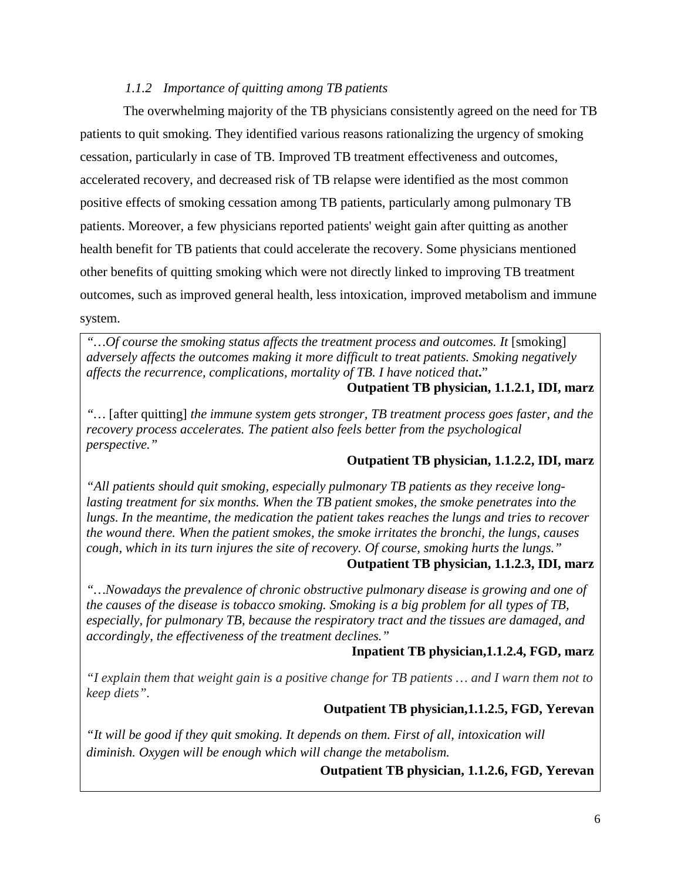### *1.1.2 Importance of quitting among TB patients*

The overwhelming majority of the TB physicians consistently agreed on the need for TB patients to quit smoking. They identified various reasons rationalizing the urgency of smoking cessation, particularly in case of TB. Improved TB treatment effectiveness and outcomes, accelerated recovery, and decreased risk of TB relapse were identified as the most common positive effects of smoking cessation among TB patients, particularly among pulmonary TB patients. Moreover, a few physicians reported patients' weight gain after quitting as another health benefit for TB patients that could accelerate the recovery. Some physicians mentioned other benefits of quitting smoking which were not directly linked to improving TB treatment outcomes, such as improved general health, less intoxication, improved metabolism and immune system.

*"…Of course the smoking status affects the treatment process and outcomes. It* [smoking] *adversely affects the outcomes making it more difficult to treat patients. Smoking negatively affects the recurrence, complications, mortality of TB. I have noticed that.*"

**Outpatient TB physician, 1.1.2.1, IDI, marz**

*"…* [after quitting] *the immune system gets stronger, TB treatment process goes faster, and the recovery process accelerates. The patient also feels better from the psychological perspective."*

**Outpatient TB physician, 1.1.2.2, IDI, marz**

*"All patients should quit smoking, especially pulmonary TB patients as they receive long-lasting treatment for six months. When the TB patient smokes, the smoke penetrates into the lungs. In the meantime, the medication the patient takes reaches the lungs and tries to recover the wound there. When the patient smokes, the smoke irritates the bronchi, the lungs, causes cough, which in its turn injures the site of recovery. Of course, smoking hurts the lungs."*

**Outpatient TB physician, 1.1.2.3, IDI, marz**

*"…Nowadays the prevalence of chronic obstructive pulmonary disease is growing and one of the causes of the disease is tobacco smoking. Smoking is a big problem for all types of TB, especially, for pulmonary TB, because the respiratory tract and the tissues are damaged, and accordingly, the effectiveness of the treatment declines."*

**Inpatient TB physician,1.1.2.4, FGD, marz**

*"I explain them that weight gain is a positive change for TB patients … and I warn them not to keep diets".*

**Outpatient TB physician,1.1.2.5, FGD, Yerevan**

*"It will be good if they quit smoking. It depends on them. First of all, intoxication will diminish. Oxygen will be enough which will change the metabolism.*

**Outpatient TB physician, 1.1.2.6, FGD, Yerevan**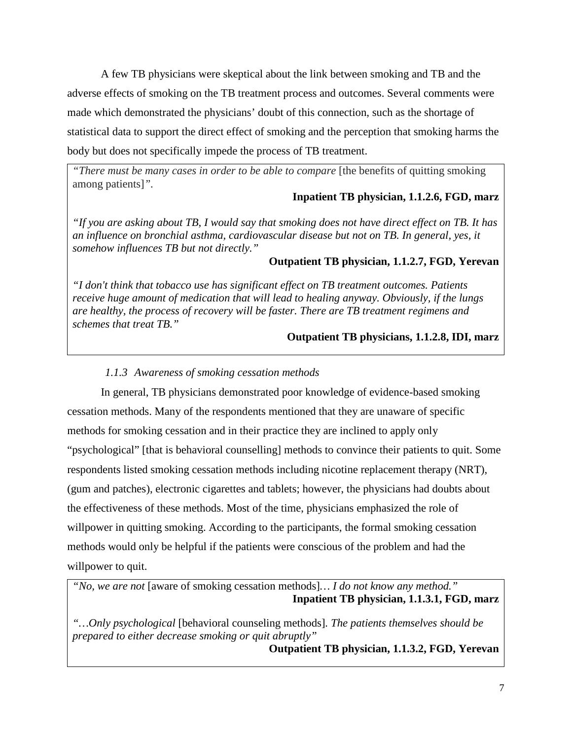A few TB physicians were skeptical about the link between smoking and TB and the adverse effects of smoking on the TB treatment process and outcomes. Several comments were made which demonstrated the physicians' doubt of this connection, such as the shortage of statistical data to support the direct effect of smoking and the perception that smoking harms the body but does not specifically impede the process of TB treatment.

> *"There must be many cases in order to be able to compare* [the benefits of quitting smoking among patients]*".*
>
> **Inpatient TB physician, 1.1.2.6, FGD, marz**
>
> *"If you are asking about TB, I would say that smoking does not have direct effect on TB. It has an influence on bronchial asthma, cardiovascular disease but not on TB. In general, yes, it somehow influences TB but not directly."*
>
> **Outpatient TB physician, 1.1.2.7, FGD, Yerevan**
>
> *"I don't think that tobacco use has significant effect on TB treatment outcomes. Patients receive huge amount of medication that will lead to healing anyway. Obviously, if the lungs are healthy, the process of recovery will be faster. There are TB treatment regimens and schemes that treat TB."*
>
> **Outpatient TB physicians, 1.1.2.8, IDI, marz**

### *1.1.3 Awareness of smoking cessation methods*

In general, TB physicians demonstrated poor knowledge of evidence-based smoking cessation methods. Many of the respondents mentioned that they are unaware of specific methods for smoking cessation and in their practice they are inclined to apply only "psychological" [that is behavioral counselling] methods to convince their patients to quit. Some respondents listed smoking cessation methods including nicotine replacement therapy (NRT), (gum and patches), electronic cigarettes and tablets; however, the physicians had doubts about the effectiveness of these methods. Most of the time, physicians emphasized the role of willpower in quitting smoking. According to the participants, the formal smoking cessation methods would only be helpful if the patients were conscious of the problem and had the willpower to quit.

> *"No, we are not* [aware of smoking cessation methods]*… I do not know any method."*
>
> **Inpatient TB physician, 1.1.3.1, FGD, marz**
>
> *"…Only psychological* [behavioral counseling methods]*. The patients themselves should be prepared to either decrease smoking or quit abruptly"*
>
> **Outpatient TB physician, 1.1.3.2, FGD, Yerevan**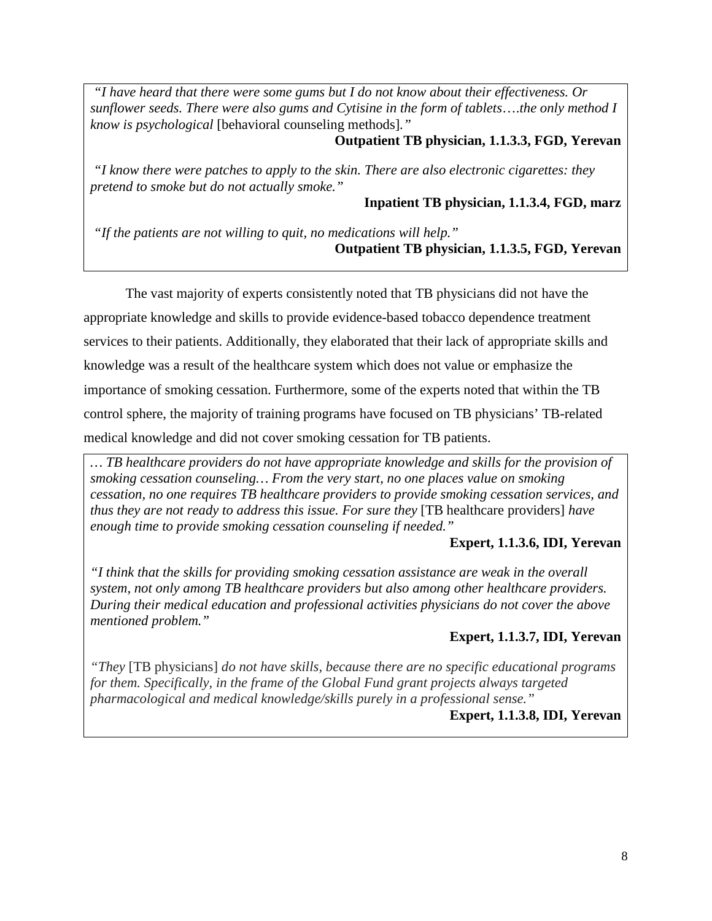*"I have heard that there were some gums but I do not know about their effectiveness. Or sunflower seeds. There were also gums and Cytisine in the form of tablets….the only method I know is psychological* [behavioral counseling methods]*."*

**Outpatient TB physician, 1.1.3.3, FGD, Yerevan**

*"I know there were patches to apply to the skin. There are also electronic cigarettes: they pretend to smoke but do not actually smoke."*

**Inpatient TB physician, 1.1.3.4, FGD, marz**

*"If the patients are not willing to quit, no medications will help."*

**Outpatient TB physician, 1.1.3.5, FGD, Yerevan**

The vast majority of experts consistently noted that TB physicians did not have the appropriate knowledge and skills to provide evidence-based tobacco dependence treatment services to their patients. Additionally, they elaborated that their lack of appropriate skills and knowledge was a result of the healthcare system which does not value or emphasize the importance of smoking cessation. Furthermore, some of the experts noted that within the TB control sphere, the majority of training programs have focused on TB physicians' TB-related medical knowledge and did not cover smoking cessation for TB patients.

*… TB healthcare providers do not have appropriate knowledge and skills for the provision of smoking cessation counseling… From the very start, no one places value on smoking cessation, no one requires TB healthcare providers to provide smoking cessation services, and thus they are not ready to address this issue. For sure they* [TB healthcare providers] *have enough time to provide smoking cessation counseling if needed."*

**Expert, 1.1.3.6, IDI, Yerevan**

*"I think that the skills for providing smoking cessation assistance are weak in the overall system, not only among TB healthcare providers but also among other healthcare providers. During their medical education and professional activities physicians do not cover the above mentioned problem."*

**Expert, 1.1.3.7, IDI, Yerevan**

*"They* [TB physicians] *do not have skills, because there are no specific educational programs for them. Specifically, in the frame of the Global Fund grant projects always targeted pharmacological and medical knowledge/skills purely in a professional sense."*

**Expert, 1.1.3.8, IDI, Yerevan**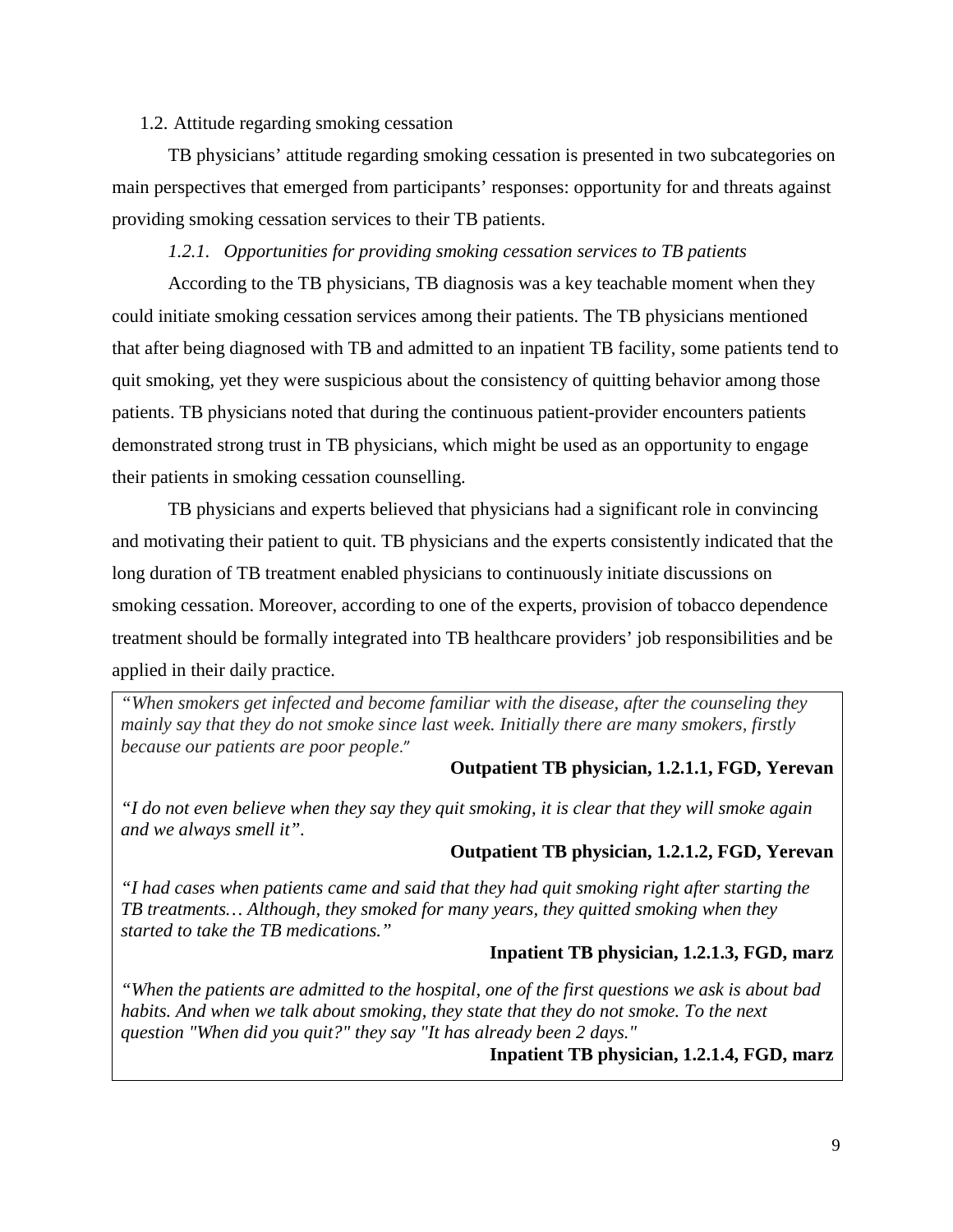1.2. Attitude regarding smoking cessation

TB physicians' attitude regarding smoking cessation is presented in two subcategories on main perspectives that emerged from participants' responses: opportunity for and threats against providing smoking cessation services to their TB patients.

*1.2.1. Opportunities for providing smoking cessation services to TB patients*

According to the TB physicians, TB diagnosis was a key teachable moment when they could initiate smoking cessation services among their patients. The TB physicians mentioned that after being diagnosed with TB and admitted to an inpatient TB facility, some patients tend to quit smoking, yet they were suspicious about the consistency of quitting behavior among those patients. TB physicians noted that during the continuous patient-provider encounters patients demonstrated strong trust in TB physicians, which might be used as an opportunity to engage their patients in smoking cessation counselling.

TB physicians and experts believed that physicians had a significant role in convincing and motivating their patient to quit. TB physicians and the experts consistently indicated that the long duration of TB treatment enabled physicians to continuously initiate discussions on smoking cessation. Moreover, according to one of the experts, provision of tobacco dependence treatment should be formally integrated into TB healthcare providers' job responsibilities and be applied in their daily practice.

*"When smokers get infected and become familiar with the disease, after the counseling they mainly say that they do not smoke since last week. Initially there are many smokers, firstly because our patients are poor people."*

**Outpatient TB physician, 1.2.1.1, FGD, Yerevan**

*"I do not even believe when they say they quit smoking, it is clear that they will smoke again and we always smell it".*

**Outpatient TB physician, 1.2.1.2, FGD, Yerevan**

*"I had cases when patients came and said that they had quit smoking right after starting the TB treatments… Although, they smoked for many years, they quitted smoking when they started to take the TB medications."*

**Inpatient TB physician, 1.2.1.3, FGD, marz**

*"When the patients are admitted to the hospital, one of the first questions we ask is about bad habits. And when we talk about smoking, they state that they do not smoke. To the next question "When did you quit?" they say "It has already been 2 days."*

**Inpatient TB physician, 1.2.1.4, FGD, marz**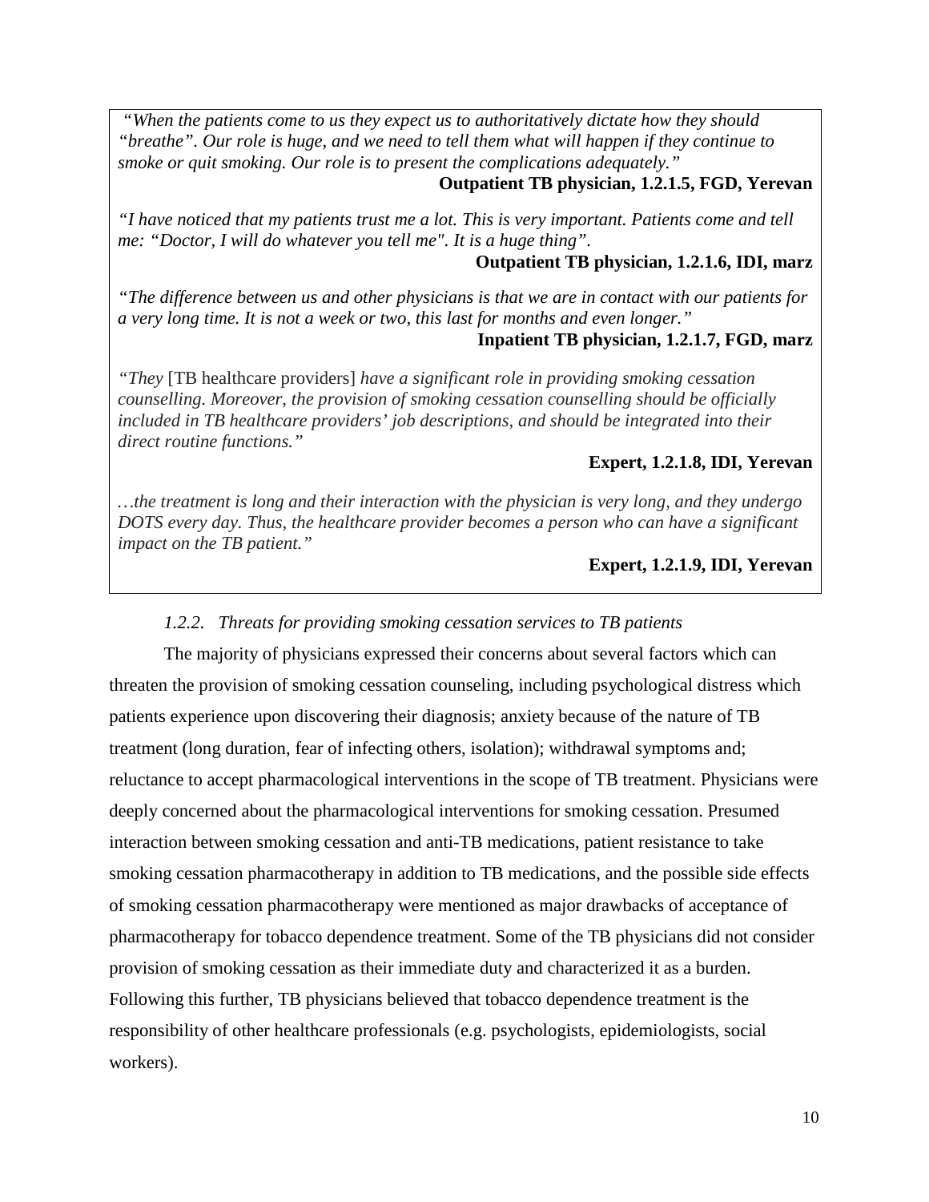*"When the patients come to us they expect us to authoritatively dictate how they should "breathe". Our role is huge, and we need to tell them what will happen if they continue to smoke or quit smoking. Our role is to present the complications adequately."*

**Outpatient TB physician, 1.2.1.5, FGD, Yerevan**

*"I have noticed that my patients trust me a lot. This is very important. Patients come and tell me: "Doctor, I will do whatever you tell me". It is a huge thing".*

**Outpatient TB physician, 1.2.1.6, IDI, marz**

*"The difference between us and other physicians is that we are in contact with our patients for a very long time. It is not a week or two, this last for months and even longer."*

**Inpatient TB physician, 1.2.1.7, FGD, marz**

*"They* [TB healthcare providers] *have a significant role in providing smoking cessation counselling. Moreover, the provision of smoking cessation counselling should be officially included in TB healthcare providers' job descriptions, and should be integrated into their direct routine functions."*

**Expert, 1.2.1.8, IDI, Yerevan**

*…the treatment is long and their interaction with the physician is very long, and they undergo DOTS every day. Thus, the healthcare provider becomes a person who can have a significant impact on the TB patient."*

**Expert, 1.2.1.9, IDI, Yerevan**

### *1.2.2. Threats for providing smoking cessation services to TB patients*

The majority of physicians expressed their concerns about several factors which can threaten the provision of smoking cessation counseling, including psychological distress which patients experience upon discovering their diagnosis; anxiety because of the nature of TB treatment (long duration, fear of infecting others, isolation); withdrawal symptoms and; reluctance to accept pharmacological interventions in the scope of TB treatment. Physicians were deeply concerned about the pharmacological interventions for smoking cessation. Presumed interaction between smoking cessation and anti-TB medications, patient resistance to take smoking cessation pharmacotherapy in addition to TB medications, and the possible side effects of smoking cessation pharmacotherapy were mentioned as major drawbacks of acceptance of pharmacotherapy for tobacco dependence treatment. Some of the TB physicians did not consider provision of smoking cessation as their immediate duty and characterized it as a burden. Following this further, TB physicians believed that tobacco dependence treatment is the responsibility of other healthcare professionals (e.g. psychologists, epidemiologists, social workers).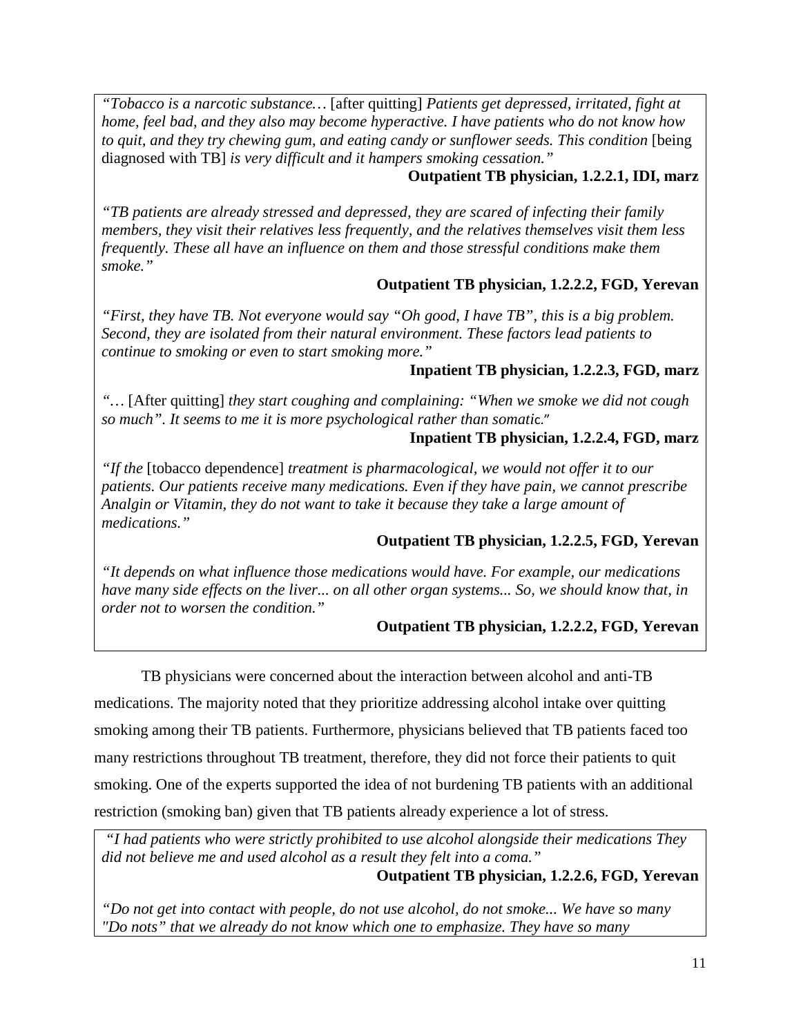*"Tobacco is a narcotic substance…* [after quitting] *Patients get depressed, irritated, fight at home, feel bad, and they also may become hyperactive. I have patients who do not know how to quit, and they try chewing gum, and eating candy or sunflower seeds. This condition* [being diagnosed with TB] *is very difficult and it hampers smoking cessation."*

**Outpatient TB physician, 1.2.2.1, IDI, marz**

*"TB patients are already stressed and depressed, they are scared of infecting their family members, they visit their relatives less frequently, and the relatives themselves visit them less frequently. These all have an influence on them and those stressful conditions make them smoke."*

**Outpatient TB physician, 1.2.2.2, FGD, Yerevan**

*"First, they have TB. Not everyone would say "Oh good, I have TB", this is a big problem. Second, they are isolated from their natural environment. These factors lead patients to continue to smoking or even to start smoking more."*

**Inpatient TB physician, 1.2.2.3, FGD, marz**

*"…* [After quitting] *they start coughing and complaining: "When we smoke we did not cough so much". It seems to me it is more psychological rather than somatic."*

**Inpatient TB physician, 1.2.2.4, FGD, marz**

*"If the* [tobacco dependence] *treatment is pharmacological, we would not offer it to our patients. Our patients receive many medications. Even if they have pain, we cannot prescribe Analgin or Vitamin, they do not want to take it because they take a large amount of medications."*

**Outpatient TB physician, 1.2.2.5, FGD, Yerevan**

*"It depends on what influence those medications would have. For example, our medications have many side effects on the liver... on all other organ systems... So, we should know that, in order not to worsen the condition."*

**Outpatient TB physician, 1.2.2.2, FGD, Yerevan**

TB physicians were concerned about the interaction between alcohol and anti-TB medications. The majority noted that they prioritize addressing alcohol intake over quitting smoking among their TB patients. Furthermore, physicians believed that TB patients faced too many restrictions throughout TB treatment, therefore, they did not force their patients to quit smoking. One of the experts supported the idea of not burdening TB patients with an additional restriction (smoking ban) given that TB patients already experience a lot of stress.

*"I had patients who were strictly prohibited to use alcohol alongside their medications They did not believe me and used alcohol as a result they felt into a coma."*

**Outpatient TB physician, 1.2.2.6, FGD, Yerevan**

*"Do not get into contact with people, do not use alcohol, do not smoke... We have so many "Do nots" that we already do not know which one to emphasize. They have so many*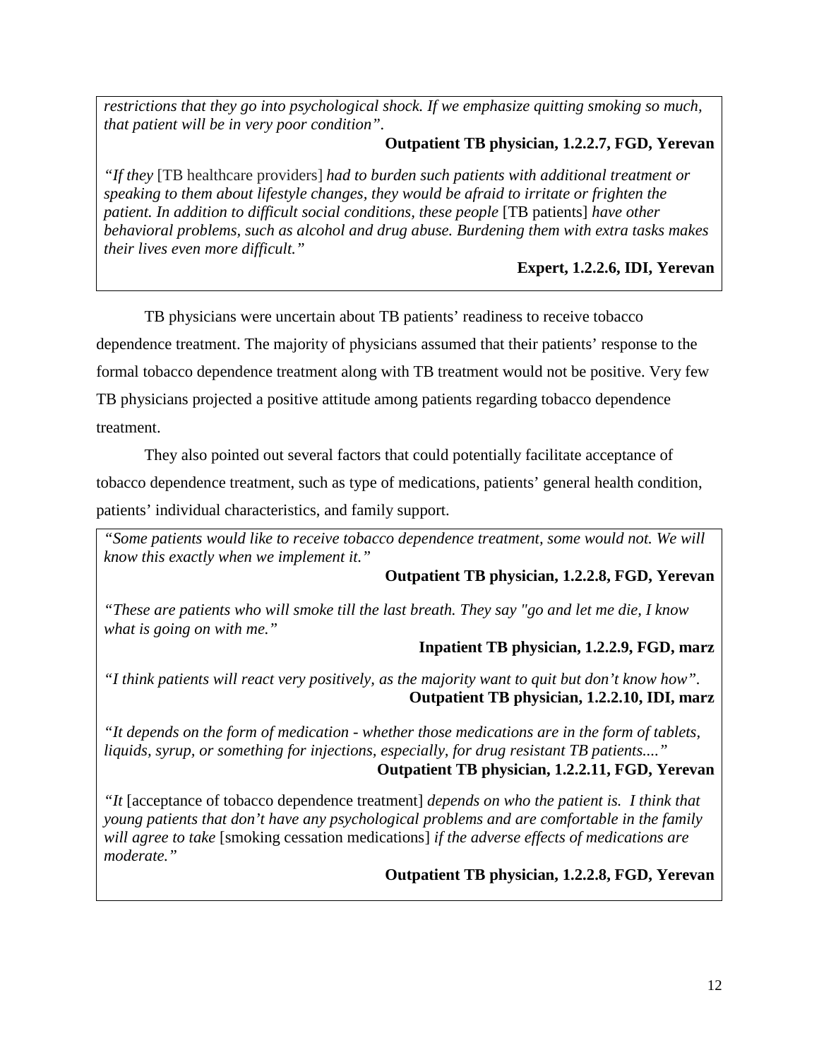*restrictions that they go into psychological shock. If we emphasize quitting smoking so much, that patient will be in very poor condition".*

**Outpatient TB physician, 1.2.2.7, FGD, Yerevan**

*"If they* [TB healthcare providers] *had to burden such patients with additional treatment or speaking to them about lifestyle changes, they would be afraid to irritate or frighten the patient. In addition to difficult social conditions, these people* [TB patients] *have other behavioral problems, such as alcohol and drug abuse. Burdening them with extra tasks makes their lives even more difficult."*

**Expert, 1.2.2.6, IDI, Yerevan**

TB physicians were uncertain about TB patients' readiness to receive tobacco dependence treatment. The majority of physicians assumed that their patients' response to the formal tobacco dependence treatment along with TB treatment would not be positive. Very few TB physicians projected a positive attitude among patients regarding tobacco dependence treatment.

They also pointed out several factors that could potentially facilitate acceptance of tobacco dependence treatment, such as type of medications, patients' general health condition, patients' individual characteristics, and family support.

*"Some patients would like to receive tobacco dependence treatment, some would not. We will know this exactly when we implement it."*

**Outpatient TB physician, 1.2.2.8, FGD, Yerevan**

*"These are patients who will smoke till the last breath. They say "go and let me die, I know what is going on with me."*

**Inpatient TB physician, 1.2.2.9, FGD, marz**

*"I think patients will react very positively, as the majority want to quit but don't know how".*

**Outpatient TB physician, 1.2.2.10, IDI, marz**

*"It depends on the form of medication - whether those medications are in the form of tablets, liquids, syrup, or something for injections, especially, for drug resistant TB patients...."*

**Outpatient TB physician, 1.2.2.11, FGD, Yerevan**

*"It* [acceptance of tobacco dependence treatment] *depends on who the patient is. I think that young patients that don't have any psychological problems and are comfortable in the family will agree to take* [smoking cessation medications] *if the adverse effects of medications are moderate."*

**Outpatient TB physician, 1.2.2.8, FGD, Yerevan**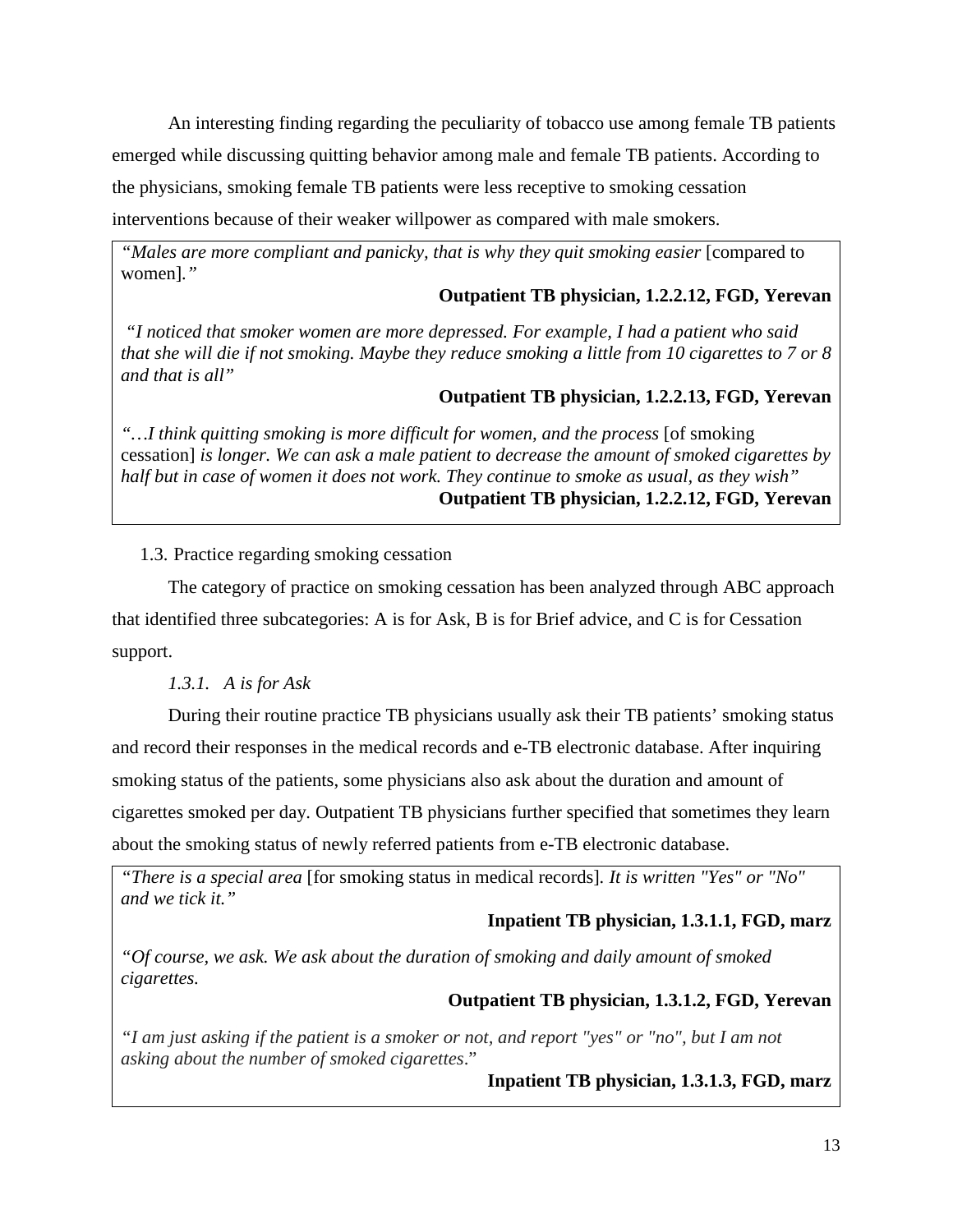An interesting finding regarding the peculiarity of tobacco use among female TB patients emerged while discussing quitting behavior among male and female TB patients. According to the physicians, smoking female TB patients were less receptive to smoking cessation interventions because of their weaker willpower as compared with male smokers.

> *"Males are more compliant and panicky, that is why they quit smoking easier* [compared to women]*."*
>
> **Outpatient TB physician, 1.2.2.12, FGD, Yerevan**
>
> *"I noticed that smoker women are more depressed. For example, I had a patient who said that she will die if not smoking. Maybe they reduce smoking a little from 10 cigarettes to 7 or 8 and that is all"*
>
> **Outpatient TB physician, 1.2.2.13, FGD, Yerevan**
>
> *"…I think quitting smoking is more difficult for women, and the process* [of smoking cessation] *is longer. We can ask a male patient to decrease the amount of smoked cigarettes by half but in case of women it does not work. They continue to smoke as usual, as they wish"*
>
> **Outpatient TB physician, 1.2.2.12, FGD, Yerevan**

### 1.3. Practice regarding smoking cessation

The category of practice on smoking cessation has been analyzed through ABC approach that identified three subcategories: A is for Ask, B is for Brief advice, and C is for Cessation support.

#### *1.3.1. A is for Ask*

During their routine practice TB physicians usually ask their TB patients' smoking status and record their responses in the medical records and e-TB electronic database. After inquiring smoking status of the patients, some physicians also ask about the duration and amount of cigarettes smoked per day. Outpatient TB physicians further specified that sometimes they learn about the smoking status of newly referred patients from e-TB electronic database.

> *"There is a special area* [for smoking status in medical records]*. It is written "Yes" or "No" and we tick it."*
>
> **Inpatient TB physician, 1.3.1.1, FGD, marz**
>
> *"Of course, we ask. We ask about the duration of smoking and daily amount of smoked cigarettes.*
>
> **Outpatient TB physician, 1.3.1.2, FGD, Yerevan**
>
> *"I am just asking if the patient is a smoker or not, and report "yes" or "no", but I am not asking about the number of smoked cigarettes*."
>
> **Inpatient TB physician, 1.3.1.3, FGD, marz**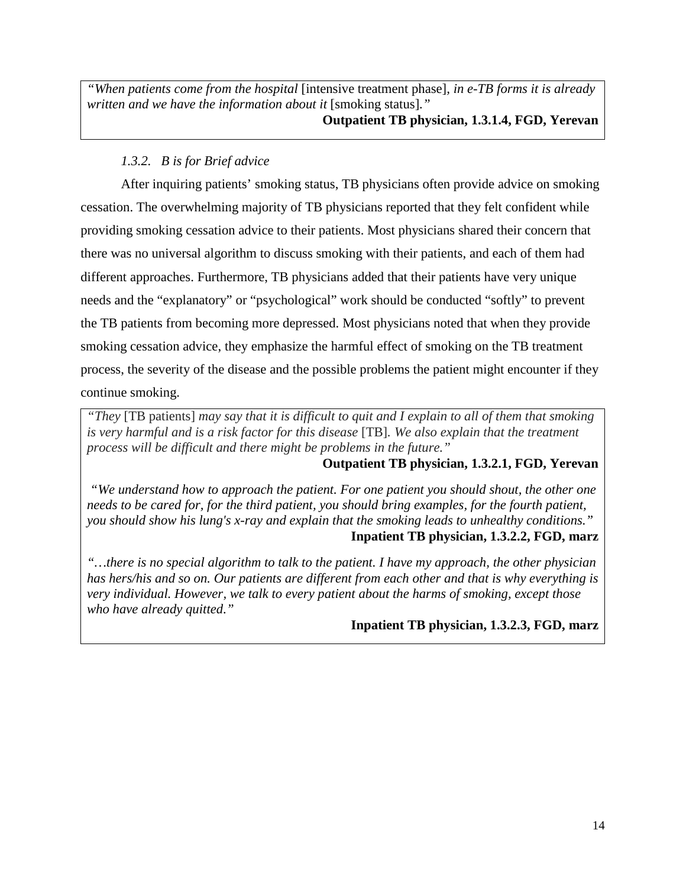> *"When patients come from the hospital* [intensive treatment phase], *in e-TB forms it is already written and we have the information about it* [smoking status]*."*
>
> **Outpatient TB physician, 1.3.1.4, FGD, Yerevan**

### *1.3.2. B is for Brief advice*

After inquiring patients' smoking status, TB physicians often provide advice on smoking cessation. The overwhelming majority of TB physicians reported that they felt confident while providing smoking cessation advice to their patients. Most physicians shared their concern that there was no universal algorithm to discuss smoking with their patients, and each of them had different approaches. Furthermore, TB physicians added that their patients have very unique needs and the "explanatory" or "psychological" work should be conducted "softly" to prevent the TB patients from becoming more depressed. Most physicians noted that when they provide smoking cessation advice, they emphasize the harmful effect of smoking on the TB treatment process, the severity of the disease and the possible problems the patient might encounter if they continue smoking.

> *"They* [TB patients] *may say that it is difficult to quit and I explain to all of them that smoking is very harmful and is a risk factor for this disease* [TB]*. We also explain that the treatment process will be difficult and there might be problems in the future."*
>
> **Outpatient TB physician, 1.3.2.1, FGD, Yerevan**
>
> *"We understand how to approach the patient. For one patient you should shout, the other one needs to be cared for, for the third patient, you should bring examples, for the fourth patient, you should show his lung's x-ray and explain that the smoking leads to unhealthy conditions."*
>
> **Inpatient TB physician, 1.3.2.2, FGD, marz**
>
> *"…there is no special algorithm to talk to the patient. I have my approach, the other physician has hers/his and so on. Our patients are different from each other and that is why everything is very individual. However, we talk to every patient about the harms of smoking, except those who have already quitted."*
>
> **Inpatient TB physician, 1.3.2.3, FGD, marz**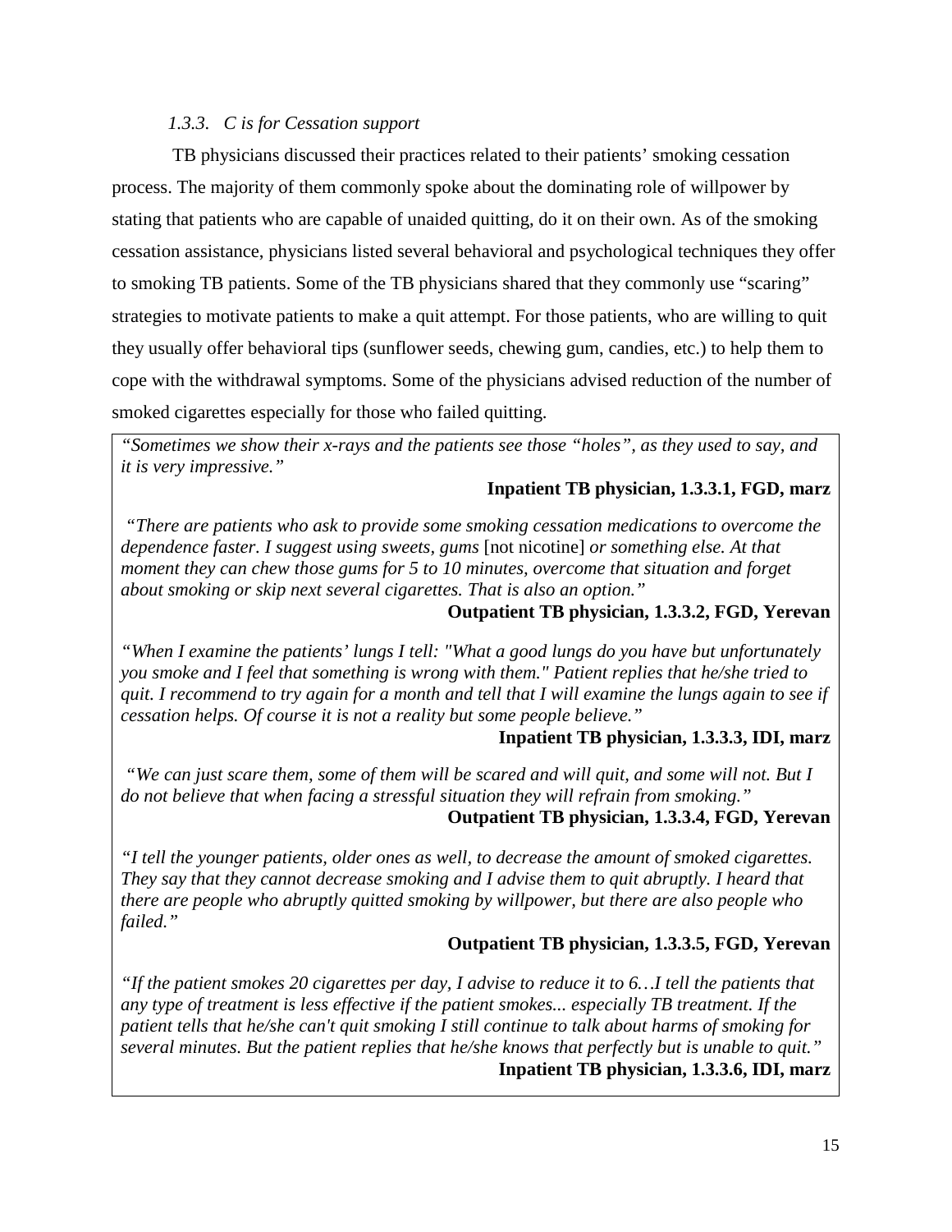### *1.3.3. C is for Cessation support*

TB physicians discussed their practices related to their patients' smoking cessation process. The majority of them commonly spoke about the dominating role of willpower by stating that patients who are capable of unaided quitting, do it on their own. As of the smoking cessation assistance, physicians listed several behavioral and psychological techniques they offer to smoking TB patients. Some of the TB physicians shared that they commonly use "scaring" strategies to motivate patients to make a quit attempt. For those patients, who are willing to quit they usually offer behavioral tips (sunflower seeds, chewing gum, candies, etc.) to help them to cope with the withdrawal symptoms. Some of the physicians advised reduction of the number of smoked cigarettes especially for those who failed quitting.

*"Sometimes we show their x-rays and the patients see those "holes", as they used to say, and it is very impressive."*

**Inpatient TB physician, 1.3.3.1, FGD, marz**

*"There are patients who ask to provide some smoking cessation medications to overcome the dependence faster. I suggest using sweets, gums* [not nicotine] *or something else. At that moment they can chew those gums for 5 to 10 minutes, overcome that situation and forget about smoking or skip next several cigarettes. That is also an option."*

**Outpatient TB physician, 1.3.3.2, FGD, Yerevan**

*"When I examine the patients' lungs I tell: "What a good lungs do you have but unfortunately you smoke and I feel that something is wrong with them." Patient replies that he/she tried to quit. I recommend to try again for a month and tell that I will examine the lungs again to see if cessation helps. Of course it is not a reality but some people believe."*

**Inpatient TB physician, 1.3.3.3, IDI, marz**

*"We can just scare them, some of them will be scared and will quit, and some will not. But I do not believe that when facing a stressful situation they will refrain from smoking."*

**Outpatient TB physician, 1.3.3.4, FGD, Yerevan**

*"I tell the younger patients, older ones as well, to decrease the amount of smoked cigarettes. They say that they cannot decrease smoking and I advise them to quit abruptly. I heard that there are people who abruptly quitted smoking by willpower, but there are also people who failed."*

**Outpatient TB physician, 1.3.3.5, FGD, Yerevan**

*"If the patient smokes 20 cigarettes per day, I advise to reduce it to 6…I tell the patients that any type of treatment is less effective if the patient smokes... especially TB treatment. If the patient tells that he/she can't quit smoking I still continue to talk about harms of smoking for several minutes. But the patient replies that he/she knows that perfectly but is unable to quit."*

**Inpatient TB physician, 1.3.3.6, IDI, marz**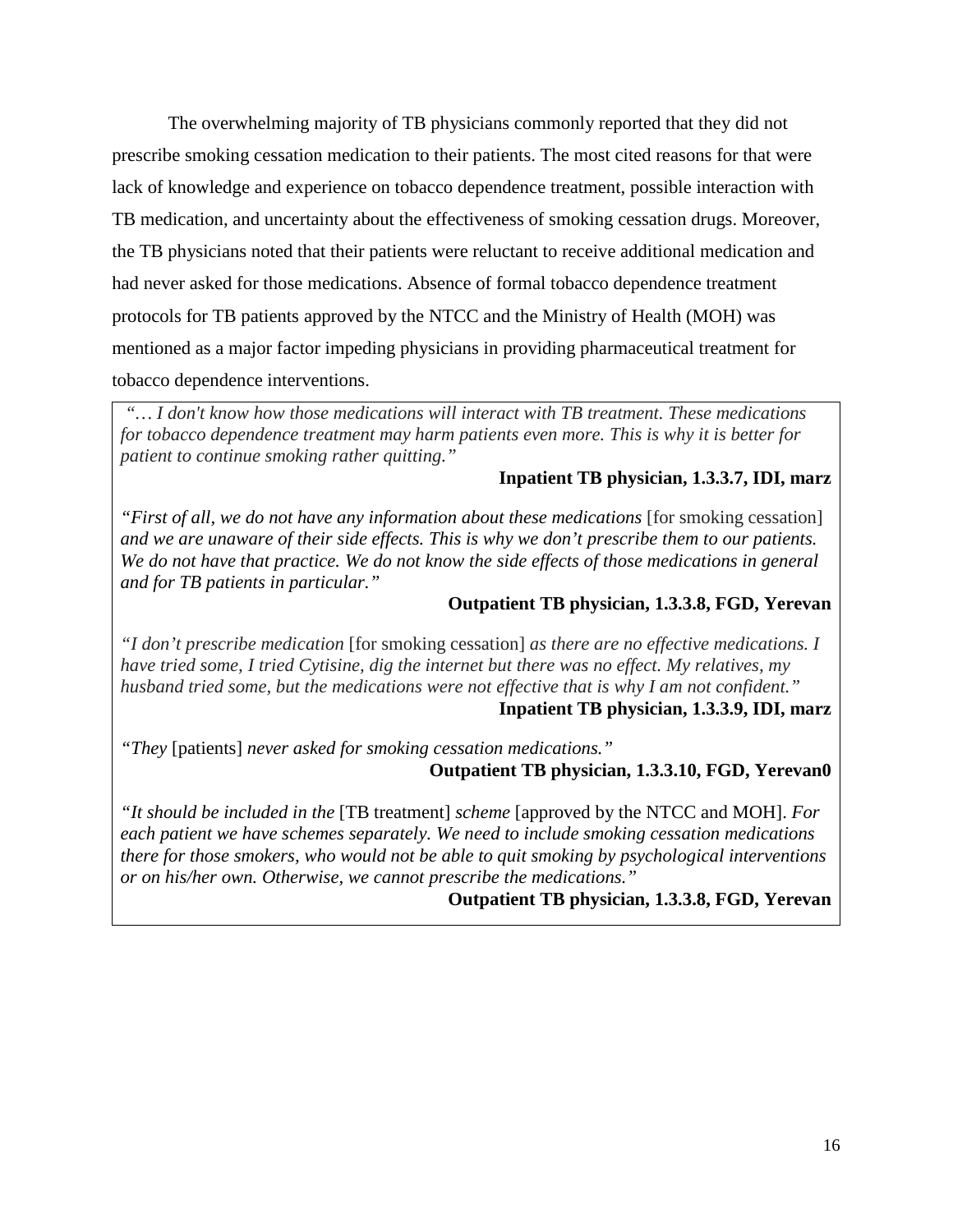The overwhelming majority of TB physicians commonly reported that they did not prescribe smoking cessation medication to their patients. The most cited reasons for that were lack of knowledge and experience on tobacco dependence treatment, possible interaction with TB medication, and uncertainty about the effectiveness of smoking cessation drugs. Moreover, the TB physicians noted that their patients were reluctant to receive additional medication and had never asked for those medications. Absence of formal tobacco dependence treatment protocols for TB patients approved by the NTCC and the Ministry of Health (MOH) was mentioned as a major factor impeding physicians in providing pharmaceutical treatment for tobacco dependence interventions.

*"… I don't know how those medications will interact with TB treatment. These medications for tobacco dependence treatment may harm patients even more. This is why it is better for patient to continue smoking rather quitting."*

**Inpatient TB physician, 1.3.3.7, IDI, marz**

*"First of all, we do not have any information about these medications* [for smoking cessation] *and we are unaware of their side effects. This is why we don't prescribe them to our patients. We do not have that practice. We do not know the side effects of those medications in general and for TB patients in particular."*

**Outpatient TB physician, 1.3.3.8, FGD, Yerevan**

*"I don't prescribe medication* [for smoking cessation] *as there are no effective medications. I have tried some, I tried Cytisine, dig the internet but there was no effect. My relatives, my husband tried some, but the medications were not effective that is why I am not confident."*

**Inpatient TB physician, 1.3.3.9, IDI, marz**

*"They* [patients] *never asked for smoking cessation medications."*

**Outpatient TB physician, 1.3.3.10, FGD, Yerevan0**

*"It should be included in the* [TB treatment] *scheme* [approved by the NTCC and MOH]. *For each patient we have schemes separately. We need to include smoking cessation medications there for those smokers, who would not be able to quit smoking by psychological interventions or on his/her own. Otherwise, we cannot prescribe the medications."*

**Outpatient TB physician, 1.3.3.8, FGD, Yerevan**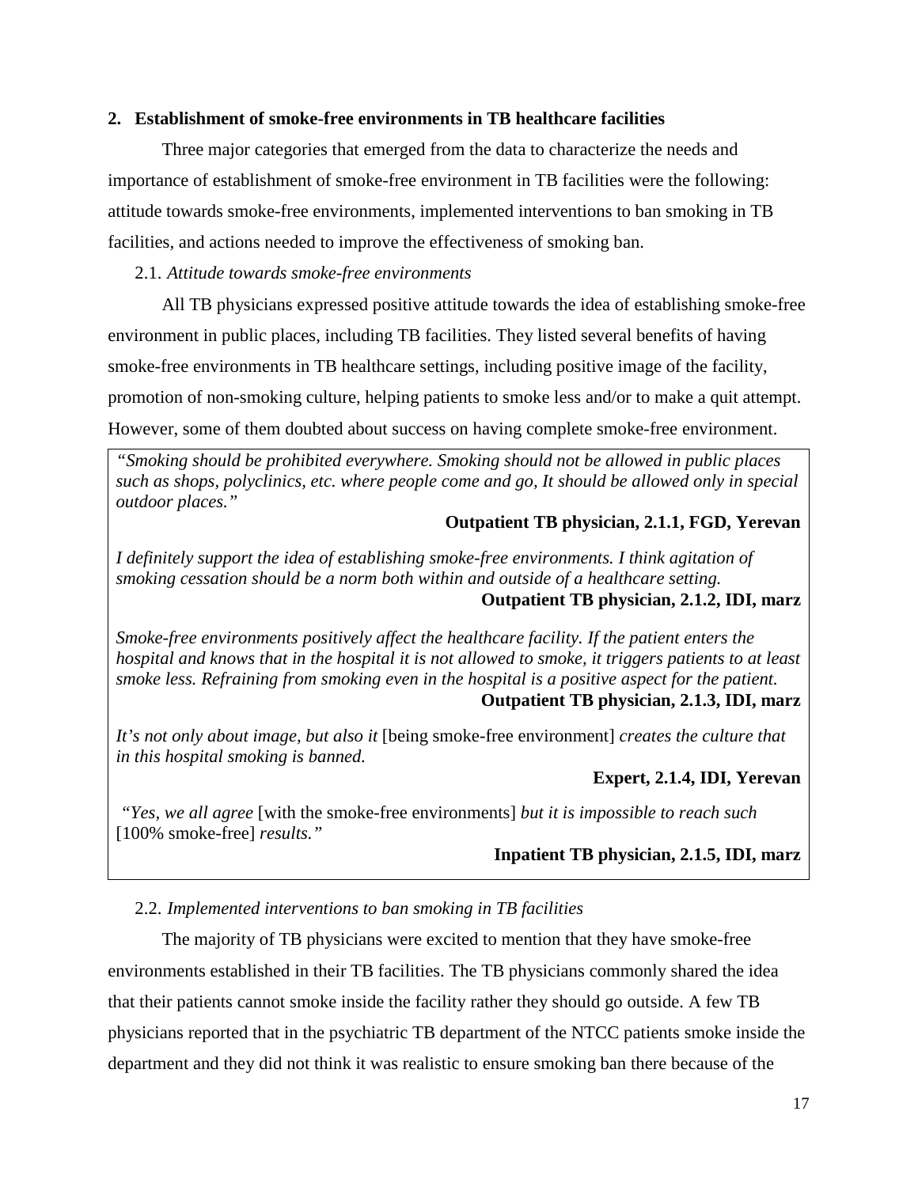## 2. Establishment of smoke-free environments in TB healthcare facilities

Three major categories that emerged from the data to characterize the needs and importance of establishment of smoke-free environment in TB facilities were the following: attitude towards smoke-free environments, implemented interventions to ban smoking in TB facilities, and actions needed to improve the effectiveness of smoking ban.

### 2.1. *Attitude towards smoke-free environments*

All TB physicians expressed positive attitude towards the idea of establishing smoke-free environment in public places, including TB facilities. They listed several benefits of having smoke-free environments in TB healthcare settings, including positive image of the facility, promotion of non-smoking culture, helping patients to smoke less and/or to make a quit attempt. However, some of them doubted about success on having complete smoke-free environment.

> *"Smoking should be prohibited everywhere. Smoking should not be allowed in public places such as shops, polyclinics, etc. where people come and go, It should be allowed only in special outdoor places."*
>
> **Outpatient TB physician, 2.1.1, FGD, Yerevan**
>
> *I definitely support the idea of establishing smoke-free environments. I think agitation of smoking cessation should be a norm both within and outside of a healthcare setting.*
>
> **Outpatient TB physician, 2.1.2, IDI, marz**
>
> *Smoke-free environments positively affect the healthcare facility. If the patient enters the hospital and knows that in the hospital it is not allowed to smoke, it triggers patients to at least smoke less. Refraining from smoking even in the hospital is a positive aspect for the patient.*
>
> **Outpatient TB physician, 2.1.3, IDI, marz**
>
> *It's not only about image, but also it* [being smoke-free environment] *creates the culture that in this hospital smoking is banned.*
>
> **Expert, 2.1.4, IDI, Yerevan**
>
> *"Yes, we all agree* [with the smoke-free environments] *but it is impossible to reach such* [100% smoke-free] *results."*
>
> **Inpatient TB physician, 2.1.5, IDI, marz**

### 2.2. *Implemented interventions to ban smoking in TB facilities*

The majority of TB physicians were excited to mention that they have smoke-free environments established in their TB facilities. The TB physicians commonly shared the idea that their patients cannot smoke inside the facility rather they should go outside. A few TB physicians reported that in the psychiatric TB department of the NTCC patients smoke inside the department and they did not think it was realistic to ensure smoking ban there because of the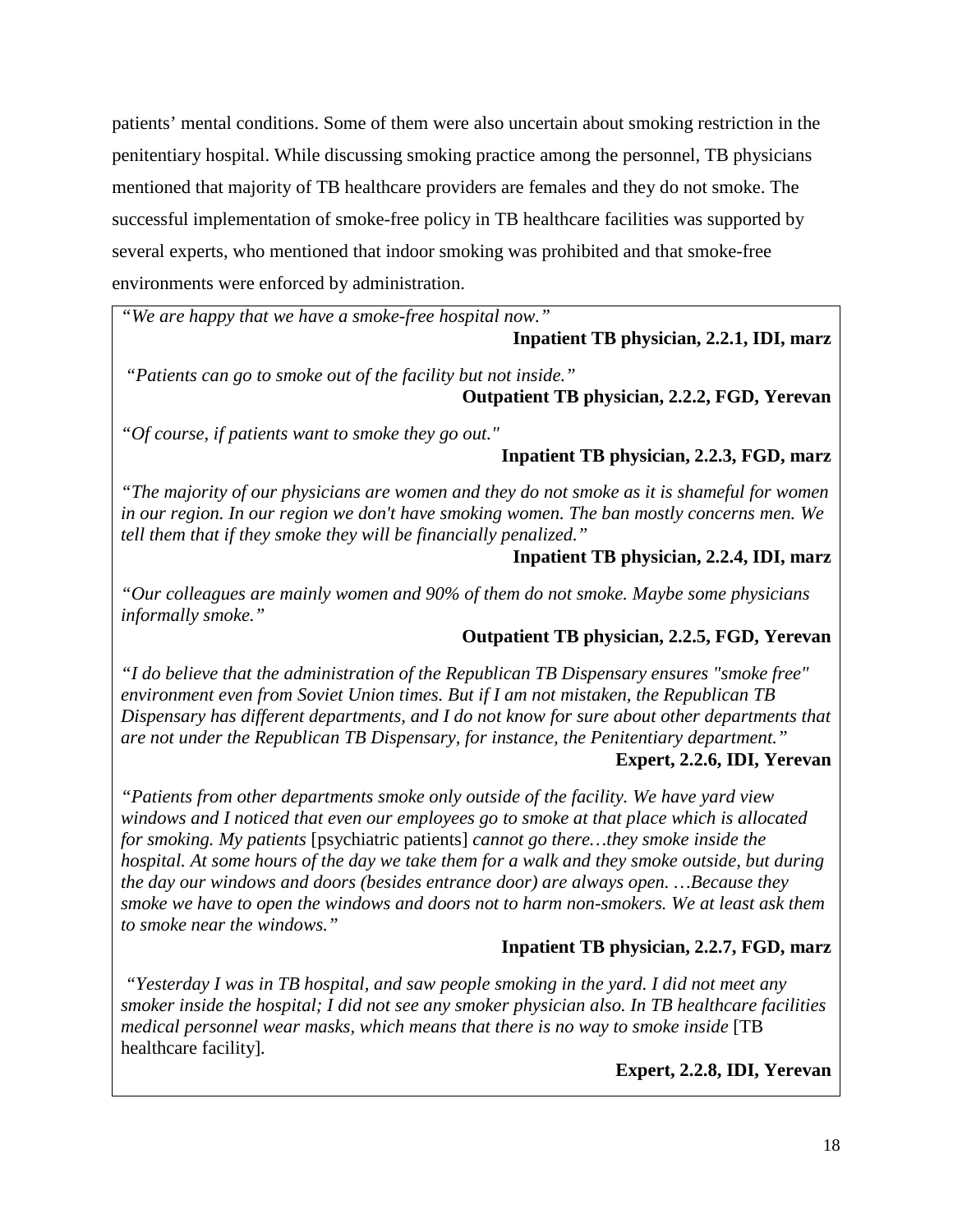patients' mental conditions. Some of them were also uncertain about smoking restriction in the penitentiary hospital. While discussing smoking practice among the personnel, TB physicians mentioned that majority of TB healthcare providers are females and they do not smoke. The successful implementation of smoke-free policy in TB healthcare facilities was supported by several experts, who mentioned that indoor smoking was prohibited and that smoke-free environments were enforced by administration.

> *"We are happy that we have a smoke-free hospital now."*
>
> **Inpatient TB physician, 2.2.1, IDI, marz**
>
> *"Patients can go to smoke out of the facility but not inside."*
>
> **Outpatient TB physician, 2.2.2, FGD, Yerevan**
>
> *"Of course, if patients want to smoke they go out."*
>
> **Inpatient TB physician, 2.2.3, FGD, marz**
>
> *"The majority of our physicians are women and they do not smoke as it is shameful for women in our region. In our region we don't have smoking women. The ban mostly concerns men. We tell them that if they smoke they will be financially penalized."*
>
> **Inpatient TB physician, 2.2.4, IDI, marz**
>
> *"Our colleagues are mainly women and 90% of them do not smoke. Maybe some physicians informally smoke."*
>
> **Outpatient TB physician, 2.2.5, FGD, Yerevan**
>
> *"I do believe that the administration of the Republican TB Dispensary ensures "smoke free" environment even from Soviet Union times. But if I am not mistaken, the Republican TB Dispensary has different departments, and I do not know for sure about other departments that are not under the Republican TB Dispensary, for instance, the Penitentiary department."*
>
> **Expert, 2.2.6, IDI, Yerevan**
>
> *"Patients from other departments smoke only outside of the facility. We have yard view windows and I noticed that even our employees go to smoke at that place which is allocated for smoking. My patients* [psychiatric patients] *cannot go there…they smoke inside the hospital. At some hours of the day we take them for a walk and they smoke outside, but during the day our windows and doors (besides entrance door) are always open. …Because they smoke we have to open the windows and doors not to harm non-smokers. We at least ask them to smoke near the windows."*
>
> **Inpatient TB physician, 2.2.7, FGD, marz**
>
> *"Yesterday I was in TB hospital, and saw people smoking in the yard. I did not meet any smoker inside the hospital; I did not see any smoker physician also. In TB healthcare facilities medical personnel wear masks, which means that there is no way to smoke inside* [TB healthcare facility].
>
> **Expert, 2.2.8, IDI, Yerevan**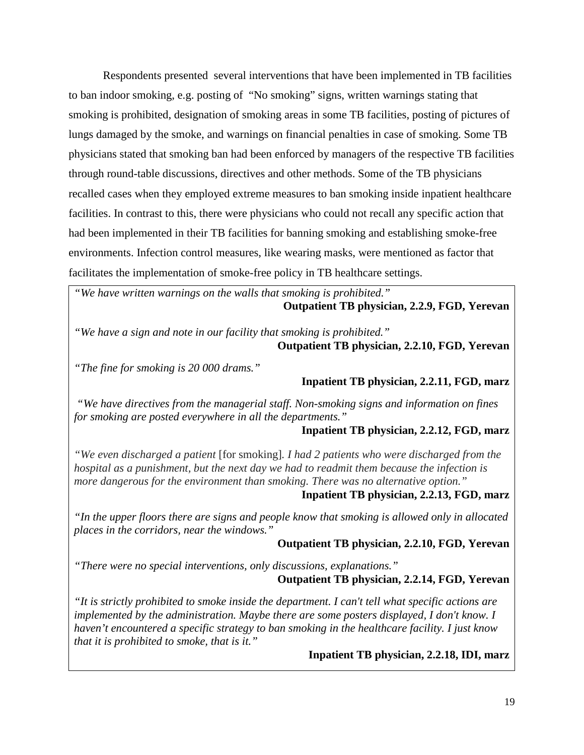Respondents presented several interventions that have been implemented in TB facilities to ban indoor smoking, e.g. posting of "No smoking" signs, written warnings stating that smoking is prohibited, designation of smoking areas in some TB facilities, posting of pictures of lungs damaged by the smoke, and warnings on financial penalties in case of smoking. Some TB physicians stated that smoking ban had been enforced by managers of the respective TB facilities through round-table discussions, directives and other methods. Some of the TB physicians recalled cases when they employed extreme measures to ban smoking inside inpatient healthcare facilities. In contrast to this, there were physicians who could not recall any specific action that had been implemented in their TB facilities for banning smoking and establishing smoke-free environments. Infection control measures, like wearing masks, were mentioned as factor that facilitates the implementation of smoke-free policy in TB healthcare settings.

*"We have written warnings on the walls that smoking is prohibited."*

**Outpatient TB physician, 2.2.9, FGD, Yerevan**

*"We have a sign and note in our facility that smoking is prohibited."*

**Outpatient TB physician, 2.2.10, FGD, Yerevan**

*"The fine for smoking is 20 000 drams."*

**Inpatient TB physician, 2.2.11, FGD, marz**

*"We have directives from the managerial staff. Non-smoking signs and information on fines for smoking are posted everywhere in all the departments."*

**Inpatient TB physician, 2.2.12, FGD, marz**

*"We even discharged a patient* [for smoking]*. I had 2 patients who were discharged from the hospital as a punishment, but the next day we had to readmit them because the infection is more dangerous for the environment than smoking. There was no alternative option."*

**Inpatient TB physician, 2.2.13, FGD, marz**

*"In the upper floors there are signs and people know that smoking is allowed only in allocated places in the corridors, near the windows."*

**Outpatient TB physician, 2.2.10, FGD, Yerevan**

*"There were no special interventions, only discussions, explanations."*

**Outpatient TB physician, 2.2.14, FGD, Yerevan**

*"It is strictly prohibited to smoke inside the department. I can't tell what specific actions are implemented by the administration. Maybe there are some posters displayed, I don't know. I haven't encountered a specific strategy to ban smoking in the healthcare facility. I just know that it is prohibited to smoke, that is it."*

**Inpatient TB physician, 2.2.18, IDI, marz**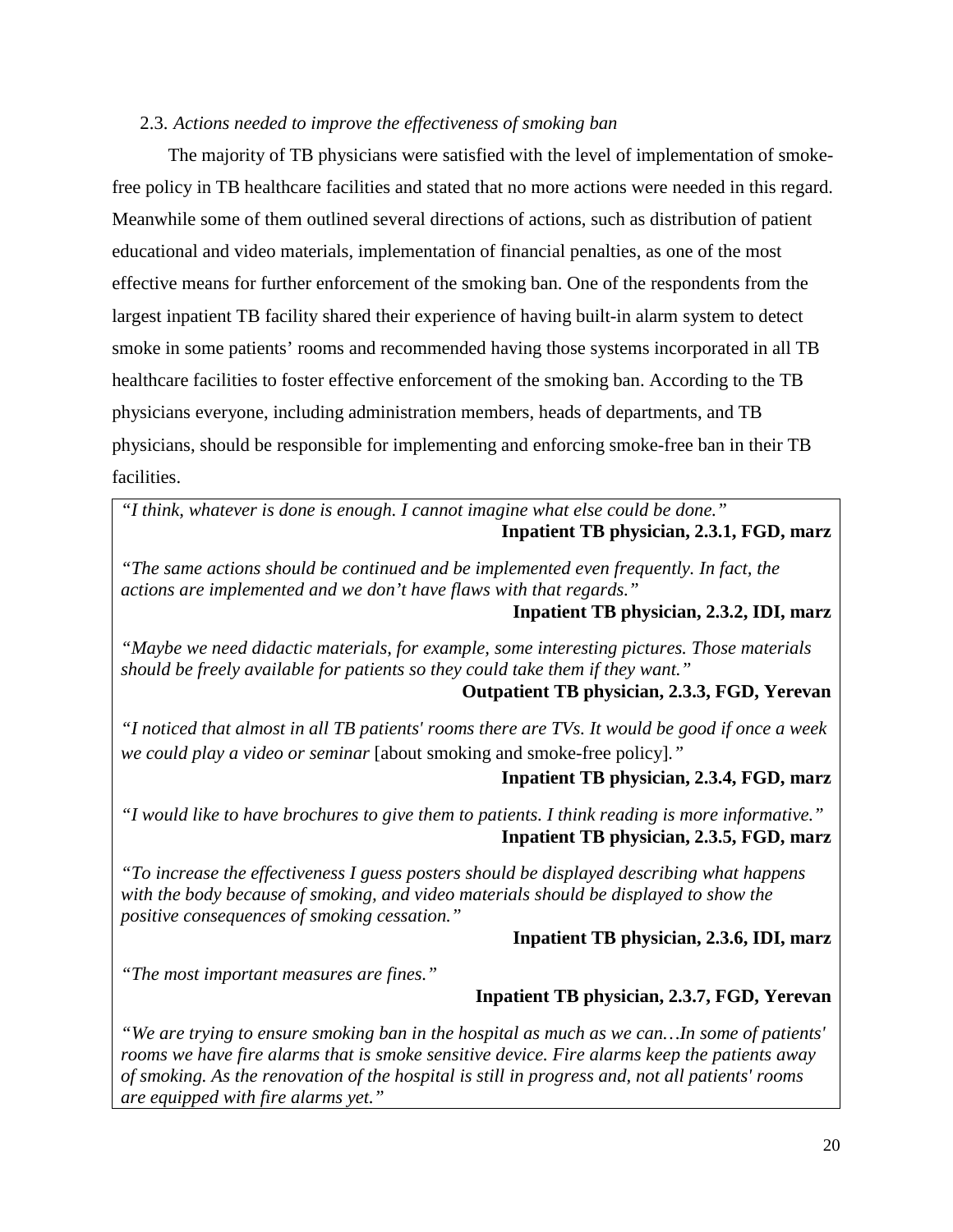### 2.3. *Actions needed to improve the effectiveness of smoking ban*

The majority of TB physicians were satisfied with the level of implementation of smoke-free policy in TB healthcare facilities and stated that no more actions were needed in this regard. Meanwhile some of them outlined several directions of actions, such as distribution of patient educational and video materials, implementation of financial penalties, as one of the most effective means for further enforcement of the smoking ban. One of the respondents from the largest inpatient TB facility shared their experience of having built-in alarm system to detect smoke in some patients' rooms and recommended having those systems incorporated in all TB healthcare facilities to foster effective enforcement of the smoking ban. According to the TB physicians everyone, including administration members, heads of departments, and TB physicians, should be responsible for implementing and enforcing smoke-free ban in their TB facilities.

> *"I think, whatever is done is enough. I cannot imagine what else could be done."*
> **Inpatient TB physician, 2.3.1, FGD, marz**
>
> *"The same actions should be continued and be implemented even frequently. In fact, the actions are implemented and we don't have flaws with that regards."*
> **Inpatient TB physician, 2.3.2, IDI, marz**
>
> *"Maybe we need didactic materials, for example, some interesting pictures. Those materials should be freely available for patients so they could take them if they want."*
> **Outpatient TB physician, 2.3.3, FGD, Yerevan**
>
> *"I noticed that almost in all TB patients' rooms there are TVs. It would be good if once a week we could play a video or seminar* [about smoking and smoke-free policy]*."*
> **Inpatient TB physician, 2.3.4, FGD, marz**
>
> *"I would like to have brochures to give them to patients. I think reading is more informative."*
> **Inpatient TB physician, 2.3.5, FGD, marz**
>
> *"To increase the effectiveness I guess posters should be displayed describing what happens with the body because of smoking, and video materials should be displayed to show the positive consequences of smoking cessation."*
> **Inpatient TB physician, 2.3.6, IDI, marz**
>
> *"The most important measures are fines."*
> **Inpatient TB physician, 2.3.7, FGD, Yerevan**
>
> *"We are trying to ensure smoking ban in the hospital as much as we can…In some of patients' rooms we have fire alarms that is smoke sensitive device. Fire alarms keep the patients away of smoking. As the renovation of the hospital is still in progress and, not all patients' rooms are equipped with fire alarms yet."*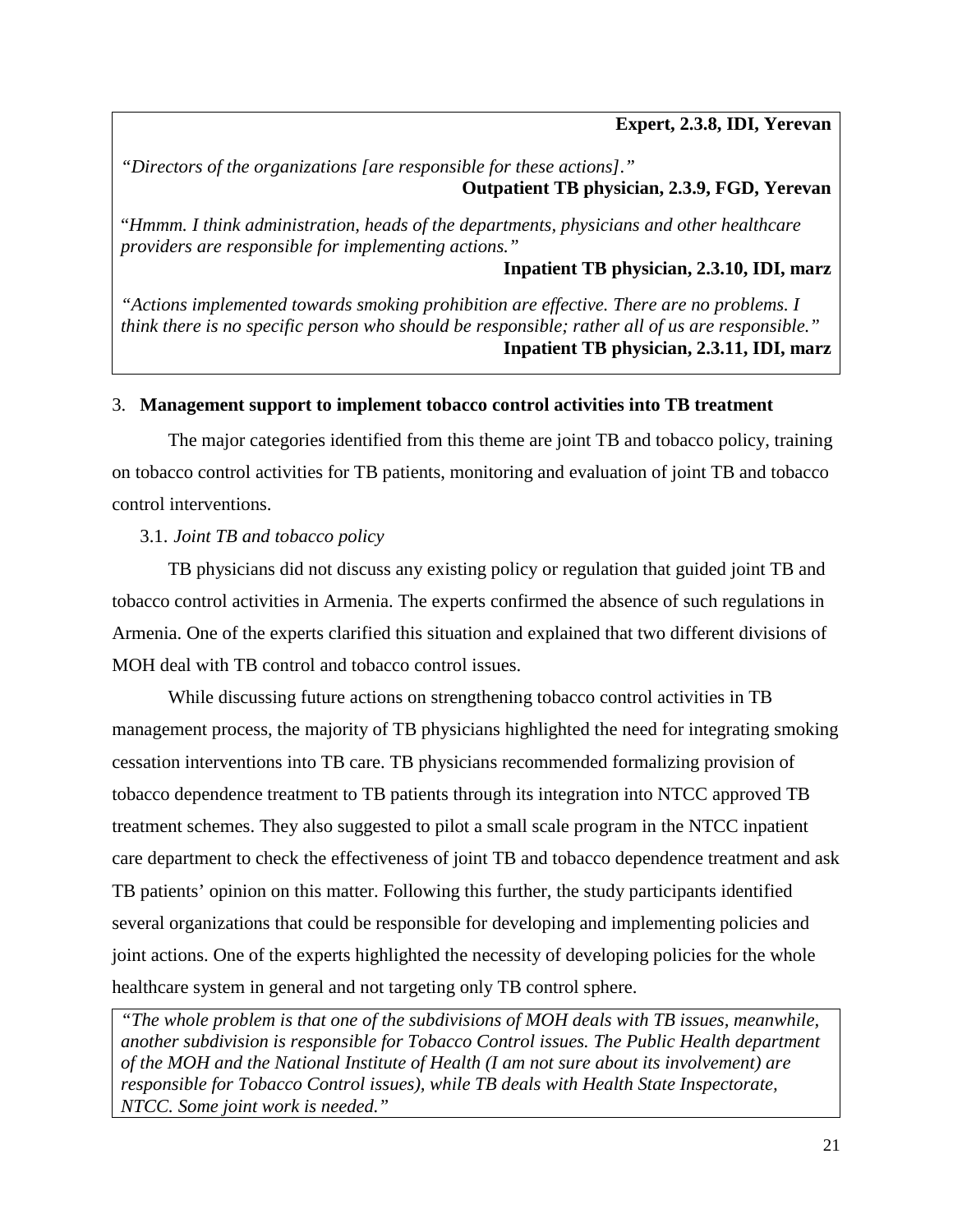**Expert, 2.3.8, IDI, Yerevan**

*"Directors of the organizations [are responsible for these actions]."*

**Outpatient TB physician, 2.3.9, FGD, Yerevan**

"*Hmmm. I think administration, heads of the departments, physicians and other healthcare providers are responsible for implementing actions."*

**Inpatient TB physician, 2.3.10, IDI, marz**

*"Actions implemented towards smoking prohibition are effective. There are no problems. I think there is no specific person who should be responsible; rather all of us are responsible."*

**Inpatient TB physician, 2.3.11, IDI, marz**

3. **Management support to implement tobacco control activities into TB treatment**

The major categories identified from this theme are joint TB and tobacco policy, training on tobacco control activities for TB patients, monitoring and evaluation of joint TB and tobacco control interventions.

3.1. *Joint TB and tobacco policy*

TB physicians did not discuss any existing policy or regulation that guided joint TB and tobacco control activities in Armenia. The experts confirmed the absence of such regulations in Armenia. One of the experts clarified this situation and explained that two different divisions of MOH deal with TB control and tobacco control issues.

While discussing future actions on strengthening tobacco control activities in TB management process, the majority of TB physicians highlighted the need for integrating smoking cessation interventions into TB care. TB physicians recommended formalizing provision of tobacco dependence treatment to TB patients through its integration into NTCC approved TB treatment schemes. They also suggested to pilot a small scale program in the NTCC inpatient care department to check the effectiveness of joint TB and tobacco dependence treatment and ask TB patients' opinion on this matter. Following this further, the study participants identified several organizations that could be responsible for developing and implementing policies and joint actions. One of the experts highlighted the necessity of developing policies for the whole healthcare system in general and not targeting only TB control sphere.

*"The whole problem is that one of the subdivisions of MOH deals with TB issues, meanwhile, another subdivision is responsible for Tobacco Control issues. The Public Health department of the MOH and the National Institute of Health (I am not sure about its involvement) are responsible for Tobacco Control issues), while TB deals with Health State Inspectorate, NTCC. Some joint work is needed."*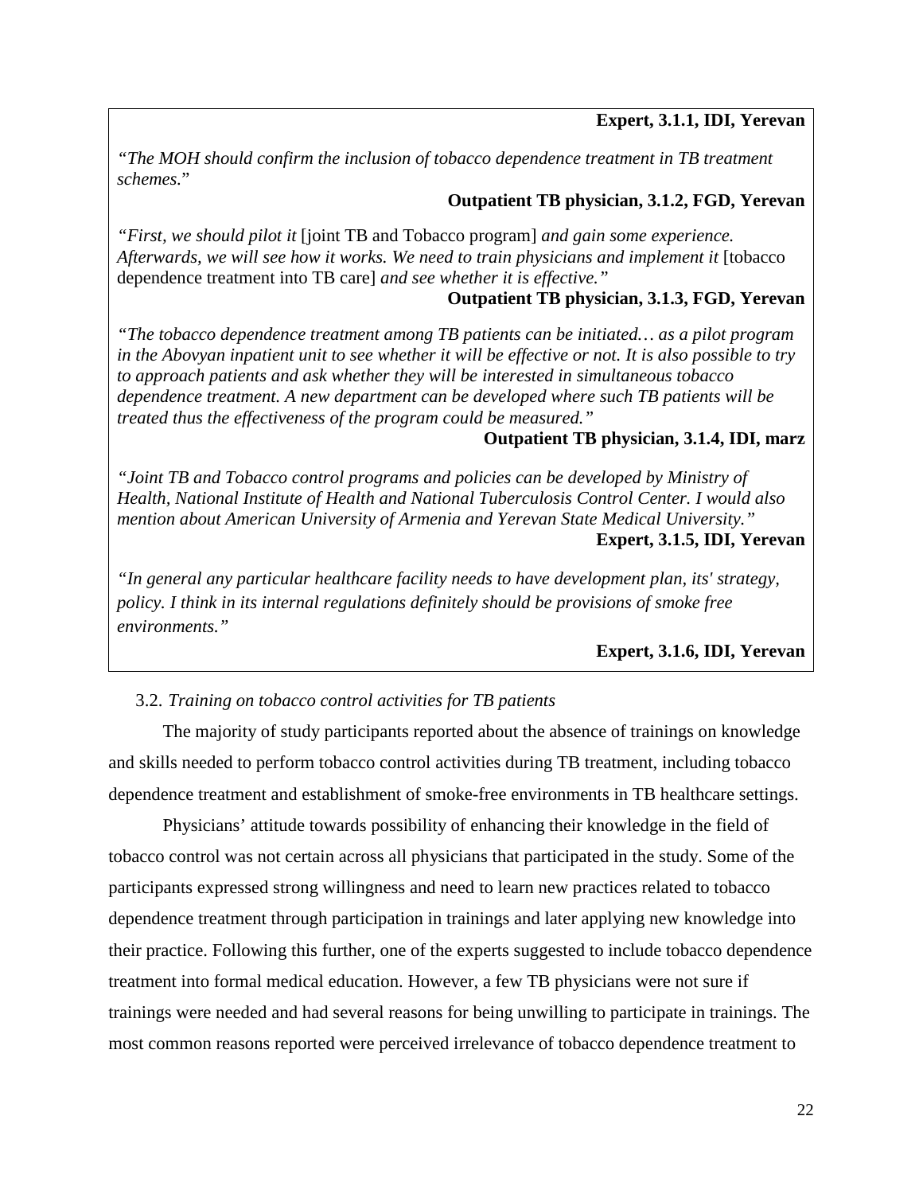**Expert, 3.1.1, IDI, Yerevan**

*"The MOH should confirm the inclusion of tobacco dependence treatment in TB treatment schemes.*"

**Outpatient TB physician, 3.1.2, FGD, Yerevan**

*"First, we should pilot it* [joint TB and Tobacco program] *and gain some experience. Afterwards, we will see how it works. We need to train physicians and implement it* [tobacco dependence treatment into TB care] *and see whether it is effective."*

**Outpatient TB physician, 3.1.3, FGD, Yerevan**

*"The tobacco dependence treatment among TB patients can be initiated… as a pilot program in the Abovyan inpatient unit to see whether it will be effective or not. It is also possible to try to approach patients and ask whether they will be interested in simultaneous tobacco dependence treatment. A new department can be developed where such TB patients will be treated thus the effectiveness of the program could be measured."*

**Outpatient TB physician, 3.1.4, IDI, marz**

*"Joint TB and Tobacco control programs and policies can be developed by Ministry of Health, National Institute of Health and National Tuberculosis Control Center. I would also mention about American University of Armenia and Yerevan State Medical University."*

**Expert, 3.1.5, IDI, Yerevan**

*"In general any particular healthcare facility needs to have development plan, its' strategy, policy. I think in its internal regulations definitely should be provisions of smoke free environments."*

**Expert, 3.1.6, IDI, Yerevan**

3.2. *Training on tobacco control activities for TB patients*

The majority of study participants reported about the absence of trainings on knowledge and skills needed to perform tobacco control activities during TB treatment, including tobacco dependence treatment and establishment of smoke-free environments in TB healthcare settings.

Physicians' attitude towards possibility of enhancing their knowledge in the field of tobacco control was not certain across all physicians that participated in the study. Some of the participants expressed strong willingness and need to learn new practices related to tobacco dependence treatment through participation in trainings and later applying new knowledge into their practice. Following this further, one of the experts suggested to include tobacco dependence treatment into formal medical education. However, a few TB physicians were not sure if trainings were needed and had several reasons for being unwilling to participate in trainings. The most common reasons reported were perceived irrelevance of tobacco dependence treatment to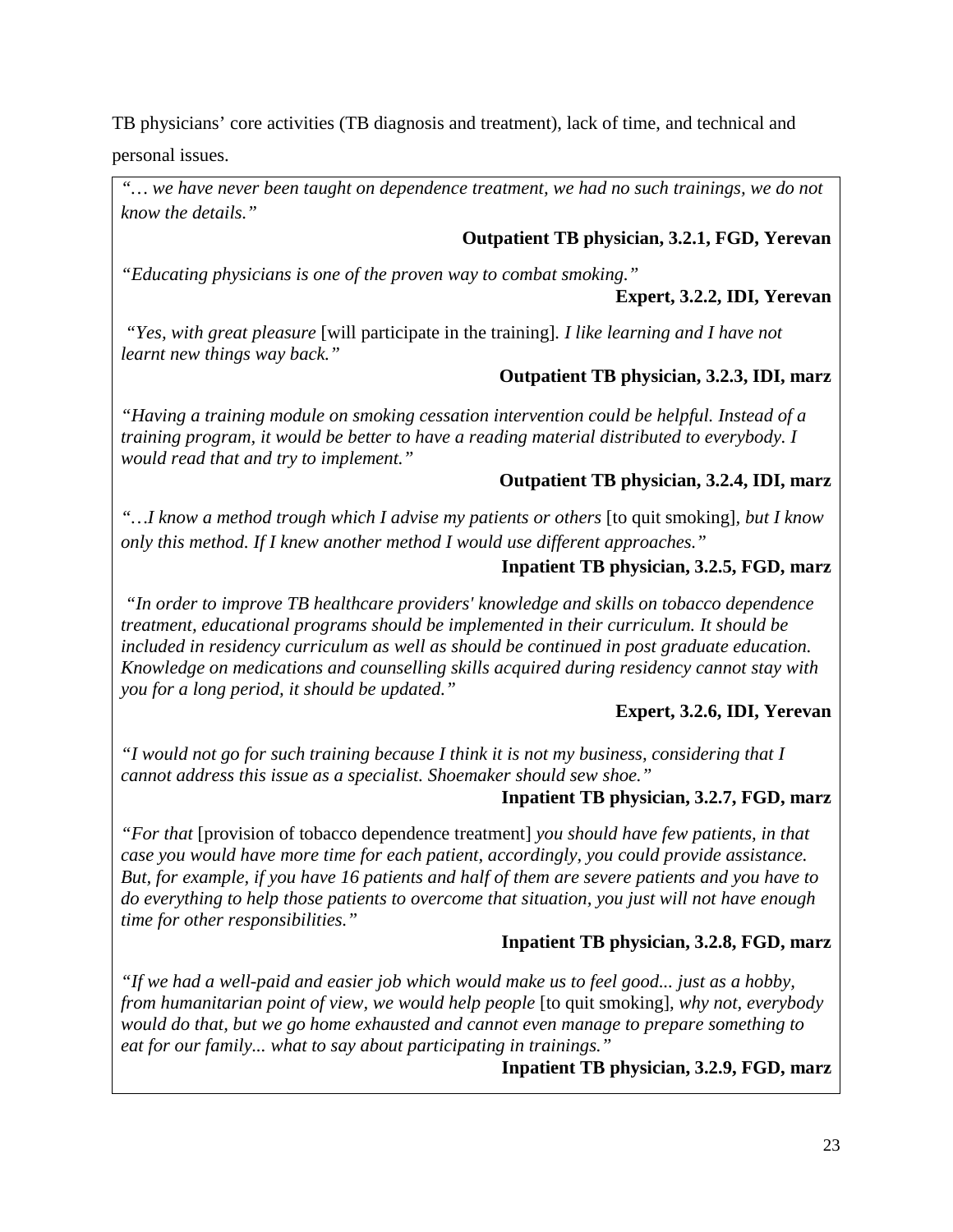TB physicians' core activities (TB diagnosis and treatment), lack of time, and technical and personal issues.

*"… we have never been taught on dependence treatment, we had no such trainings, we do not know the details."*

**Outpatient TB physician, 3.2.1, FGD, Yerevan**

*"Educating physicians is one of the proven way to combat smoking."*

**Expert, 3.2.2, IDI, Yerevan**

*"Yes, with great pleasure* [will participate in the training]*. I like learning and I have not learnt new things way back."*

**Outpatient TB physician, 3.2.3, IDI, marz**

*"Having a training module on smoking cessation intervention could be helpful. Instead of a training program, it would be better to have a reading material distributed to everybody. I would read that and try to implement."*

**Outpatient TB physician, 3.2.4, IDI, marz**

*"…I know a method trough which I advise my patients or others* [to quit smoking]*, but I know only this method. If I knew another method I would use different approaches."*

**Inpatient TB physician, 3.2.5, FGD, marz**

*"In order to improve TB healthcare providers' knowledge and skills on tobacco dependence treatment, educational programs should be implemented in their curriculum. It should be included in residency curriculum as well as should be continued in post graduate education. Knowledge on medications and counselling skills acquired during residency cannot stay with you for a long period, it should be updated."*

**Expert, 3.2.6, IDI, Yerevan**

*"I would not go for such training because I think it is not my business, considering that I cannot address this issue as a specialist. Shoemaker should sew shoe."*

**Inpatient TB physician, 3.2.7, FGD, marz**

*"For that* [provision of tobacco dependence treatment] *you should have few patients, in that case you would have more time for each patient, accordingly, you could provide assistance. But, for example, if you have 16 patients and half of them are severe patients and you have to do everything to help those patients to overcome that situation, you just will not have enough time for other responsibilities."*

**Inpatient TB physician, 3.2.8, FGD, marz**

*"If we had a well-paid and easier job which would make us to feel good... just as a hobby, from humanitarian point of view, we would help people* [to quit smoking]*, why not, everybody would do that, but we go home exhausted and cannot even manage to prepare something to eat for our family... what to say about participating in trainings."*

**Inpatient TB physician, 3.2.9, FGD, marz**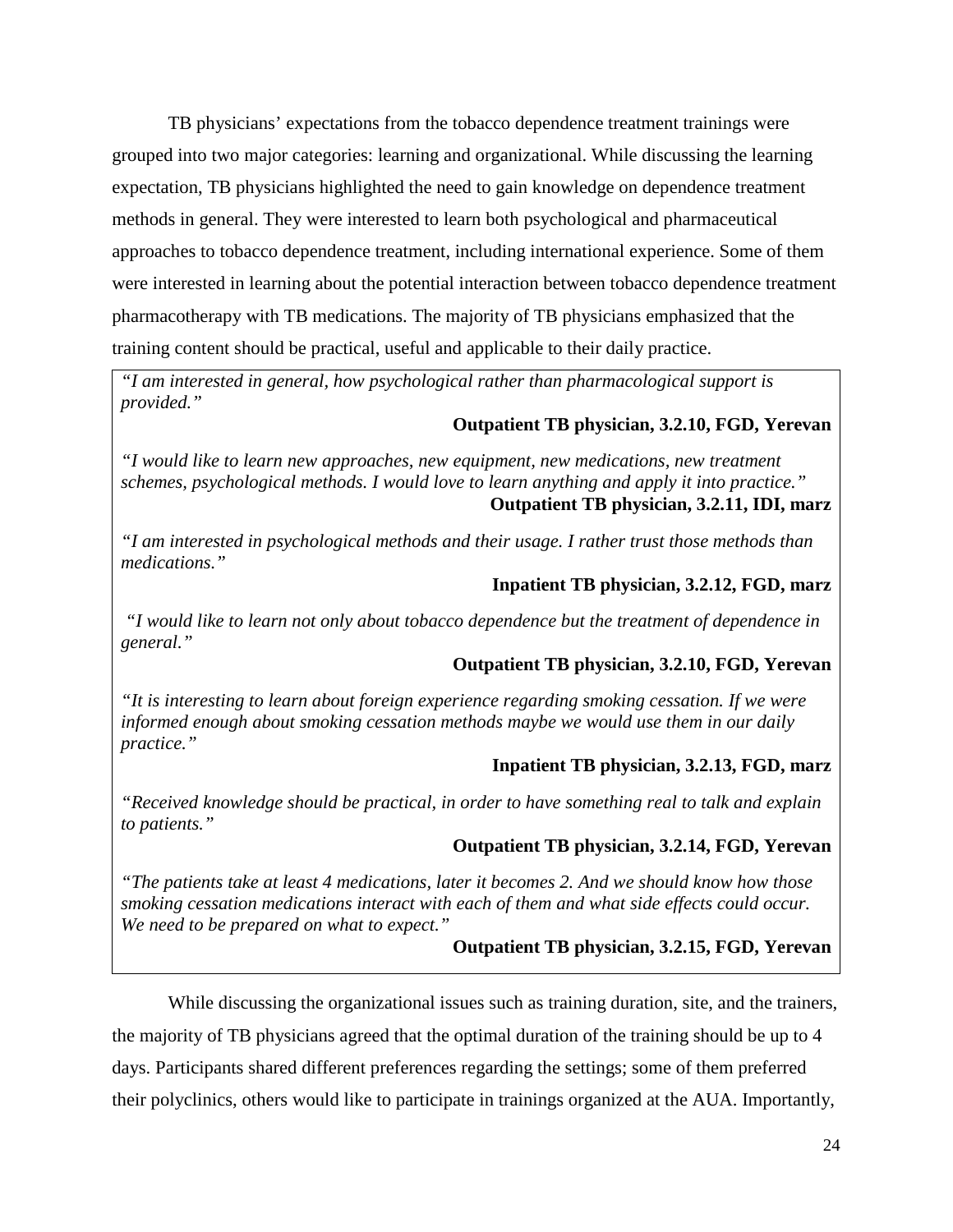TB physicians' expectations from the tobacco dependence treatment trainings were grouped into two major categories: learning and organizational. While discussing the learning expectation, TB physicians highlighted the need to gain knowledge on dependence treatment methods in general. They were interested to learn both psychological and pharmaceutical approaches to tobacco dependence treatment, including international experience. Some of them were interested in learning about the potential interaction between tobacco dependence treatment pharmacotherapy with TB medications. The majority of TB physicians emphasized that the training content should be practical, useful and applicable to their daily practice.

> *"I am interested in general, how psychological rather than pharmacological support is provided."*
>
> **Outpatient TB physician, 3.2.10, FGD, Yerevan**
>
> *"I would like to learn new approaches, new equipment, new medications, new treatment schemes, psychological methods. I would love to learn anything and apply it into practice."*
>
> **Outpatient TB physician, 3.2.11, IDI, marz**
>
> *"I am interested in psychological methods and their usage. I rather trust those methods than medications."*
>
> **Inpatient TB physician, 3.2.12, FGD, marz**
>
> *"I would like to learn not only about tobacco dependence but the treatment of dependence in general."*
>
> **Outpatient TB physician, 3.2.10, FGD, Yerevan**
>
> *"It is interesting to learn about foreign experience regarding smoking cessation. If we were informed enough about smoking cessation methods maybe we would use them in our daily practice."*
>
> **Inpatient TB physician, 3.2.13, FGD, marz**
>
> *"Received knowledge should be practical, in order to have something real to talk and explain to patients."*
>
> **Outpatient TB physician, 3.2.14, FGD, Yerevan**
>
> *"The patients take at least 4 medications, later it becomes 2. And we should know how those smoking cessation medications interact with each of them and what side effects could occur. We need to be prepared on what to expect."*
>
> **Outpatient TB physician, 3.2.15, FGD, Yerevan**

While discussing the organizational issues such as training duration, site, and the trainers, the majority of TB physicians agreed that the optimal duration of the training should be up to 4 days. Participants shared different preferences regarding the settings; some of them preferred their polyclinics, others would like to participate in trainings organized at the AUA. Importantly,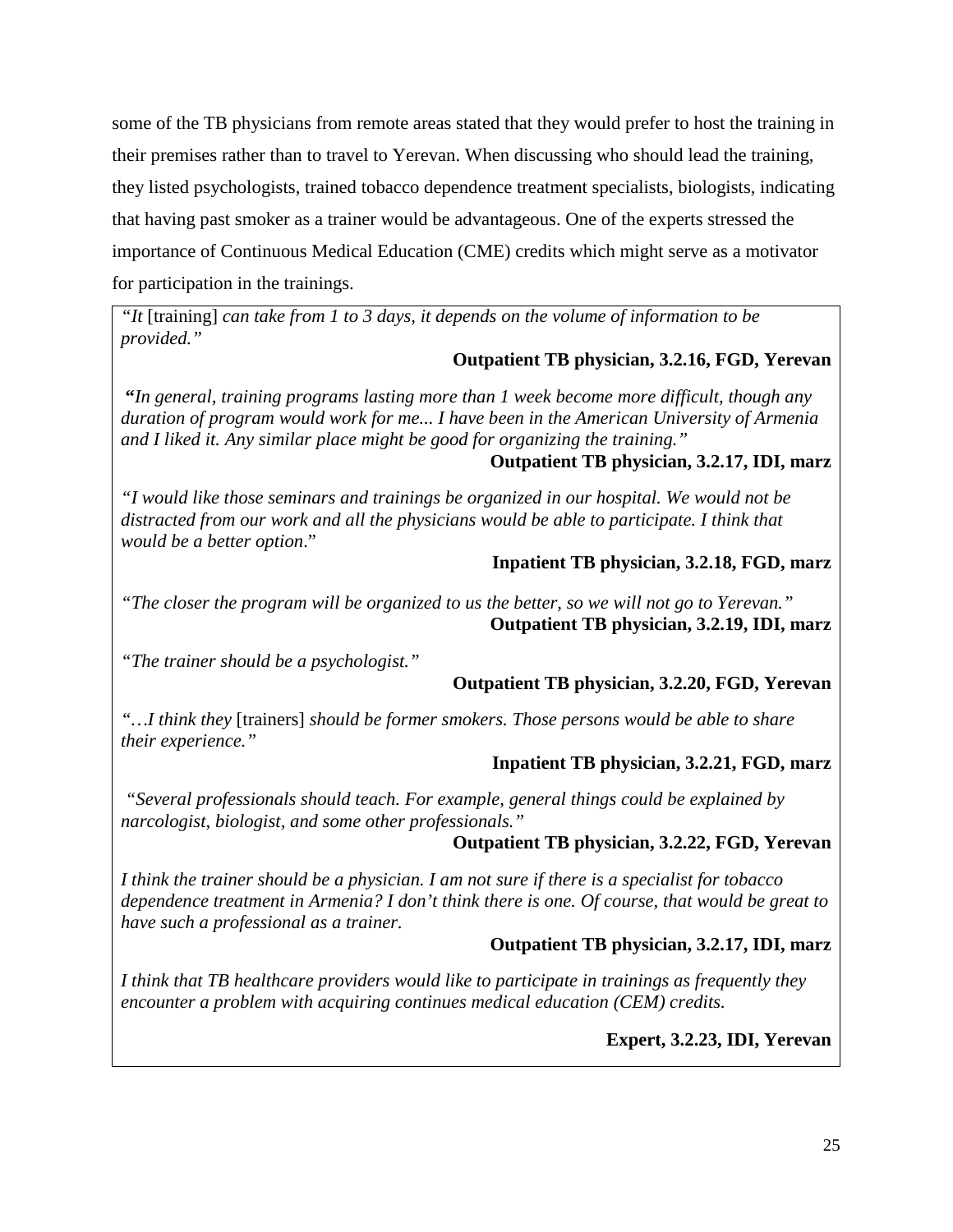some of the TB physicians from remote areas stated that they would prefer to host the training in their premises rather than to travel to Yerevan. When discussing who should lead the training, they listed psychologists, trained tobacco dependence treatment specialists, biologists, indicating that having past smoker as a trainer would be advantageous. One of the experts stressed the importance of Continuous Medical Education (CME) credits which might serve as a motivator for participation in the trainings.

> *"It* [training] *can take from 1 to 3 days, it depends on the volume of information to be provided."*
>
> **Outpatient TB physician, 3.2.16, FGD, Yerevan**
>
> **"***In general, training programs lasting more than 1 week become more difficult, though any duration of program would work for me... I have been in the American University of Armenia and I liked it. Any similar place might be good for organizing the training."*
>
> **Outpatient TB physician, 3.2.17, IDI, marz**
>
> *"I would like those seminars and trainings be organized in our hospital. We would not be distracted from our work and all the physicians would be able to participate. I think that would be a better option*."
>
> **Inpatient TB physician, 3.2.18, FGD, marz**
>
> *"The closer the program will be organized to us the better, so we will not go to Yerevan."*
>
> **Outpatient TB physician, 3.2.19, IDI, marz**
>
> *"The trainer should be a psychologist."*
>
> **Outpatient TB physician, 3.2.20, FGD, Yerevan**
>
> *"…I think they* [trainers] *should be former smokers. Those persons would be able to share their experience."*
>
> **Inpatient TB physician, 3.2.21, FGD, marz**
>
> *"Several professionals should teach. For example, general things could be explained by narcologist, biologist, and some other professionals."*
>
> **Outpatient TB physician, 3.2.22, FGD, Yerevan**
>
> *I think the trainer should be a physician. I am not sure if there is a specialist for tobacco dependence treatment in Armenia? I don't think there is one. Of course, that would be great to have such a professional as a trainer.*
>
> **Outpatient TB physician, 3.2.17, IDI, marz**
>
> *I think that TB healthcare providers would like to participate in trainings as frequently they encounter a problem with acquiring continues medical education (CEM) credits.*
>
> **Expert, 3.2.23, IDI, Yerevan**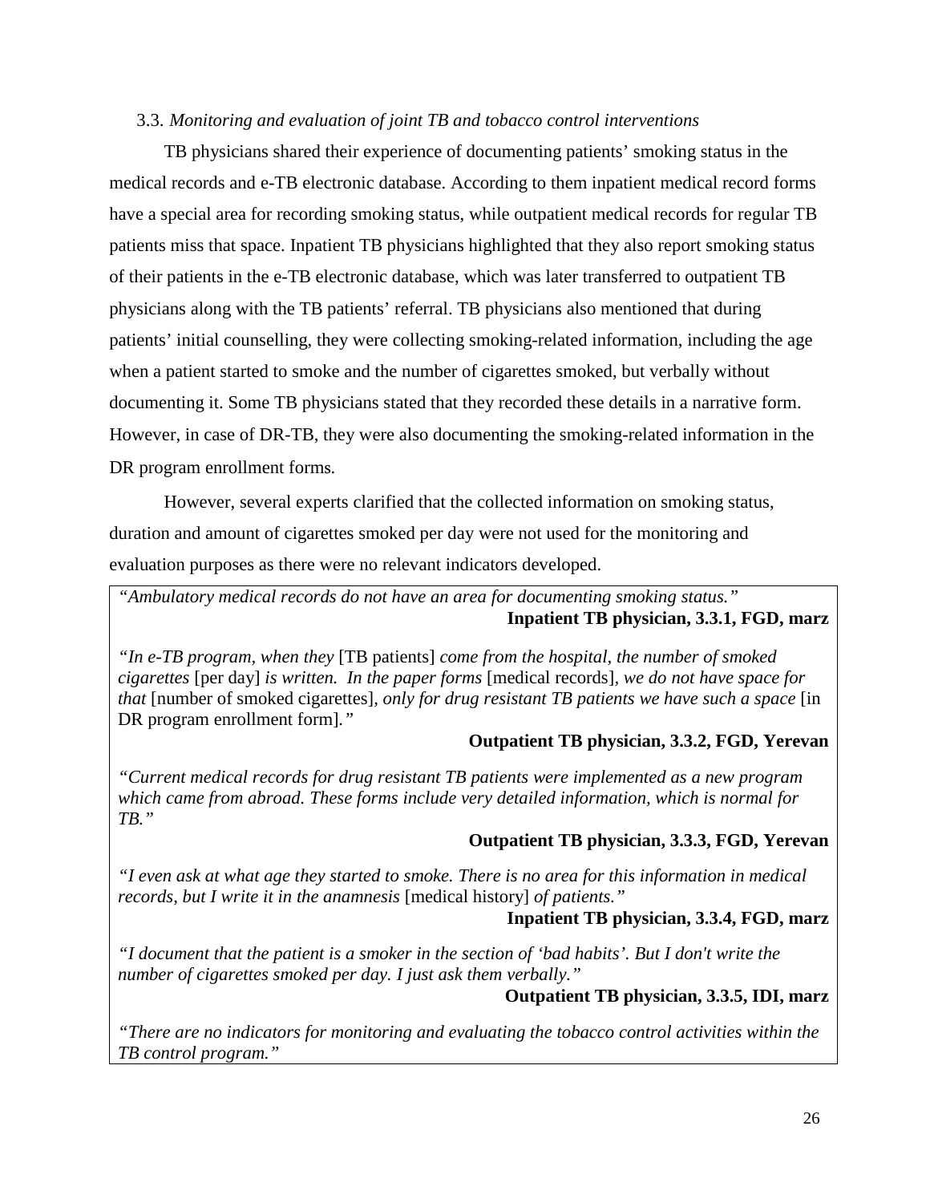3.3. *Monitoring and evaluation of joint TB and tobacco control interventions*

TB physicians shared their experience of documenting patients' smoking status in the medical records and e-TB electronic database. According to them inpatient medical record forms have a special area for recording smoking status, while outpatient medical records for regular TB patients miss that space. Inpatient TB physicians highlighted that they also report smoking status of their patients in the e-TB electronic database, which was later transferred to outpatient TB physicians along with the TB patients' referral. TB physicians also mentioned that during patients' initial counselling, they were collecting smoking-related information, including the age when a patient started to smoke and the number of cigarettes smoked, but verbally without documenting it. Some TB physicians stated that they recorded these details in a narrative form. However, in case of DR-TB, they were also documenting the smoking-related information in the DR program enrollment forms.

However, several experts clarified that the collected information on smoking status, duration and amount of cigarettes smoked per day were not used for the monitoring and evaluation purposes as there were no relevant indicators developed.

> *"Ambulatory medical records do not have an area for documenting smoking status."*
>
> **Inpatient TB physician, 3.3.1, FGD, marz**
>
> *"In e-TB program, when they* [TB patients] *come from the hospital, the number of smoked cigarettes* [per day] *is written. In the paper forms* [medical records]*, we do not have space for that* [number of smoked cigarettes]*, only for drug resistant TB patients we have such a space* [in DR program enrollment form]*."*
>
> **Outpatient TB physician, 3.3.2, FGD, Yerevan**
>
> *"Current medical records for drug resistant TB patients were implemented as a new program which came from abroad. These forms include very detailed information, which is normal for TB."*
>
> **Outpatient TB physician, 3.3.3, FGD, Yerevan**
>
> *"I even ask at what age they started to smoke. There is no area for this information in medical records, but I write it in the anamnesis* [medical history] *of patients."*
>
> **Inpatient TB physician, 3.3.4, FGD, marz**
>
> *"I document that the patient is a smoker in the section of 'bad habits'. But I don't write the number of cigarettes smoked per day. I just ask them verbally."*
>
> **Outpatient TB physician, 3.3.5, IDI, marz**
>
> *"There are no indicators for monitoring and evaluating the tobacco control activities within the TB control program."*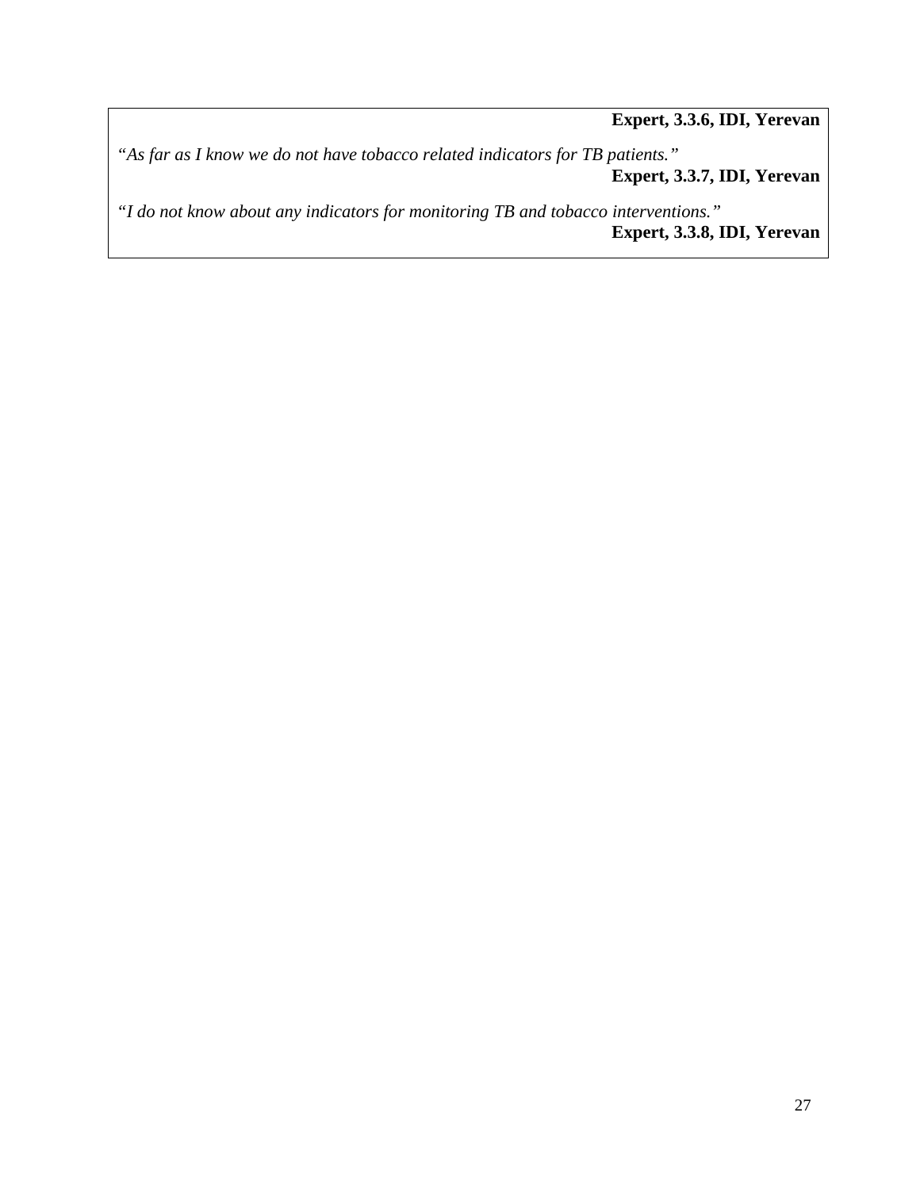**Expert, 3.3.6, IDI, Yerevan**

*"As far as I know we do not have tobacco related indicators for TB patients."*

**Expert, 3.3.7, IDI, Yerevan**

*"I do not know about any indicators for monitoring TB and tobacco interventions."*

**Expert, 3.3.8, IDI, Yerevan**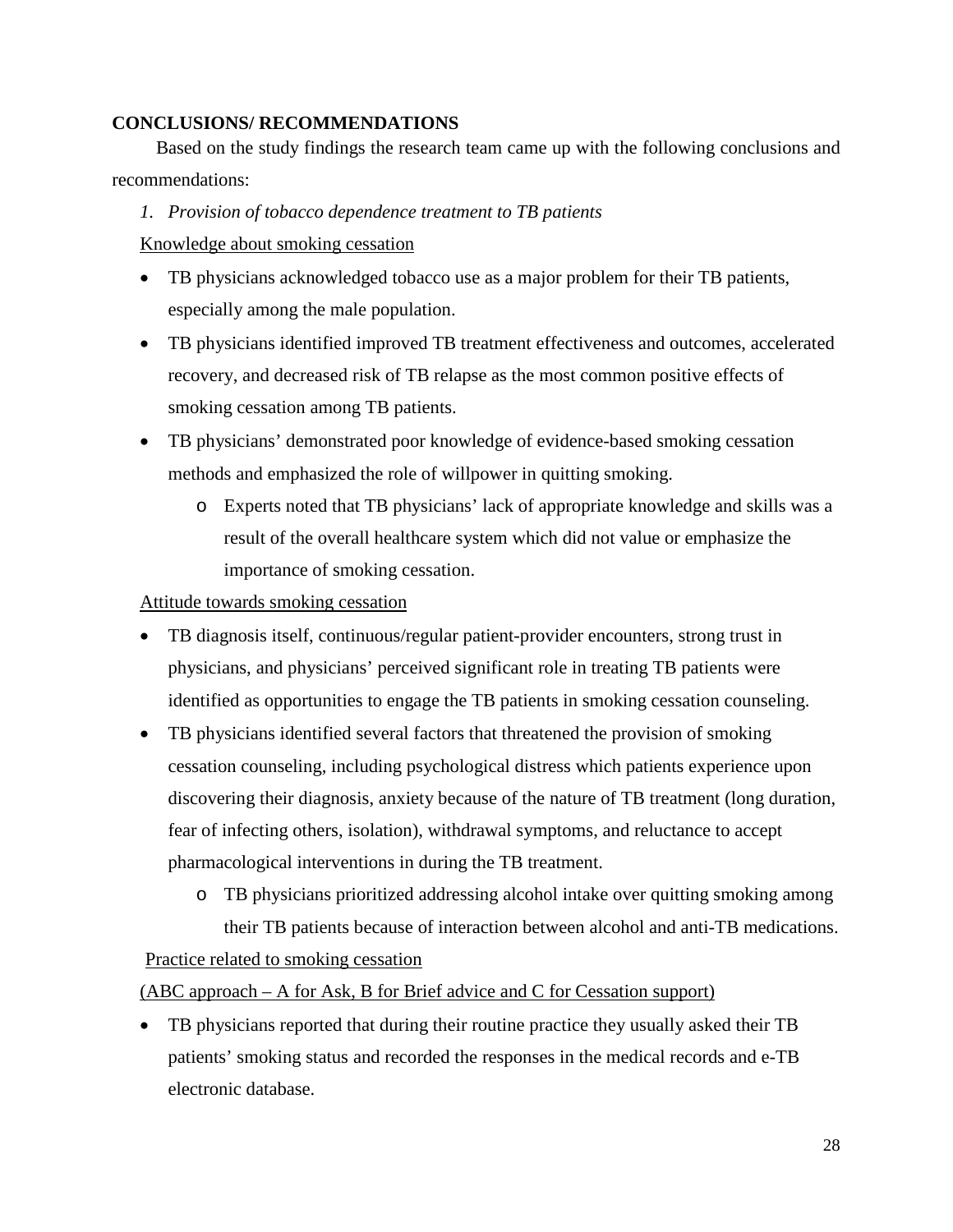## CONCLUSIONS/ RECOMMENDATIONS

Based on the study findings the research team came up with the following conclusions and recommendations:

1. *Provision of tobacco dependence treatment to TB patients*

Knowledge about smoking cessation

- TB physicians acknowledged tobacco use as a major problem for their TB patients, especially among the male population.
- TB physicians identified improved TB treatment effectiveness and outcomes, accelerated recovery, and decreased risk of TB relapse as the most common positive effects of smoking cessation among TB patients.
- TB physicians' demonstrated poor knowledge of evidence-based smoking cessation methods and emphasized the role of willpower in quitting smoking.
  - Experts noted that TB physicians' lack of appropriate knowledge and skills was a result of the overall healthcare system which did not value or emphasize the importance of smoking cessation.

Attitude towards smoking cessation

- TB diagnosis itself, continuous/regular patient-provider encounters, strong trust in physicians, and physicians' perceived significant role in treating TB patients were identified as opportunities to engage the TB patients in smoking cessation counseling.
- TB physicians identified several factors that threatened the provision of smoking cessation counseling, including psychological distress which patients experience upon discovering their diagnosis, anxiety because of the nature of TB treatment (long duration, fear of infecting others, isolation), withdrawal symptoms, and reluctance to accept pharmacological interventions in during the TB treatment.
  - TB physicians prioritized addressing alcohol intake over quitting smoking among their TB patients because of interaction between alcohol and anti-TB medications.

Practice related to smoking cessation

(ABC approach – A for Ask, B for Brief advice and C for Cessation support)

- TB physicians reported that during their routine practice they usually asked their TB patients' smoking status and recorded the responses in the medical records and e-TB electronic database.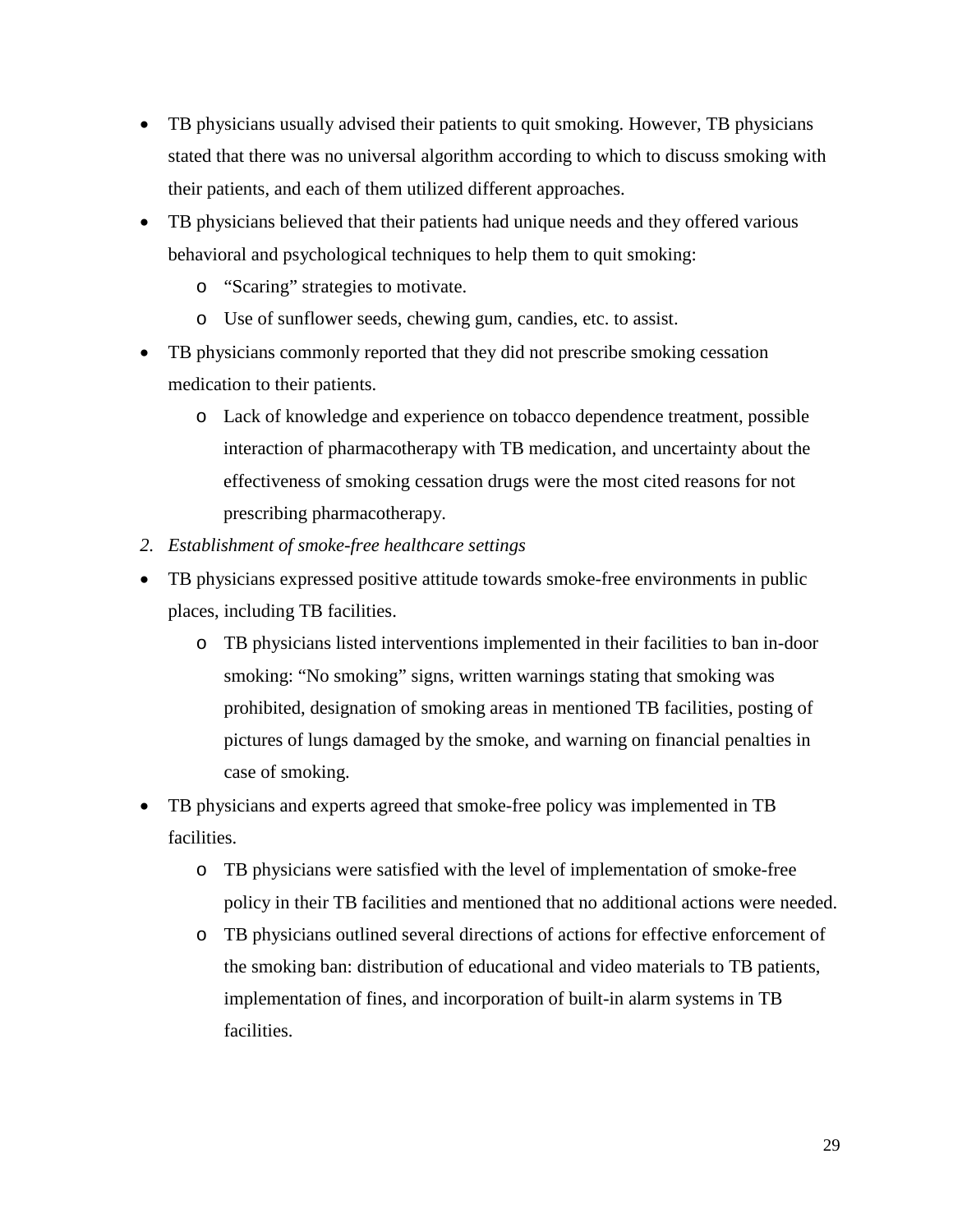- TB physicians usually advised their patients to quit smoking. However, TB physicians stated that there was no universal algorithm according to which to discuss smoking with their patients, and each of them utilized different approaches.
- TB physicians believed that their patients had unique needs and they offered various behavioral and psychological techniques to help them to quit smoking:
  - "Scaring" strategies to motivate.
  - Use of sunflower seeds, chewing gum, candies, etc. to assist.
- TB physicians commonly reported that they did not prescribe smoking cessation medication to their patients.
  - Lack of knowledge and experience on tobacco dependence treatment, possible interaction of pharmacotherapy with TB medication, and uncertainty about the effectiveness of smoking cessation drugs were the most cited reasons for not prescribing pharmacotherapy.

*2. Establishment of smoke-free healthcare settings*

- TB physicians expressed positive attitude towards smoke-free environments in public places, including TB facilities.
  - TB physicians listed interventions implemented in their facilities to ban in-door smoking: "No smoking" signs, written warnings stating that smoking was prohibited, designation of smoking areas in mentioned TB facilities, posting of pictures of lungs damaged by the smoke, and warning on financial penalties in case of smoking.
- TB physicians and experts agreed that smoke-free policy was implemented in TB facilities.
  - TB physicians were satisfied with the level of implementation of smoke-free policy in their TB facilities and mentioned that no additional actions were needed.
  - TB physicians outlined several directions of actions for effective enforcement of the smoking ban: distribution of educational and video materials to TB patients, implementation of fines, and incorporation of built-in alarm systems in TB facilities.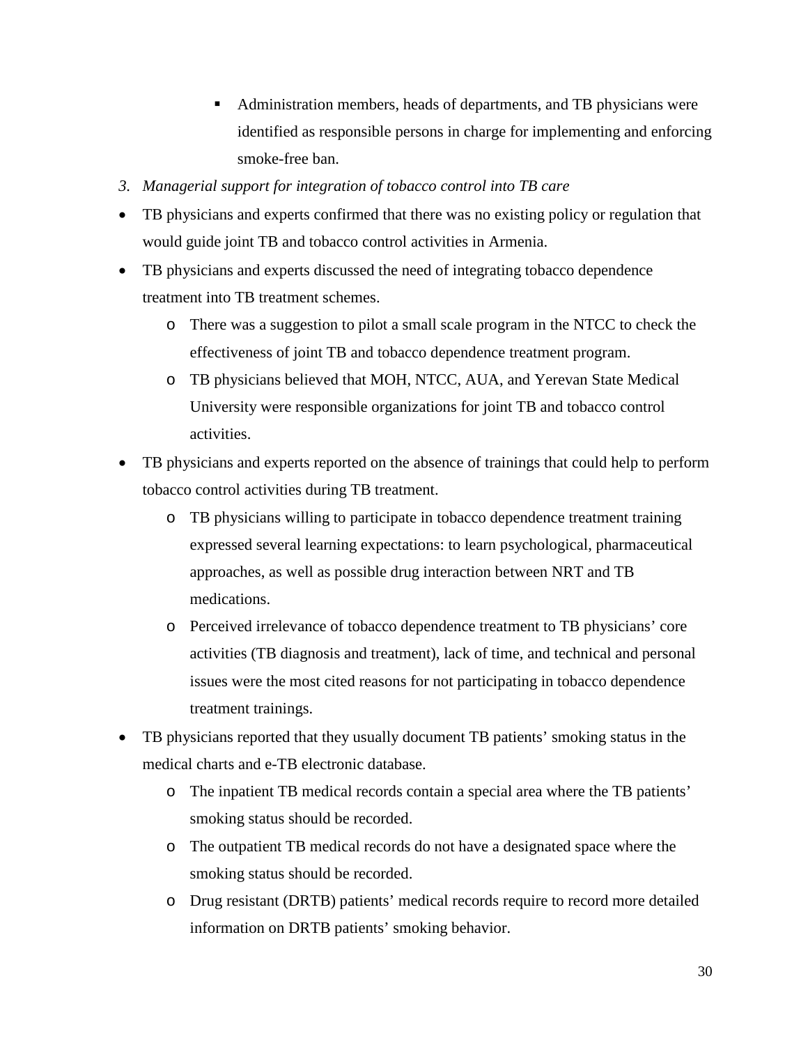- Administration members, heads of departments, and TB physicians were identified as responsible persons in charge for implementing and enforcing smoke-free ban.

3. *Managerial support for integration of tobacco control into TB care*

- TB physicians and experts confirmed that there was no existing policy or regulation that would guide joint TB and tobacco control activities in Armenia.
- TB physicians and experts discussed the need of integrating tobacco dependence treatment into TB treatment schemes.
    - There was a suggestion to pilot a small scale program in the NTCC to check the effectiveness of joint TB and tobacco dependence treatment program.
    - TB physicians believed that MOH, NTCC, AUA, and Yerevan State Medical University were responsible organizations for joint TB and tobacco control activities.
- TB physicians and experts reported on the absence of trainings that could help to perform tobacco control activities during TB treatment.
    - TB physicians willing to participate in tobacco dependence treatment training expressed several learning expectations: to learn psychological, pharmaceutical approaches, as well as possible drug interaction between NRT and TB medications.
    - Perceived irrelevance of tobacco dependence treatment to TB physicians' core activities (TB diagnosis and treatment), lack of time, and technical and personal issues were the most cited reasons for not participating in tobacco dependence treatment trainings.
- TB physicians reported that they usually document TB patients' smoking status in the medical charts and e-TB electronic database.
    - The inpatient TB medical records contain a special area where the TB patients' smoking status should be recorded.
    - The outpatient TB medical records do not have a designated space where the smoking status should be recorded.
    - Drug resistant (DRTB) patients' medical records require to record more detailed information on DRTB patients' smoking behavior.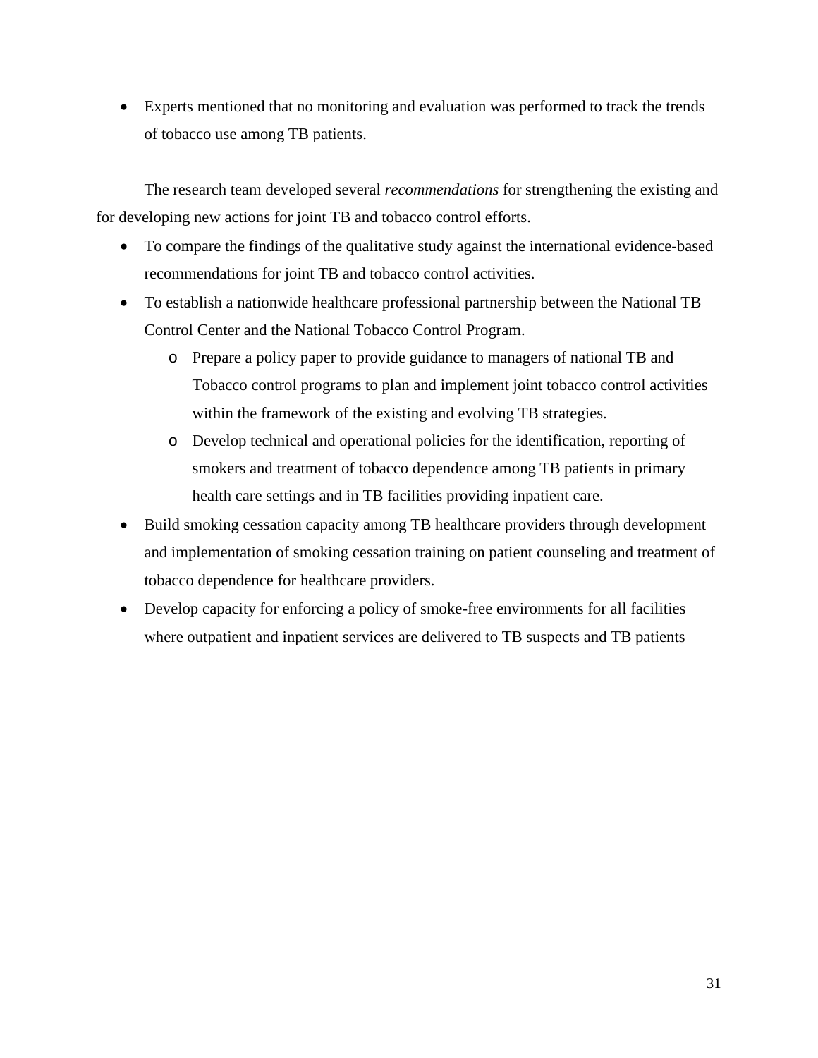- Experts mentioned that no monitoring and evaluation was performed to track the trends of tobacco use among TB patients.

The research team developed several *recommendations* for strengthening the existing and for developing new actions for joint TB and tobacco control efforts.

- To compare the findings of the qualitative study against the international evidence-based recommendations for joint TB and tobacco control activities.
- To establish a nationwide healthcare professional partnership between the National TB Control Center and the National Tobacco Control Program.
    - Prepare a policy paper to provide guidance to managers of national TB and Tobacco control programs to plan and implement joint tobacco control activities within the framework of the existing and evolving TB strategies.
    - Develop technical and operational policies for the identification, reporting of smokers and treatment of tobacco dependence among TB patients in primary health care settings and in TB facilities providing inpatient care.
- Build smoking cessation capacity among TB healthcare providers through development and implementation of smoking cessation training on patient counseling and treatment of tobacco dependence for healthcare providers.
- Develop capacity for enforcing a policy of smoke-free environments for all facilities where outpatient and inpatient services are delivered to TB suspects and TB patients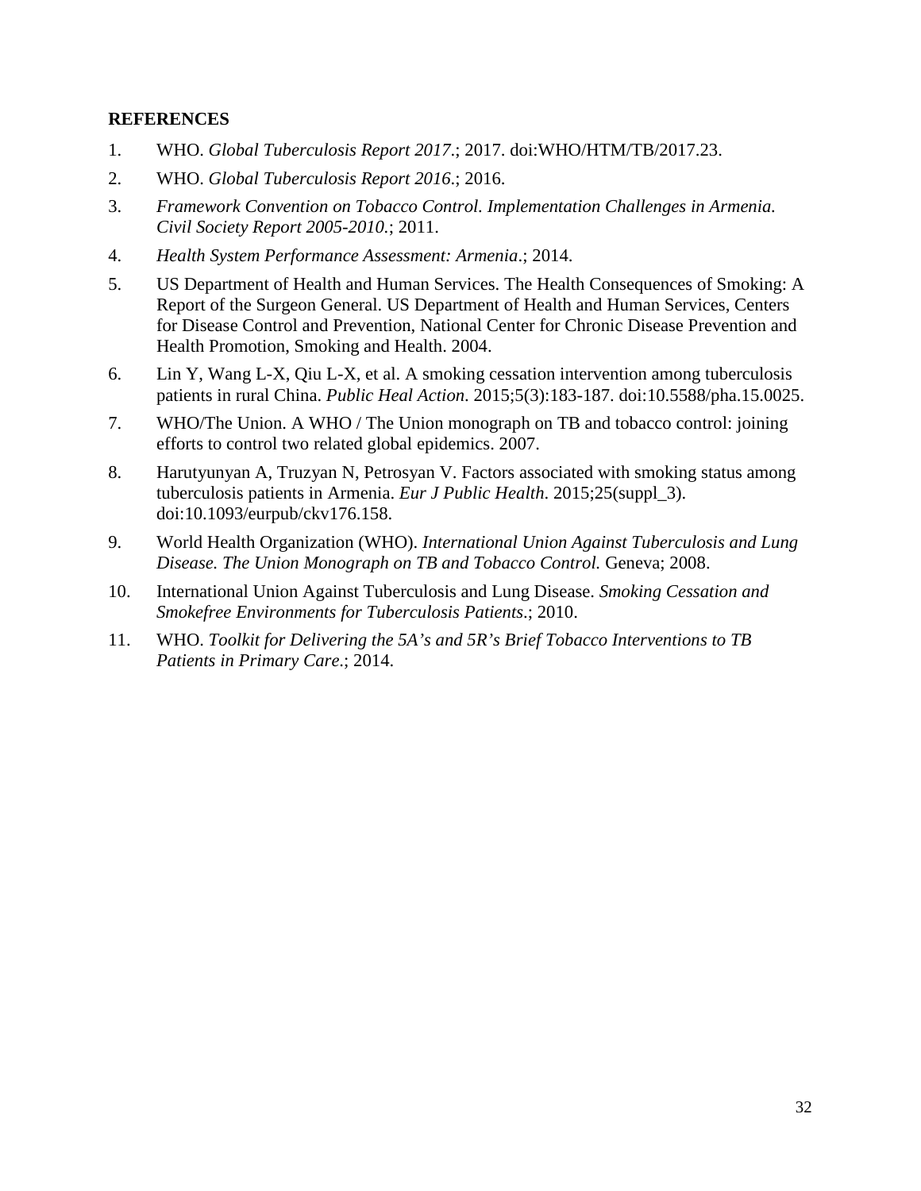## REFERENCES

1. WHO. *Global Tuberculosis Report 2017*.; 2017. doi:WHO/HTM/TB/2017.23.
2. WHO. *Global Tuberculosis Report 2016*.; 2016.
3. *Framework Convention on Tobacco Control. Implementation Challenges in Armenia. Civil Society Report 2005-2010.*; 2011.
4. *Health System Performance Assessment: Armenia*.; 2014.
5. US Department of Health and Human Services. The Health Consequences of Smoking: A Report of the Surgeon General. US Department of Health and Human Services, Centers for Disease Control and Prevention, National Center for Chronic Disease Prevention and Health Promotion, Smoking and Health. 2004.
6. Lin Y, Wang L-X, Qiu L-X, et al. A smoking cessation intervention among tuberculosis patients in rural China. *Public Heal Action*. 2015;5(3):183-187. doi:10.5588/pha.15.0025.
7. WHO/The Union. A WHO / The Union monograph on TB and tobacco control: joining efforts to control two related global epidemics. 2007.
8. Harutyunyan A, Truzyan N, Petrosyan V. Factors associated with smoking status among tuberculosis patients in Armenia. *Eur J Public Health*. 2015;25(suppl_3). doi:10.1093/eurpub/ckv176.158.
9. World Health Organization (WHO). *International Union Against Tuberculosis and Lung Disease. The Union Monograph on TB and Tobacco Control.* Geneva; 2008.
10. International Union Against Tuberculosis and Lung Disease. *Smoking Cessation and Smokefree Environments for Tuberculosis Patients*.; 2010.
11. WHO. *Toolkit for Delivering the 5A's and 5R's Brief Tobacco Interventions to TB Patients in Primary Care*.; 2014.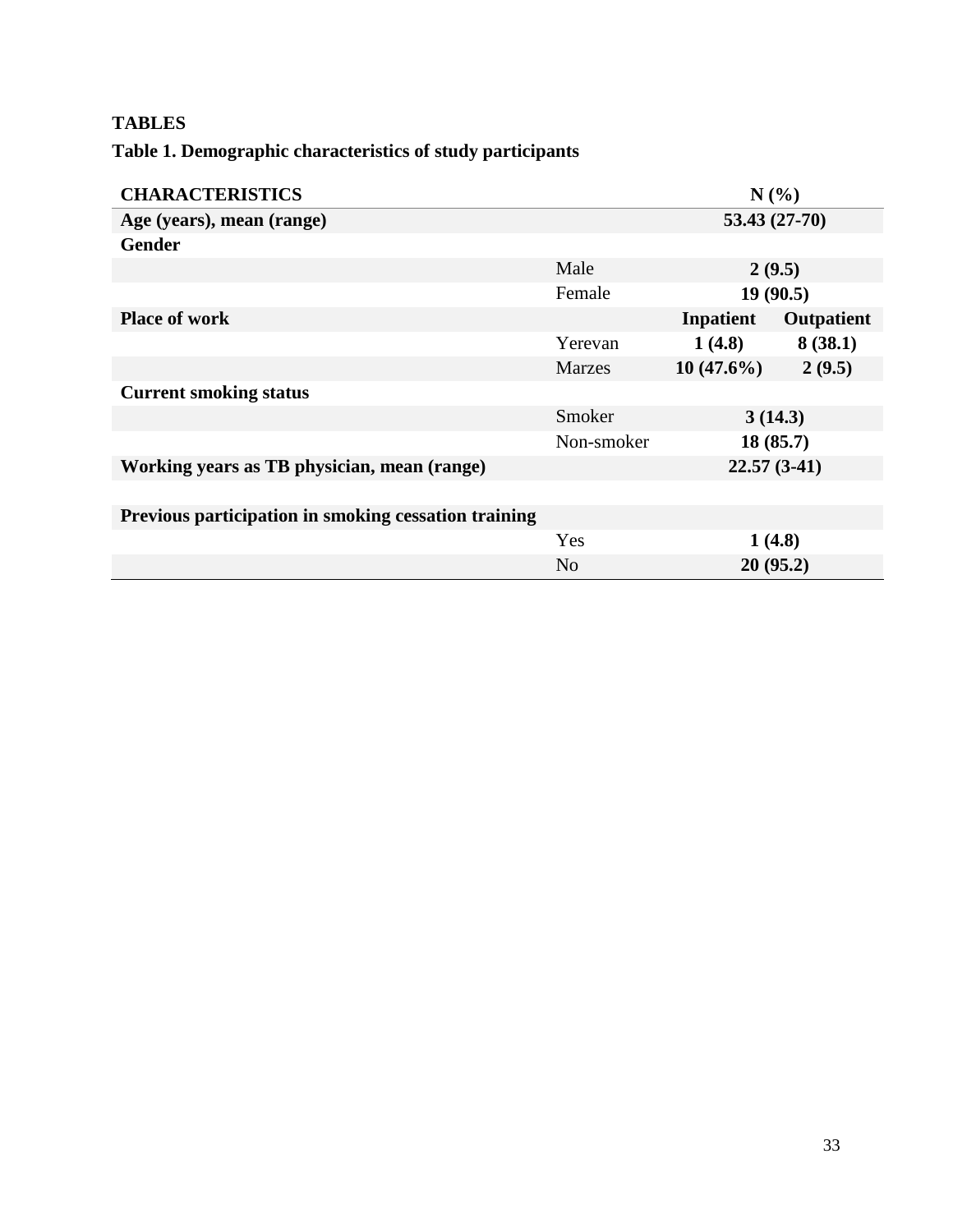## TABLES

### Table 1. Demographic characteristics of study participants

| CHARACTERISTICS | | N (%) | |
|---|---|---|---|
| **Age (years), mean (range)** | | **53.43 (27-70)** | |
| **Gender** | | | |
| | Male | **2 (9.5)** | |
| | Female | **19 (90.5)** | |
| **Place of work** | | **Inpatient** | **Outpatient** |
| | Yerevan | **1 (4.8)** | **8 (38.1)** |
| | Marzes | **10 (47.6%)** | **2 (9.5)** |
| **Current smoking status** | | | |
| | Smoker | **3 (14.3)** | |
| | Non-smoker | **18 (85.7)** | |
| **Working years as TB physician, mean (range)** | | **22.57 (3-41)** | |
| **Previous participation in smoking cessation training** | | | |
| | Yes | **1 (4.8)** | |
| | No | **20 (95.2)** | |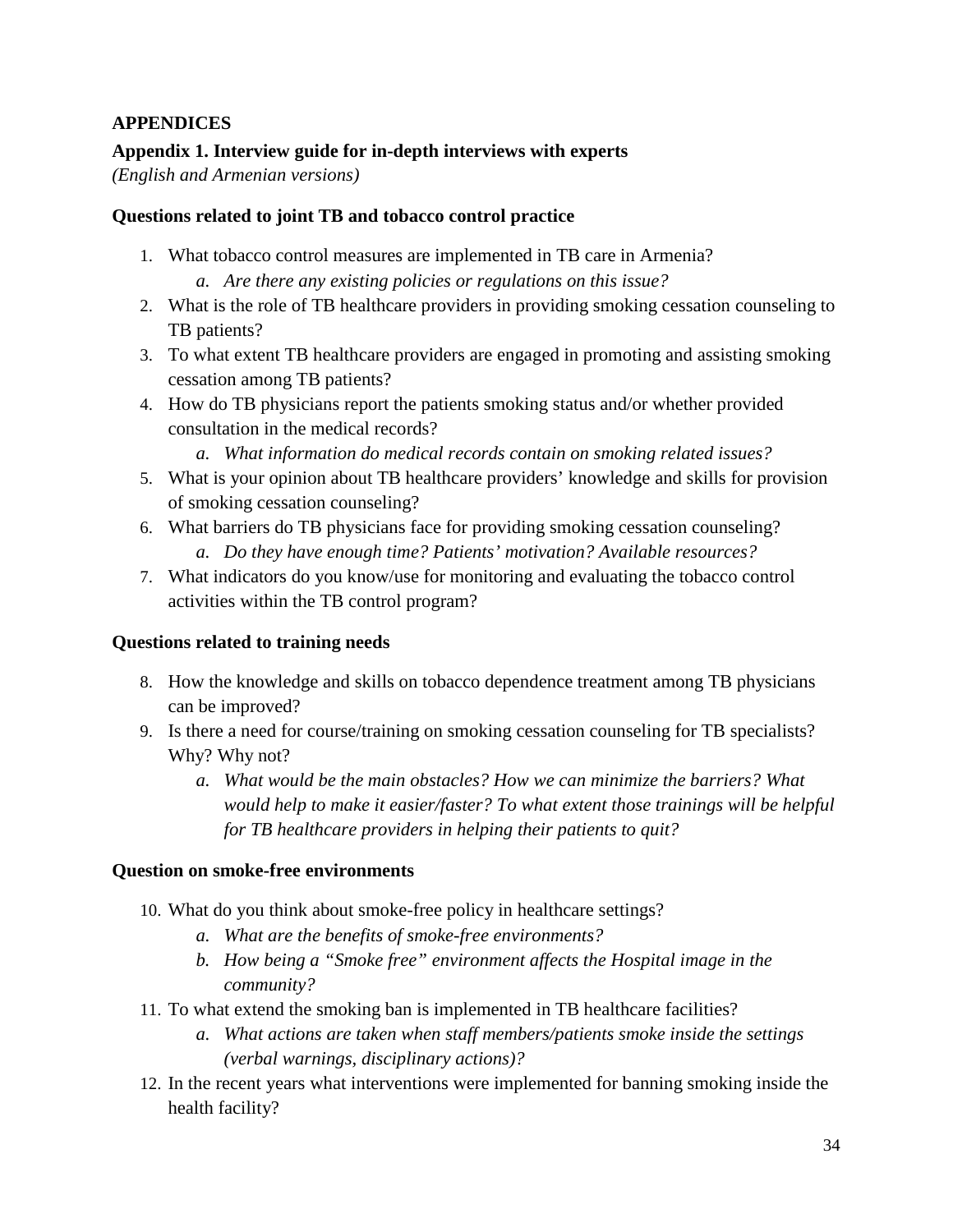# APPENDICES

## Appendix 1. Interview guide for in-depth interviews with experts

*(English and Armenian versions)*

### Questions related to joint TB and tobacco control practice

1. What tobacco control measures are implemented in TB care in Armenia?
   a. *Are there any existing policies or regulations on this issue?*
2. What is the role of TB healthcare providers in providing smoking cessation counseling to TB patients?
3. To what extent TB healthcare providers are engaged in promoting and assisting smoking cessation among TB patients?
4. How do TB physicians report the patients smoking status and/or whether provided consultation in the medical records?
   a. *What information do medical records contain on smoking related issues?*
5. What is your opinion about TB healthcare providers' knowledge and skills for provision of smoking cessation counseling?
6. What barriers do TB physicians face for providing smoking cessation counseling?
   a. *Do they have enough time? Patients' motivation? Available resources?*
7. What indicators do you know/use for monitoring and evaluating the tobacco control activities within the TB control program?

### Questions related to training needs

8. How the knowledge and skills on tobacco dependence treatment among TB physicians can be improved?
9. Is there a need for course/training on smoking cessation counseling for TB specialists? Why? Why not?
   a. *What would be the main obstacles? How we can minimize the barriers? What would help to make it easier/faster? To what extent those trainings will be helpful for TB healthcare providers in helping their patients to quit?*

### Question on smoke-free environments

10. What do you think about smoke-free policy in healthcare settings?
    a. *What are the benefits of smoke-free environments?*
    b. *How being a "Smoke free" environment affects the Hospital image in the community?*
11. To what extend the smoking ban is implemented in TB healthcare facilities?
    a. *What actions are taken when staff members/patients smoke inside the settings (verbal warnings, disciplinary actions)?*
12. In the recent years what interventions were implemented for banning smoking inside the health facility?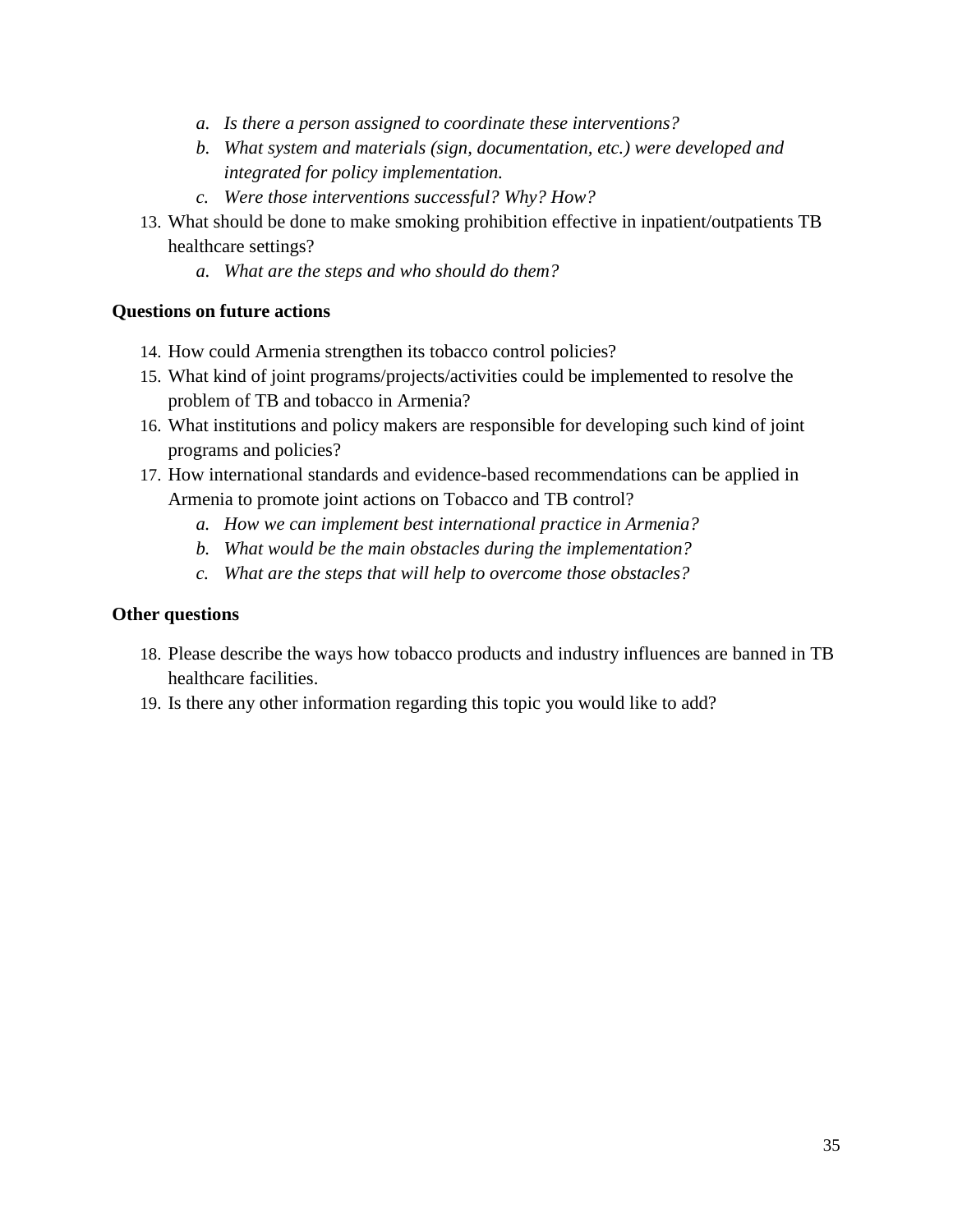a. *Is there a person assigned to coordinate these interventions?*
   b. *What system and materials (sign, documentation, etc.) were developed and integrated for policy implementation.*
   c. *Were those interventions successful? Why? How?*

13. What should be done to make smoking prohibition effective in inpatient/outpatients TB healthcare settings?
    a. *What are the steps and who should do them?*

**Questions on future actions**

14. How could Armenia strengthen its tobacco control policies?
15. What kind of joint programs/projects/activities could be implemented to resolve the problem of TB and tobacco in Armenia?
16. What institutions and policy makers are responsible for developing such kind of joint programs and policies?
17. How international standards and evidence-based recommendations can be applied in Armenia to promote joint actions on Tobacco and TB control?
    a. *How we can implement best international practice in Armenia?*
    b. *What would be the main obstacles during the implementation?*
    c. *What are the steps that will help to overcome those obstacles?*

**Other questions**

18. Please describe the ways how tobacco products and industry influences are banned in TB healthcare facilities.
19. Is there any other information regarding this topic you would like to add?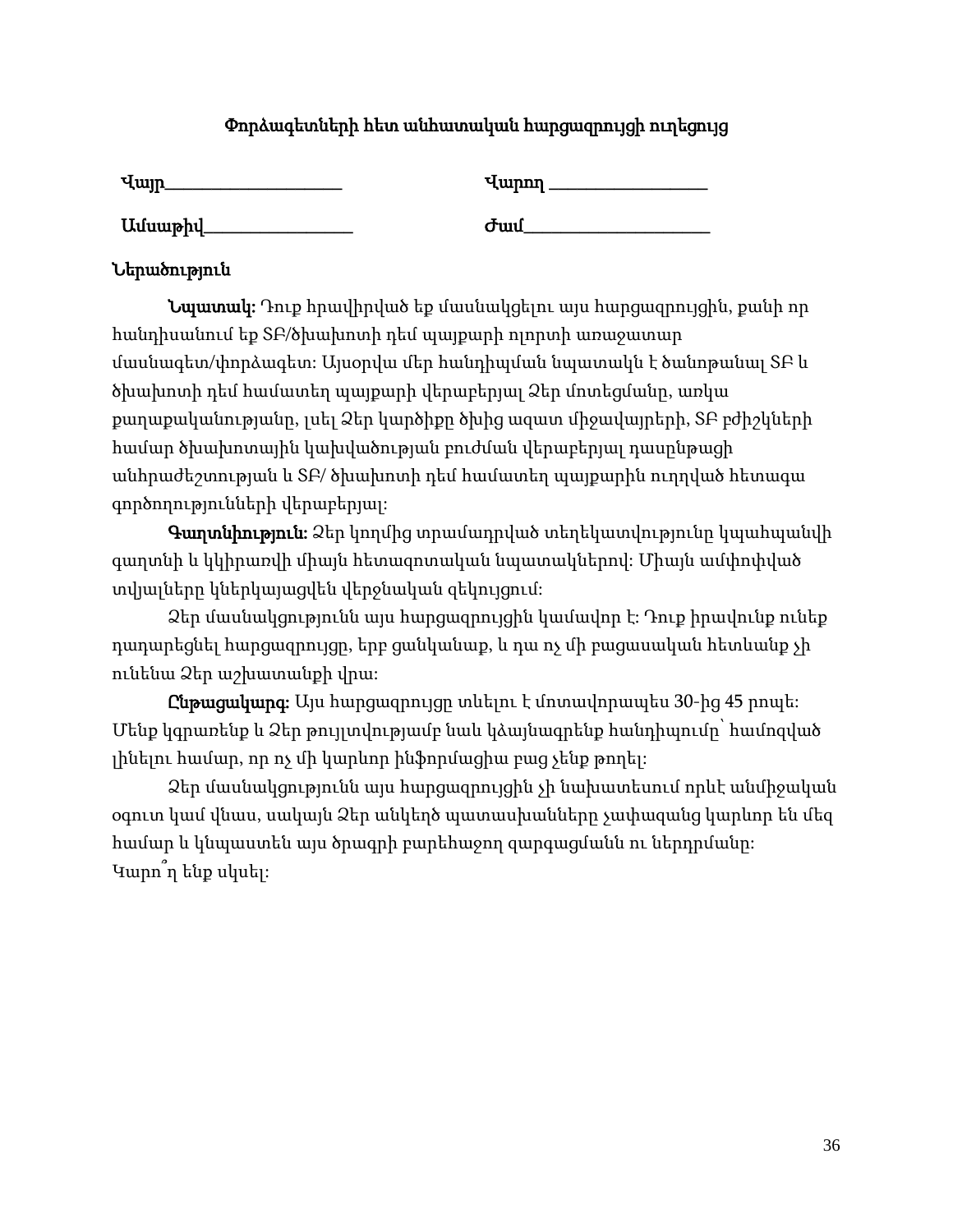### Փորձագետների հետ անհատական հարցազրույցի ուղեցույց

Վայր____________________ Վարող _________________

Ամսաթիվ_________________ Ժամ____________________

**Ներածություն**

**Նպատակ:** Դուք հրավիրված եք մասնակցելու այս հարցազրույցին, քանի որ հանդիսանում եք ՏԲ/ծխախոտի դեմ պայքարի ոլորտի առաջատար մասնագետ/փորձագետ: Այսօրվա մեր հանդիպման նպատակն է ծանոթանալ ՏԲ և ծխախոտի դեմ համատեղ պայքարի վերաբերյալ Ձեր մոտեցմանը, առկա քաղաքականությանը, լսել Ձեր կարծիքը ծխից ազատ միջավայրերի, ՏԲ բժիշկների համար ծխախոտային կախվածության բուժման վերաբերյալ դասընթացի անհրաժեշտության և ՏԲ/ ծխախոտի դեմ համատեղ պայքարին ուղղված հետագա գործողությունների վերաբերյալ:

**Գաղտնիություն:** Ձեր կողմից տրամադրված տեղեկատվությունը կպահպանվի գաղտնի և կկիրառվի միայն հետազոտական նպատակներով: Միայն ամփոփված տվյալները կներկայացվեն վերջնական զեկույցում:

Ձեր մասնակցությունն այս հարցազրույցին կամավոր է: Դուք իրավունք ունեք դադարեցնել հարցազրույցը, երբ ցանկանաք, և դա ոչ մի բացասական հետևանք չի ունենա Ձեր աշխատանքի վրա:

**Ընթացակարգ:** Այս հարցազրույցը տևելու է մոտավորապես 30-ից 45 րոպե: Մենք կգրառենք և Ձեր թույլտվությամբ նաև կձայնագրենք հանդիպումը՝ համոզված լինելու համար, որ ոչ մի կարևոր ինֆորմացիա բաց չենք թողել:

Ձեր մասնակցությունն այս հարցազրույցին չի նախատեսում որևէ անմիջական օգուտ կամ վնաս, սակայն Ձեր անկեղծ պատասխանները չափազանց կարևոր են մեզ համար և կնպաստեն այս ծրագրի բարեհաջող զարգացմանն ու ներդրմանը: Կարո՞ղ ենք սկսել: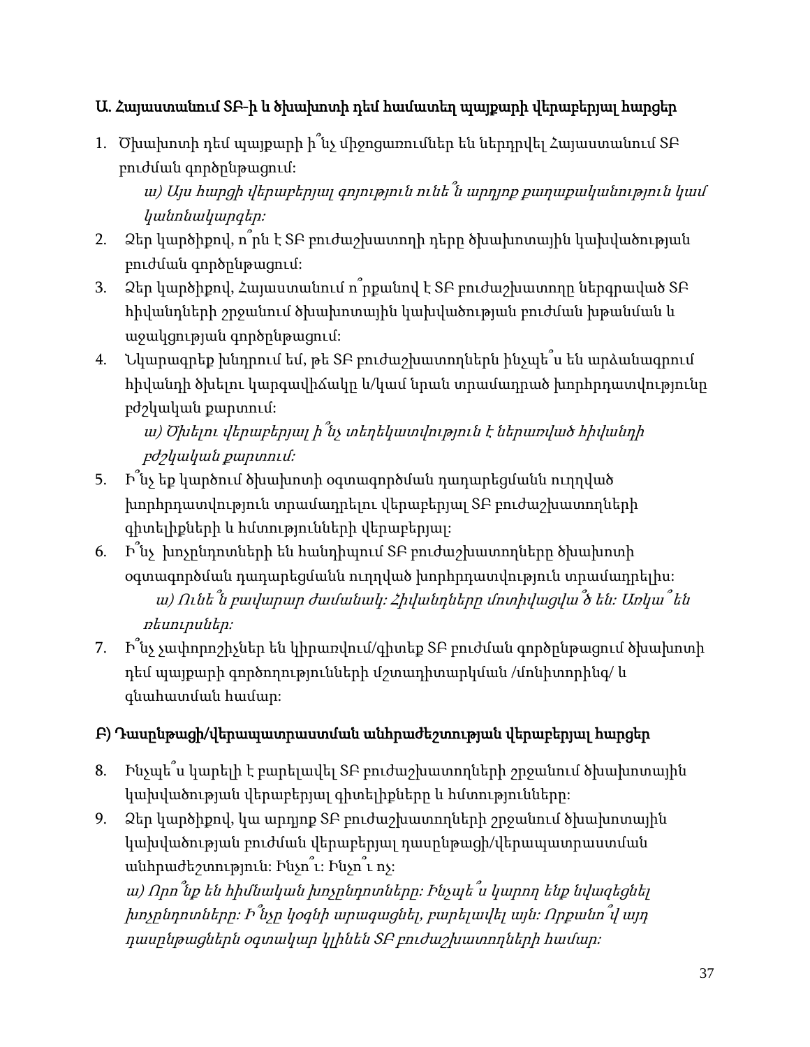### Ա. Հայաստանում ՏԲ-ի և ծխախոտի դեմ համատեղ պայքարի վերաբերյալ հարցեր

1. Ծխախոտի դեմ պայքարի ի՞նչ միջոցառումներ են ներդրվել Հայաստանում ՏԲ բուժման գործընթացում:
   *ա) Այս հարցի վերաբերյալ գոյություն ունե՞ն արդյոք քաղաքականություն կամ կանոնակարգեր:*
2. Ձեր կարծիքով, ո՞րն է ՏԲ բուժաշխատողի դերը ծխախոտային կախվածության բուժման գործընթացում:
3. Ձեր կարծիքով, Հայաստանում ո՞րքանով է ՏԲ բուժաշխատողը ներգրաված ՏԲ հիվանդների շրջանում ծխախոտային կախվածության բուժման խթանման և աջակցության գործընթացում:
4. Նկարագրեք խնդրում եմ, թե ՏԲ բուժաշխատողներն ինչպե՞ս են արձանագրում հիվանդի ծխելու կարգավիճակը և/կամ նրան տրամադրած խորհրդատվությունը բժշկական քարտում:
   *ա) Ծխելու վերաբերյալ ի՞նչ տեղեկատվություն է ներառված հիվանդի բժշկական քարտում:*
5. Ի՞նչ եք կարծում ծխախոտի օգտագործման դադարեցմանն ուղղված խորհրդատվություն տրամադրելու վերաբերյալ ՏԲ բուժաշխատողների գիտելիքների և հմտությունների վերաբերյալ:
6. Ի՞նչ խոչընդոտների են հանդիպում ՏԲ բուժաշխատողները ծխախոտի օգտագործման դադարեցմանն ուղղված խորհրդատվություն տրամադրելիս:
   *ա) Ունե՞ն բավարար ժամանակ: Հիվանդները մոտիվացվա՞ծ են: Առկա՞ են ռեսուրսներ:*
7. Ի՞նչ չափորոշիչներ են կիրառվում/գիտեք ՏԲ բուժման գործընթացում ծխախոտի դեմ պայքարի գործողությունների մշտադիտարկման /մոնիտորինգ/ և գնահատման համար:

### Բ) Դասընթացի/վերապատրաստման անհրաժեշտության վերաբերյալ հարցեր

8. Ինչպե՞ս կարելի է բարելավել ՏԲ բուժաշխատողների շրջանում ծխախոտային կախվածության վերաբերյալ գիտելիքները և հմտությունները:
9. Ձեր կարծիքով, կա արդյոք ՏԲ բուժաշխատողների շրջանում ծխախոտային կախվածության բուժման վերաբերյալ դասընթացի/վերապատրաստման անհրաժեշտություն: Ինչո՞ւ: Ինչո՞ւ ոչ:
   *ա) Որո՞նք են հիմնական խոչընդոտները: Ինչպե՞ս կարող ենք նվազեցնել խոչընդոտները: Ի՞նչը կօգնի արագացնել, բարելավել այն: Որքանո՞վ այդ դասընթացներն օգտակար կլինեն ՏԲ բուժաշխատողների համար:*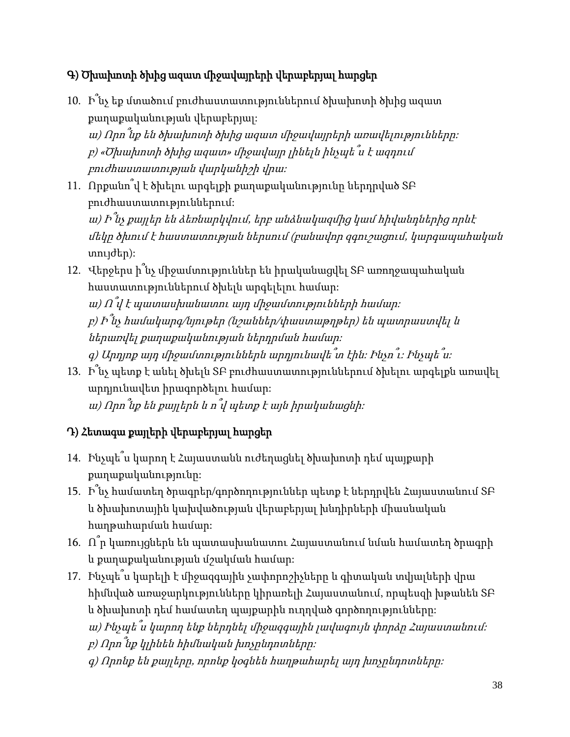## Գ) Ծխախոտի ծխից ազատ միջավայրերի վերաբերյալ հարցեր

10. Ի՞նչ եք մտածում բուժհաստատություններում ծխախոտի ծխից ազատ քաղաքականության վերաբերյալ:
    *ա) Որո՞նք են ծխախոտի ծխից ազատ միջավայրերի առավելությունները:*
    *բ) «Ծխախոտի ծխից ազատ» միջավայր լինելն ինչպե՞ս է ազդում բուժհաստատության վարկանիշի վրա:*
11. Որքանո՞վ է ծխելու արգելքի քաղաքականությունը ներդրված ՏԲ բուժհաստատություններում:
    *ա) Ի՞նչ քայլեր են ձեռնարկվում, երբ անձնակազմից կամ հիվանդներից որևէ մեկը ծխում է հաստատության ներսում (բանավոր զգուշացում, կարգապահական* տույժեր):
12. Վերջերս ի՞նչ միջամտություններ են իրականացվել ՏԲ առողջապահական հաստատություններում ծխելն արգելելու համար:
    *ա) Ո՞վ է պատասխանատու այդ միջամտությունների համար:*
    *բ) Ի՞նչ համակարգ/նյութեր (նշաններ/փաստաթղթեր) են պատրաստվել և ներառվել քաղաքականության ներդրման համար:*
    *գ) Արդյոք այդ միջամտություններն արդյունավե՞տ էին: Ինչո՞ւ: Ինչպե՞ս:*
13. Ի՞նչ պետք է անել ծխելն ՏԲ բուժհաստատություններում ծխելու արգելքն առավել արդյունավետ իրագործելու համար:
    *ա) Որո՞նք են քայլերն և ո՞վ պետք է այն իրականացնի:*

## Դ) Հետագա քայլերի վերաբերյալ հարցեր

14. Ինչպե՞ս կարող է Հայաստանն ուժեղացնել ծխախոտի դեմ պայքարի քաղաքականությունը:
15. Ի՞նչ համատեղ ծրագրեր/գործողություններ պետք է ներդրվեն Հայաստանում ՏԲ և ծխախոտային կախվածության վերաբերյալ խնդիրների միասնական հաղթահարման համար:
16. Ո՞ր կառույցներն են պատասխանատու Հայաստանում նման համատեղ ծրագրի և քաղաքականության մշակման համար:
17. Ինչպե՞ս կարելի է միջազգային չափորոշիչները և գիտական տվյալների վրա հիմնված առաջարկությունները կիրառելի Հայաստանում, որպեսզի խթանեն ՏԲ և ծխախոտի դեմ համատեղ պայքարին ուղղված գործողությունները:
    *ա) Ինչպե՞ս կարող ենք ներդնել միջազգային լավագույն փորձը Հայաստանում:*
    *բ) Որո՞նք կլինեն հիմնական խոչընդոտները:*
    *գ) Որոնք են քայլերը, որոնք կօգնեն հաղթահարել այդ խոչընդոտները:*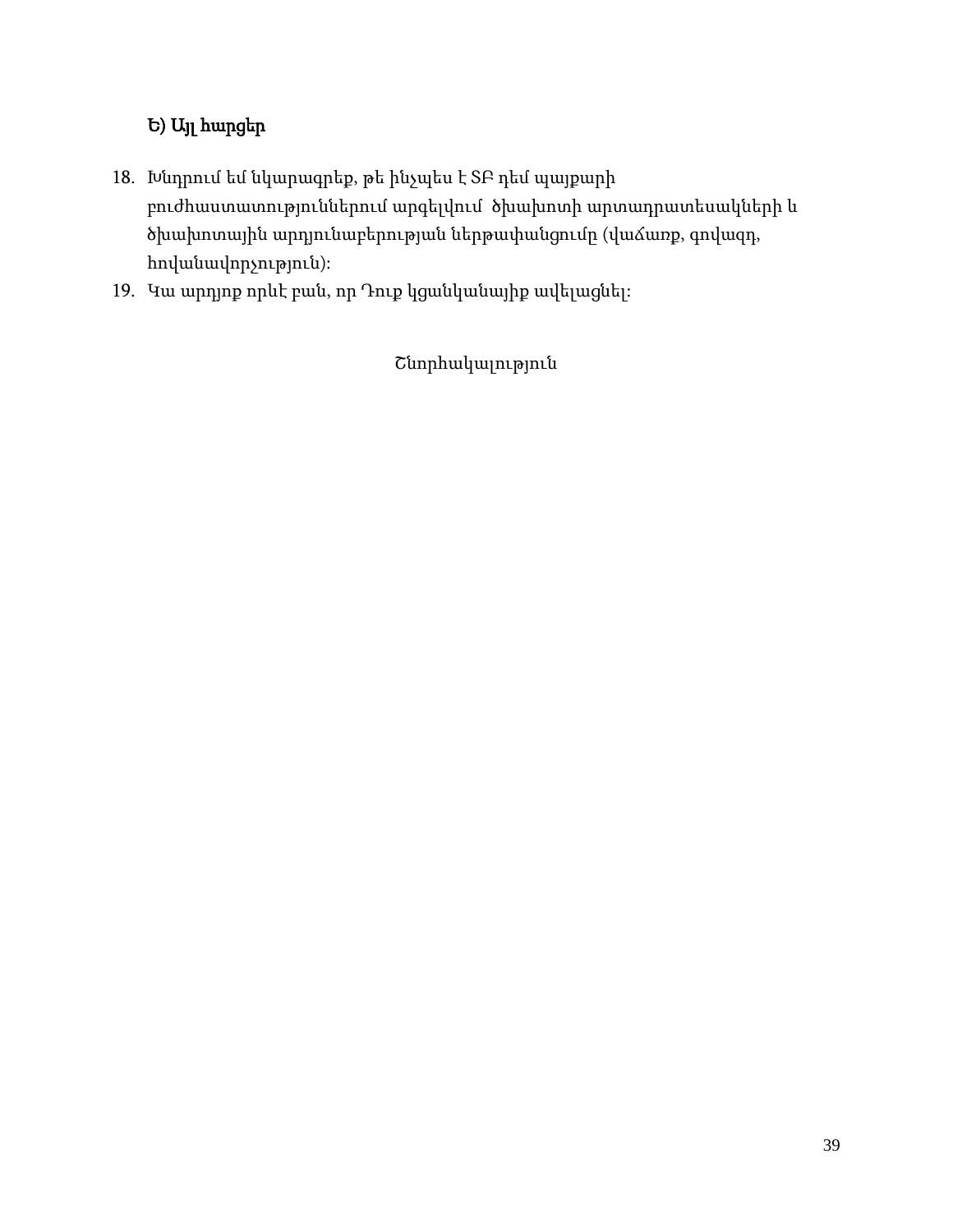### Ե) Այլ հարցեր

18. Խնդրում եմ նկարագրեք, թե ինչպես է ՏԲ դեմ պայքարի բուժհաստատություններում արգելվում ծխախոտի արտադրատեսակների և ծխախոտային արդյունաբերության ներթափանցումը (վաճառք, գովազդ, հովանավորչություն)։
19. Կա արդյոք որևէ բան, որ Դուք կցանկանայիք ավելացնել։

Շնորհակալություն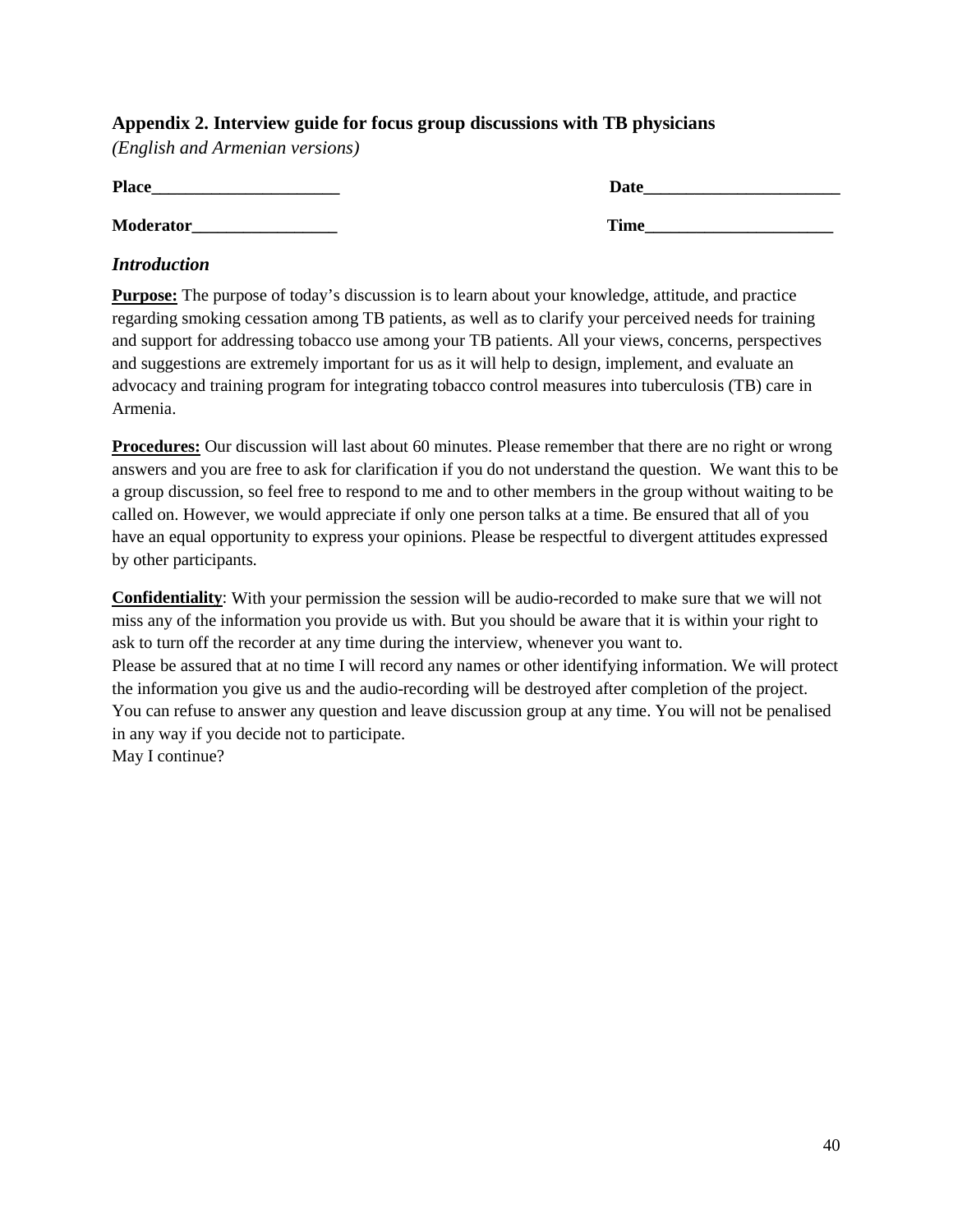## Appendix 2. Interview guide for focus group discussions with TB physicians

*(English and Armenian versions)*

**Place**______________________ **Date**_______________________

**Moderator**_________________ **Time**______________________

### *Introduction*

**Purpose:** The purpose of today's discussion is to learn about your knowledge, attitude, and practice regarding smoking cessation among TB patients, as well as to clarify your perceived needs for training and support for addressing tobacco use among your TB patients. All your views, concerns, perspectives and suggestions are extremely important for us as it will help to design, implement, and evaluate an advocacy and training program for integrating tobacco control measures into tuberculosis (TB) care in Armenia.

**Procedures:** Our discussion will last about 60 minutes. Please remember that there are no right or wrong answers and you are free to ask for clarification if you do not understand the question. We want this to be a group discussion, so feel free to respond to me and to other members in the group without waiting to be called on. However, we would appreciate if only one person talks at a time. Be ensured that all of you have an equal opportunity to express your opinions. Please be respectful to divergent attitudes expressed by other participants.

**Confidentiality**: With your permission the session will be audio-recorded to make sure that we will not miss any of the information you provide us with. But you should be aware that it is within your right to ask to turn off the recorder at any time during the interview, whenever you want to.
Please be assured that at no time I will record any names or other identifying information. We will protect the information you give us and the audio-recording will be destroyed after completion of the project. You can refuse to answer any question and leave discussion group at any time. You will not be penalised in any way if you decide not to participate.
May I continue?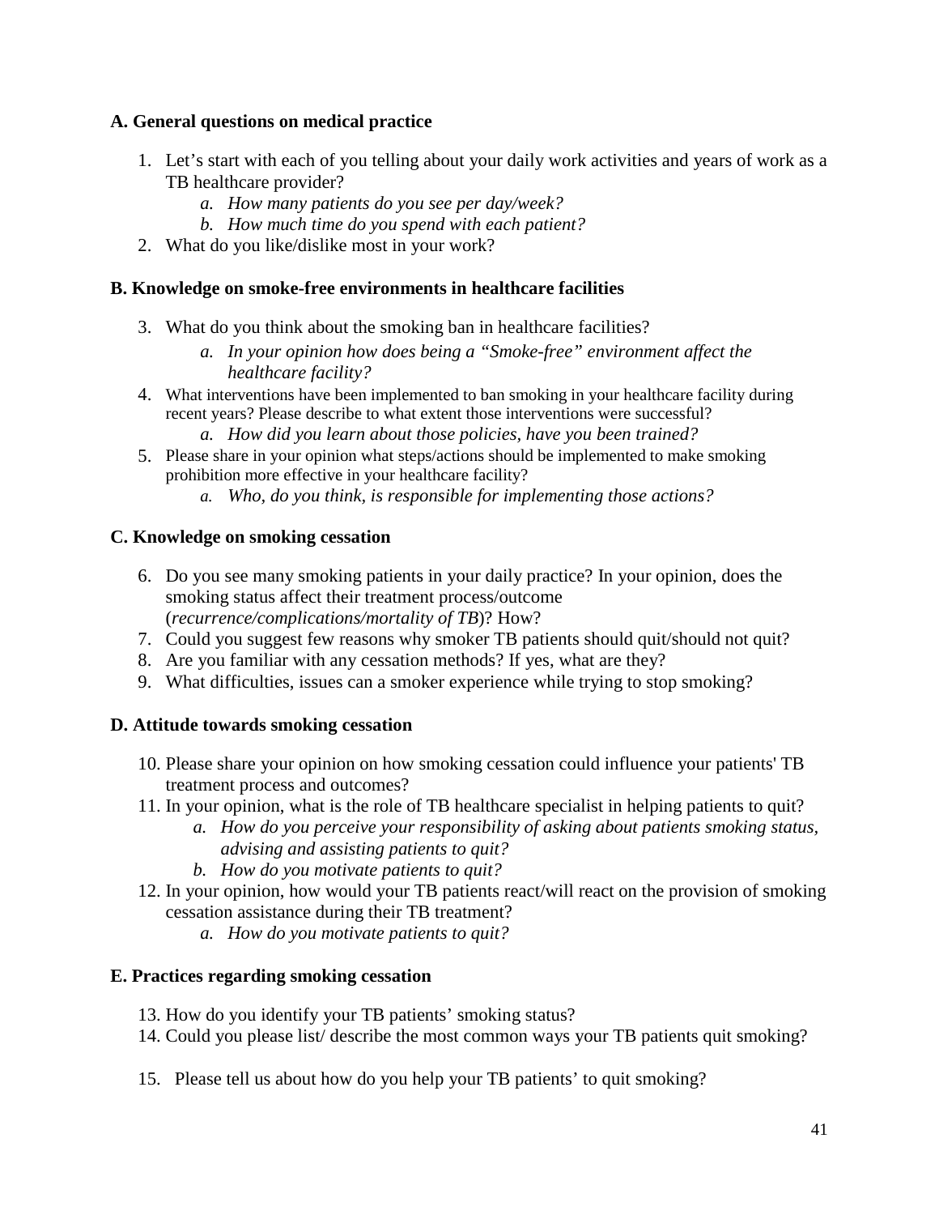**A. General questions on medical practice**

1. Let's start with each of you telling about your daily work activities and years of work as a TB healthcare provider?
   a. *How many patients do you see per day/week?*
   b. *How much time do you spend with each patient?*
2. What do you like/dislike most in your work?

**B. Knowledge on smoke-free environments in healthcare facilities**

3. What do you think about the smoking ban in healthcare facilities?
   a. *In your opinion how does being a "Smoke-free" environment affect the healthcare facility?*
4. What interventions have been implemented to ban smoking in your healthcare facility during recent years? Please describe to what extent those interventions were successful?
   a. *How did you learn about those policies, have you been trained?*
5. Please share in your opinion what steps/actions should be implemented to make smoking prohibition more effective in your healthcare facility?
   a. *Who, do you think, is responsible for implementing those actions?*

**C. Knowledge on smoking cessation**

6. Do you see many smoking patients in your daily practice? In your opinion, does the smoking status affect their treatment process/outcome (*recurrence/complications/mortality of TB*)? How?
7. Could you suggest few reasons why smoker TB patients should quit/should not quit?
8. Are you familiar with any cessation methods? If yes, what are they?
9. What difficulties, issues can a smoker experience while trying to stop smoking?

**D. Attitude towards smoking cessation**

10. Please share your opinion on how smoking cessation could influence your patients' TB treatment process and outcomes?
11. In your opinion, what is the role of TB healthcare specialist in helping patients to quit?
    a. *How do you perceive your responsibility of asking about patients smoking status, advising and assisting patients to quit?*
    b. *How do you motivate patients to quit?*
12. In your opinion, how would your TB patients react/will react on the provision of smoking cessation assistance during their TB treatment?
    a. *How do you motivate patients to quit?*

**E. Practices regarding smoking cessation**

13. How do you identify your TB patients' smoking status?
14. Could you please list/ describe the most common ways your TB patients quit smoking?
15. Please tell us about how do you help your TB patients' to quit smoking?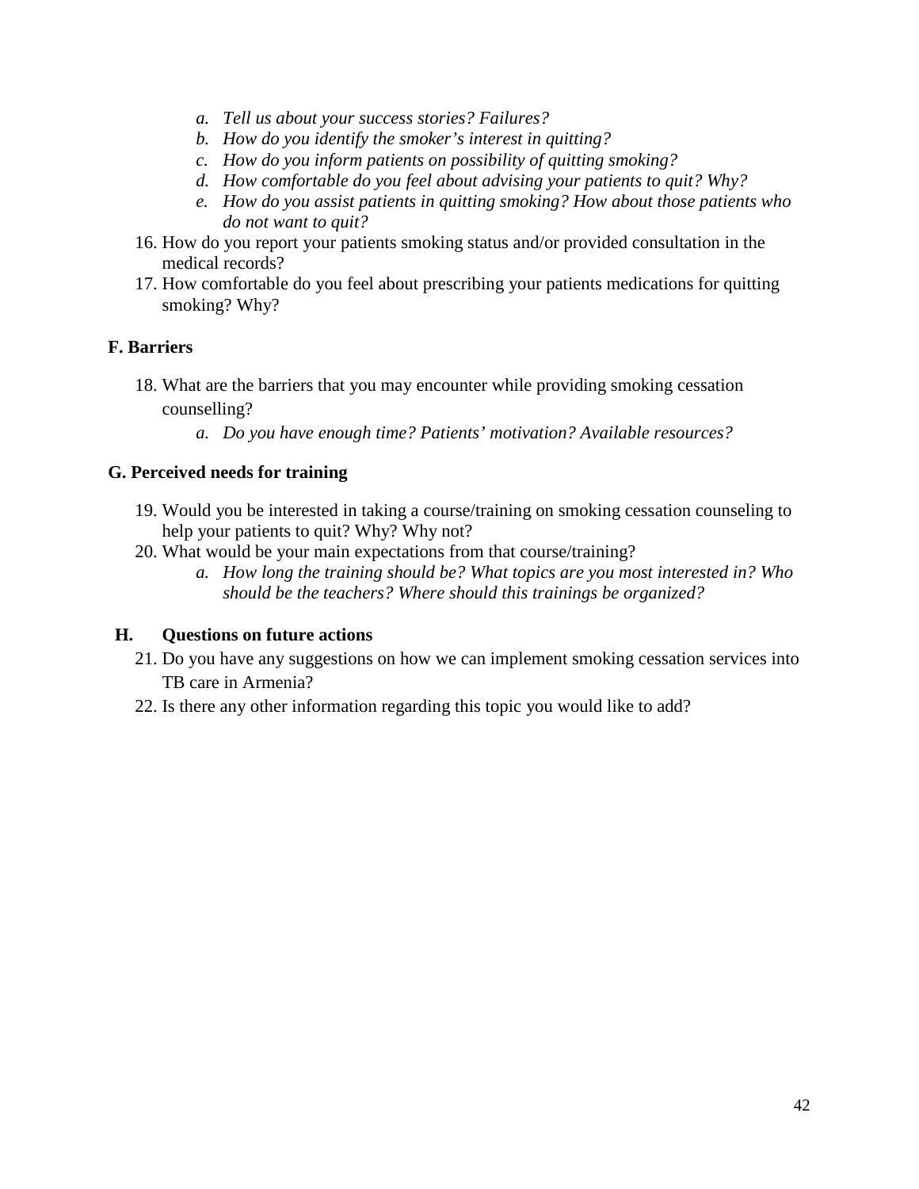a. *Tell us about your success stories? Failures?*
   b. *How do you identify the smoker's interest in quitting?*
   c. *How do you inform patients on possibility of quitting smoking?*
   d. *How comfortable do you feel about advising your patients to quit? Why?*
   e. *How do you assist patients in quitting smoking? How about those patients who do not want to quit?*

16. How do you report your patients smoking status and/or provided consultation in the medical records?
17. How comfortable do you feel about prescribing your patients medications for quitting smoking? Why?

**F. Barriers**

18. What are the barriers that you may encounter while providing smoking cessation counselling?
    a. *Do you have enough time? Patients' motivation? Available resources?*

**G. Perceived needs for training**

19. Would you be interested in taking a course/training on smoking cessation counseling to help your patients to quit? Why? Why not?
20. What would be your main expectations from that course/training?
    a. *How long the training should be? What topics are you most interested in? Who should be the teachers? Where should this trainings be organized?*

**H. Questions on future actions**

21. Do you have any suggestions on how we can implement smoking cessation services into TB care in Armenia?
22. Is there any other information regarding this topic you would like to add?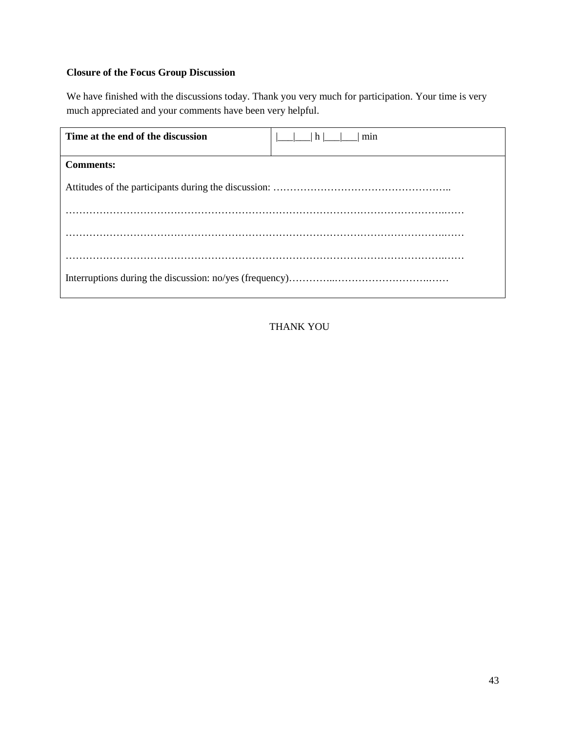**Closure of the Focus Group Discussion**

We have finished with the discussions today. Thank you very much for participation. Your time is very much appreciated and your comments have been very helpful.

| **Time at the end of the discussion** | &#124;\_\_\_&#124;\_\_\_&#124; h &#124;\_\_\_&#124;\_\_\_&#124; min |
|---|---|
| **Comments:**<br><br>Attitudes of the participants during the discussion: ……………………………………………..<br><br>…………………………………………………………………………………………………..……<br><br>…………………………………………………………………………………………………..……<br><br>…………………………………………………………………………………………………..……<br><br>Interruptions during the discussion: no/yes (frequency)…………..…………………….…….…… | |

THANK YOU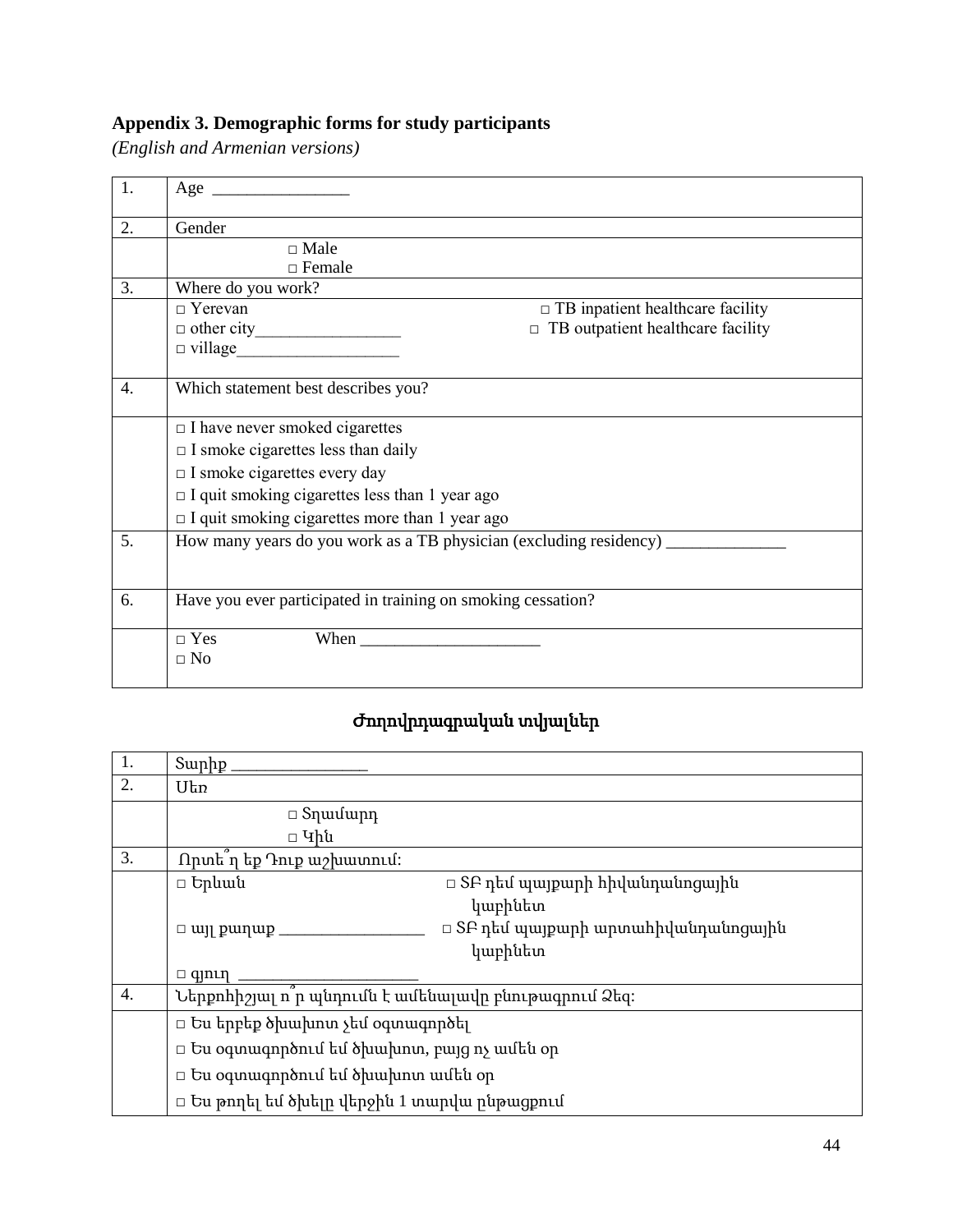**Appendix 3. Demographic forms for study participants**

*(English and Armenian versions)*

| | |
|---|---|
| 1. | Age ________________ |
| 2. | Gender |
| | □ Male<br>□ Female |
| 3. | Where do you work? |
| | □ Yerevan □ TB inpatient healthcare facility<br>□ other city_________________ □ TB outpatient healthcare facility<br>□ village___________________ |
| 4. | Which statement best describes you? |
| | □ I have never smoked cigarettes<br>□ I smoke cigarettes less than daily<br>□ I smoke cigarettes every day<br>□ I quit smoking cigarettes less than 1 year ago<br>□ I quit smoking cigarettes more than 1 year ago |
| 5. | How many years do you work as a TB physician (excluding residency) ______________ |
| 6. | Have you ever participated in training on smoking cessation? |
| | □ Yes When _____________________<br>□ No |

## Ժողովրդագրական տվյալներ

| | |
|---|---|
| 1. | Տարիք ________________ |
| 2. | Սեռ |
| | □ Տղամարդ<br>□ Կին |
| 3. | Որտե՞ղ եք Դուք աշխատում: |
| | □ Երևան □ ՏԲ դեմ պայքարի հիվանդանոցային կաբինետ<br>□ այլ քաղաք _________________ □ ՏԲ դեմ պայքարի արտահիվանդանոցային կաբինետ<br>□ գյուղ _____________________ |
| 4. | Ներքոհիշյալ ո՞ր պնդումն է ամենալավը բնութագրում Ձեզ: |
| | □ Ես երբեք ծխախոտ չեմ օգտագործել<br>□ Ես օգտագործում եմ ծխախոտ, բայց ոչ ամեն օր<br>□ Ես օգտագործում եմ ծխախոտ ամեն օր<br>□ Ես թողել եմ ծխելը վերջին 1 տարվա ընթացքում |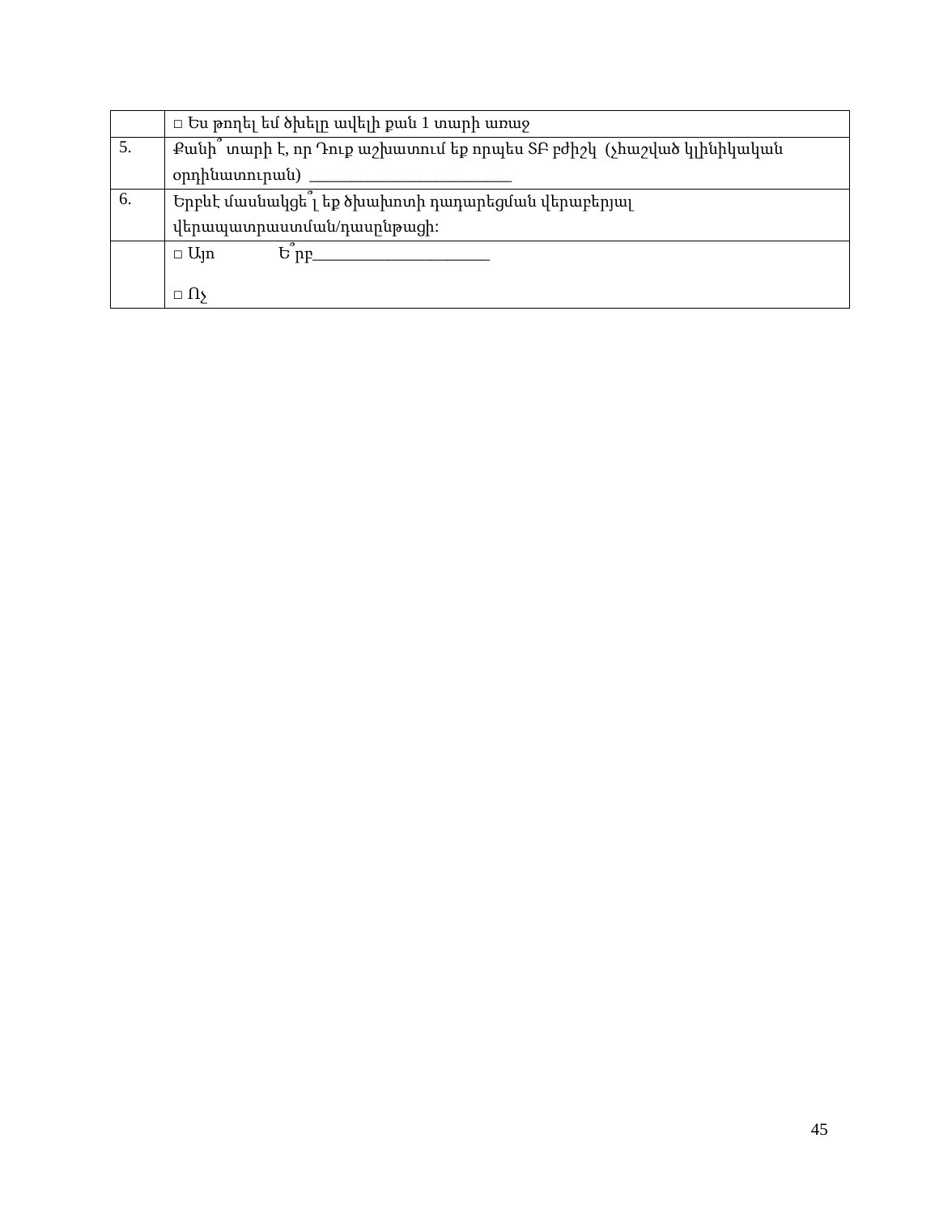|  |  |
|---|---|
|  | □ Ես թողել եմ ծխելը ավելի քան 1 տարի առաջ |
| 5. | Քանի՞ տարի է, որ Դուք աշխատում եք որպես ՏԲ բժիշկ (չհաշված կլինիկական օրդինատուրան) ___________________________ |
| 6. | Երբևէ մասնակցե՞լ եք ծխախոտի դադարեցման վերաբերյալ վերապատրաստման/դասընթացի: |
|  | □ Այո Ե՞րբ________________________<br><br>□ Ոչ |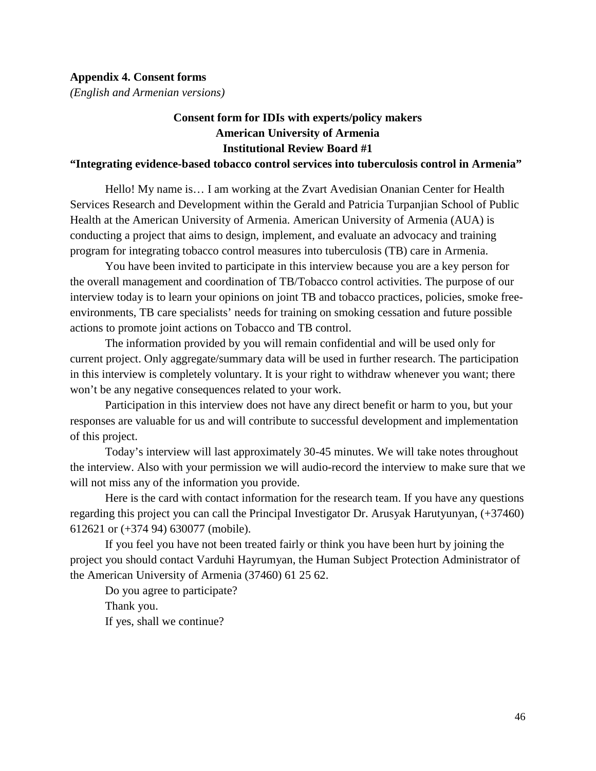**Appendix 4. Consent forms**

*(English and Armenian versions)*

**Consent form for IDIs with experts/policy makers**
**American University of Armenia**
**Institutional Review Board #1**
**"Integrating evidence-based tobacco control services into tuberculosis control in Armenia"**

Hello! My name is… I am working at the Zvart Avedisian Onanian Center for Health Services Research and Development within the Gerald and Patricia Turpanjian School of Public Health at the American University of Armenia. American University of Armenia (AUA) is conducting a project that aims to design, implement, and evaluate an advocacy and training program for integrating tobacco control measures into tuberculosis (TB) care in Armenia.

You have been invited to participate in this interview because you are a key person for the overall management and coordination of TB/Tobacco control activities. The purpose of our interview today is to learn your opinions on joint TB and tobacco practices, policies, smoke free-environments, TB care specialists' needs for training on smoking cessation and future possible actions to promote joint actions on Tobacco and TB control.

The information provided by you will remain confidential and will be used only for current project. Only aggregate/summary data will be used in further research. The participation in this interview is completely voluntary. It is your right to withdraw whenever you want; there won't be any negative consequences related to your work.

Participation in this interview does not have any direct benefit or harm to you, but your responses are valuable for us and will contribute to successful development and implementation of this project.

Today's interview will last approximately 30-45 minutes. We will take notes throughout the interview. Also with your permission we will audio-record the interview to make sure that we will not miss any of the information you provide.

Here is the card with contact information for the research team. If you have any questions regarding this project you can call the Principal Investigator Dr. Arusyak Harutyunyan, (+37460) 612621 or (+374 94) 630077 (mobile).

If you feel you have not been treated fairly or think you have been hurt by joining the project you should contact Varduhi Hayrumyan, the Human Subject Protection Administrator of the American University of Armenia (37460) 61 25 62.

Do you agree to participate?

Thank you.

If yes, shall we continue?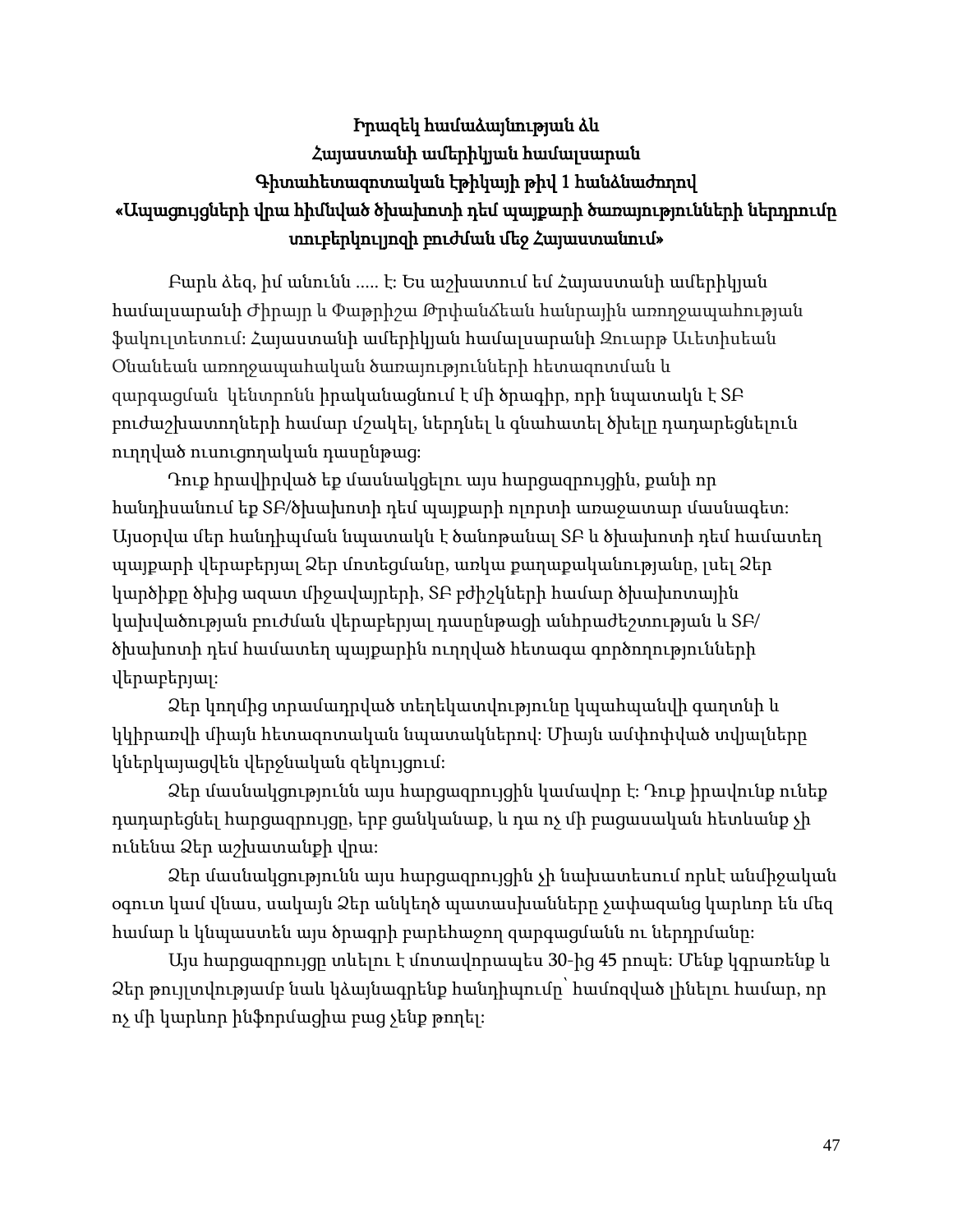**Իրազեկ համաձայնության ձև**
**Հայաստանի ամերիկյան համալսարան**
**Գիտահետազոտական էթիկայի թիվ 1 հանձնաժողով**
**«Ապացույցների վրա հիմնված ծխախոտի դեմ պայքարի ծառայությունների ներդրումը տուբերկուլյոզի բուժման մեջ Հայաստանում»**

Բարև ձեզ, իմ անունն ..... է: Ես աշխատում եմ Հայաստանի ամերիկյան համալսարանի Ժիրայր և Փաթրիշա Թրփանճեան հանրային առողջապահության ֆակուլտետում: Հայաստանի ամերիկյան համալսարանի Զուարթ Աւետիսեան Օնանեան առողջապահական ծառայությունների հետազոտման և զարգացման կենտրոնն իրականացնում է մի ծրագիր, որի նպատակն է ՏԲ բուժաշխատողների համար մշակել, ներդնել և գնահատել ծխելը դադարեցնելուն ուղղված ուսուցողական դասընթաց:

Դուք հրավիրված եք մասնակցելու այս հարցազրույցին, քանի որ հանդիսանում եք ՏԲ/ծխախոտի դեմ պայքարի ոլորտի առաջատար մասնագետ: Այսօրվա մեր հանդիպման նպատակն է ծանոթանալ ՏԲ և ծխախոտի դեմ համատեղ պայքարի վերաբերյալ Ձեր մոտեցմանը, առկա քաղաքականությանը, լսել Ձեր կարծիքը ծխից ազատ միջավայրերի, ՏԲ բժիշկների համար ծխախոտային կախվածության բուժման վերաբերյալ դասընթացի անհրաժեշտության և ՏԲ/ծխախոտի դեմ համատեղ պայքարին ուղղված հետագա գործողությունների վերաբերյալ:

Ձեր կողմից տրամադրված տեղեկատվությունը կպահպանվի գաղտնի և կկիրառվի միայն հետազոտական նպատակներով: Միայն ամփոփված տվյալները կներկայացվեն վերջնական զեկույցում:

Ձեր մասնակցությունն այս հարցազրույցին կամավոր է: Դուք իրավունք ունեք դադարեցնել հարցազրույցը, երբ ցանկանաք, և դա ոչ մի բացասական հետևանք չի ունենա Ձեր աշխատանքի վրա:

Ձեր մասնակցությունն այս հարցազրույցին չի նախատեսում որևէ անմիջական օգուտ կամ վնաս, սակայն Ձեր անկեղծ պատասխանները չափազանց կարևոր են մեզ համար և կնպաստեն այս ծրագրի բարեհաջող զարգացմանն ու ներդրմանը:

Այս հարցազրույցը տևելու է մոտավորապես 30-ից 45 րոպե: Մենք կգրառենք և Ձեր թույլտվությամբ նաև կձայնագրենք հանդիպումը՝ համոզված լինելու համար, որ ոչ մի կարևոր ինֆորմացիա բաց չենք թողել: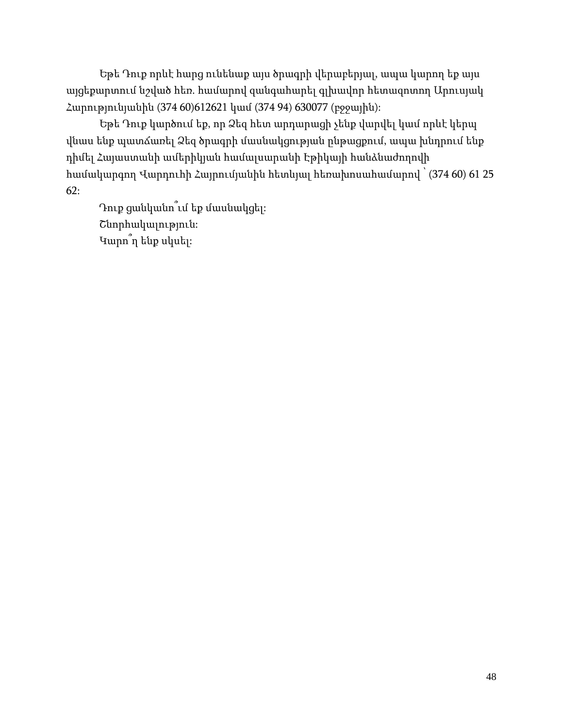Եթե Դուք որևէ հարց ունենաք այս ծրագրի վերաբերյալ, ապա կարող եք այս այցեքարտում նշված հեռ. համարով զանգահարել գլխավոր հետազոտող Արուսյակ Հարությունյանին (374 60)612621 կամ (374 94) 630077 (բջջային)։

Եթե Դուք կարծում եք, որ Ձեզ հետ արդարացի չենք վարվել կամ որևէ կերպ վնաս ենք պատճառել Ձեզ ծրագրի մասնակցության ընթացքում, ապա խնդրում ենք դիմել Հայաստանի ամերիկյան համալսարանի Էթիկայի հանձնաժողովի համակարգող Վարդուհի Հայրումյանին հետևյալ հեռախոսահամարով ՝ (374 60) 61 25 62։

Դուք ցանկանո՞ւմ եք մասնակցել։

Շնորհակալություն։

Կարո՞ղ ենք սկսել։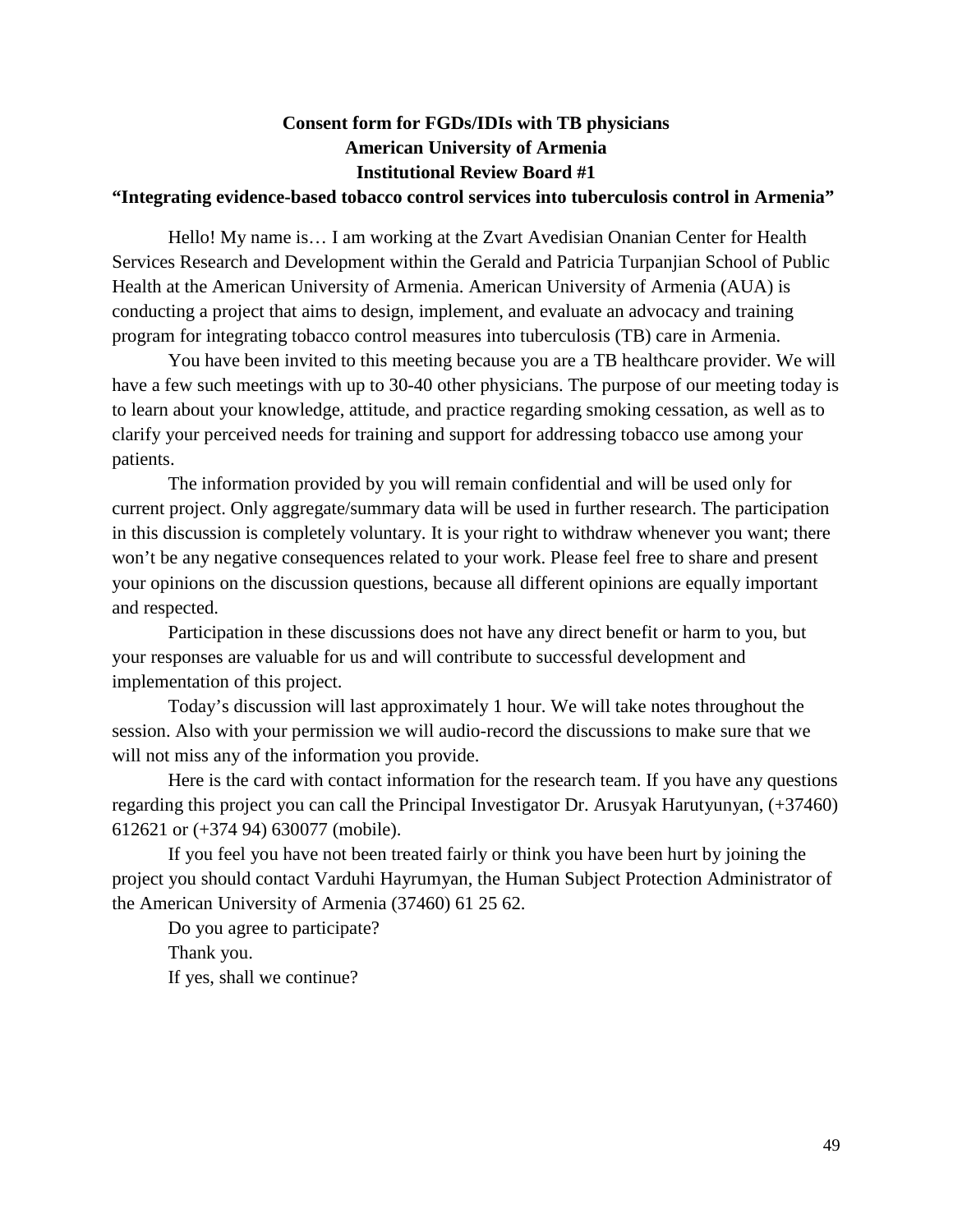**Consent form for FGDs/IDIs with TB physicians**
**American University of Armenia**
**Institutional Review Board #1**
**"Integrating evidence-based tobacco control services into tuberculosis control in Armenia"**

Hello! My name is… I am working at the Zvart Avedisian Onanian Center for Health Services Research and Development within the Gerald and Patricia Turpanjian School of Public Health at the American University of Armenia. American University of Armenia (AUA) is conducting a project that aims to design, implement, and evaluate an advocacy and training program for integrating tobacco control measures into tuberculosis (TB) care in Armenia.

You have been invited to this meeting because you are a TB healthcare provider. We will have a few such meetings with up to 30-40 other physicians. The purpose of our meeting today is to learn about your knowledge, attitude, and practice regarding smoking cessation, as well as to clarify your perceived needs for training and support for addressing tobacco use among your patients.

The information provided by you will remain confidential and will be used only for current project. Only aggregate/summary data will be used in further research. The participation in this discussion is completely voluntary. It is your right to withdraw whenever you want; there won't be any negative consequences related to your work. Please feel free to share and present your opinions on the discussion questions, because all different opinions are equally important and respected.

Participation in these discussions does not have any direct benefit or harm to you, but your responses are valuable for us and will contribute to successful development and implementation of this project.

Today's discussion will last approximately 1 hour. We will take notes throughout the session. Also with your permission we will audio-record the discussions to make sure that we will not miss any of the information you provide.

Here is the card with contact information for the research team. If you have any questions regarding this project you can call the Principal Investigator Dr. Arusyak Harutyunyan, (+37460) 612621 or (+374 94) 630077 (mobile).

If you feel you have not been treated fairly or think you have been hurt by joining the project you should contact Varduhi Hayrumyan, the Human Subject Protection Administrator of the American University of Armenia (37460) 61 25 62.

Do you agree to participate?

Thank you.

If yes, shall we continue?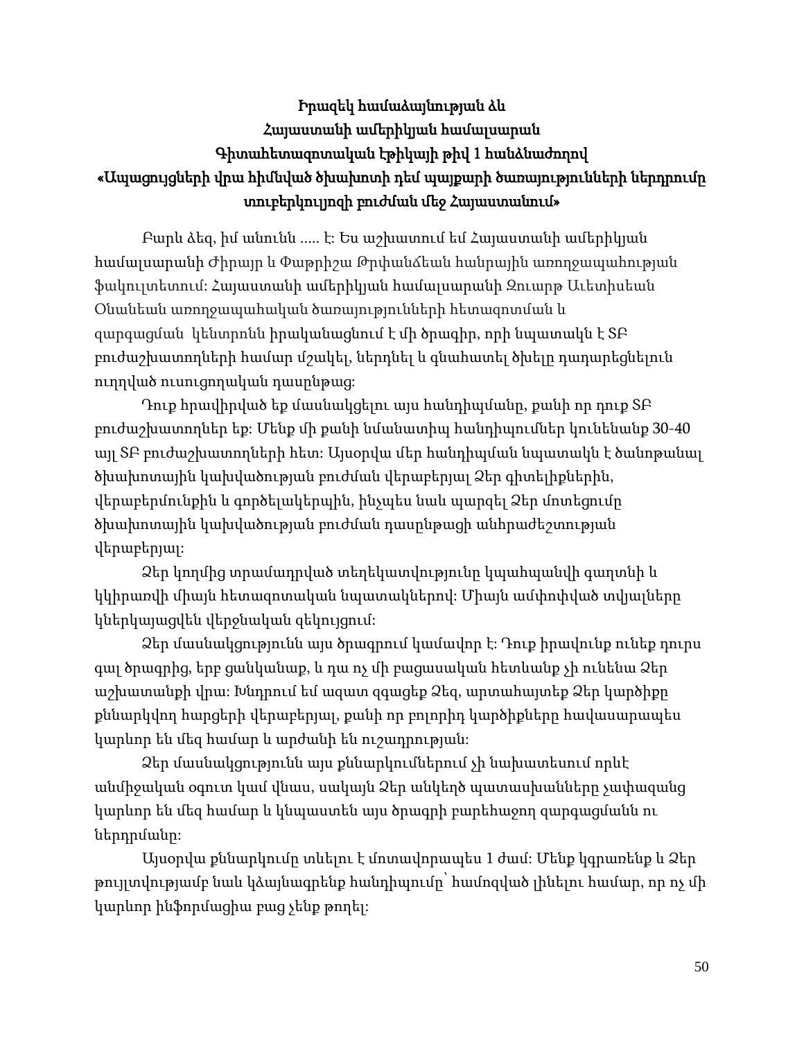**Իրազեկ համաձայնության ձև**
**Հայաստանի ամերիկյան համալսարան**
**Գիտահետազոտական էթիկայի թիվ 1 հանձնաժողով**
**«Ապացույցների վրա հիմնված ծխախոտի դեմ պայքարի ծառայությունների ներդրումը տուբերկուլյոզի բուժման մեջ Հայաստանում»**

Բարև ձեզ, իմ անունն ..... է: Ես աշխատում եմ Հայաստանի ամերիկյան համալսարանի Ժիրայր և Փաթրիշա Թըփանճեան հանրային առողջապահության ֆակուլտետում: Հայաստանի ամերիկյան համալսարանի Զուարթ Աւետիսեան Օնանեան առողջապահական ծառայությունների հետազոտման և զարգացման կենտրոնն իրականացնում է մի ծրագիր, որի նպատակն է ՏԲ բուժաշխատողների համար մշակել, ներդնել և գնահատել ծխելը դադարեցնելուն ուղղված ուսուցողական դասընթաց:

Դուք հրավիրված եք մասնակցելու այս հանդիպմանը, քանի որ դուք ՏԲ բուժաշխատողներ եք: Մենք մի քանի նմանատիպ հանդիպումներ կունենանք 30-40 այլ ՏԲ բուժաշխատողների հետ: Այսօրվա մեր հանդիպման նպատակն է ծանոթանալ ծխախոտային կախվածության բուժման վերաբերյալ Ձեր գիտելիքներին, վերաբերմունքին և գործելակերպին, ինչպես նաև պարզել Ձեր մոտեցումը ծխախոտային կախվածության բուժման դասընթացի անհրաժեշտության վերաբերյալ:

Ձեր կողմից տրամադրված տեղեկատվությունը կպահպանվի գաղտնի և կկիրառվի միայն հետազոտական նպատակներով: Միայն ամփոփված տվյալները կներկայացվեն վերջնական զեկույցում:

Ձեր մասնակցությունն այս ծրագրում կամավոր է: Դուք իրավունք ունեք դուրս գալ ծրագրից, երբ ցանկանաք, և դա ոչ մի բացասական հետևանք չի ունենա Ձեր աշխատանքի վրա: Խնդրում եմ ազատ զգացեք Ձեզ, արտահայտեք Ձեր կարծիքը քննարկվող հարցերի վերաբերյալ, քանի որ բոլորիդ կարծիքները հավասարապես կարևոր են մեզ համար և արժանի են ուշադրության:

Ձեր մասնակցությունն այս քննարկումներում չի նախատեսում որևէ անմիջական օգուտ կամ վնաս, սակայն Ձեր անկեղծ պատասխանները չափազանց կարևոր են մեզ համար և կնպաստեն այս ծրագրի բարեհաջող զարգացմանն ու ներդրմանը:

Այսօրվա քննարկումը տևելու է մոտավորապես 1 ժամ: Մենք կգրառենք և Ձեր թույլտվությամբ նաև կձայնագրենք հանդիպումը՝ համոզված լինելու համար, որ ոչ մի կարևոր ինֆորմացիա բաց չենք թողել: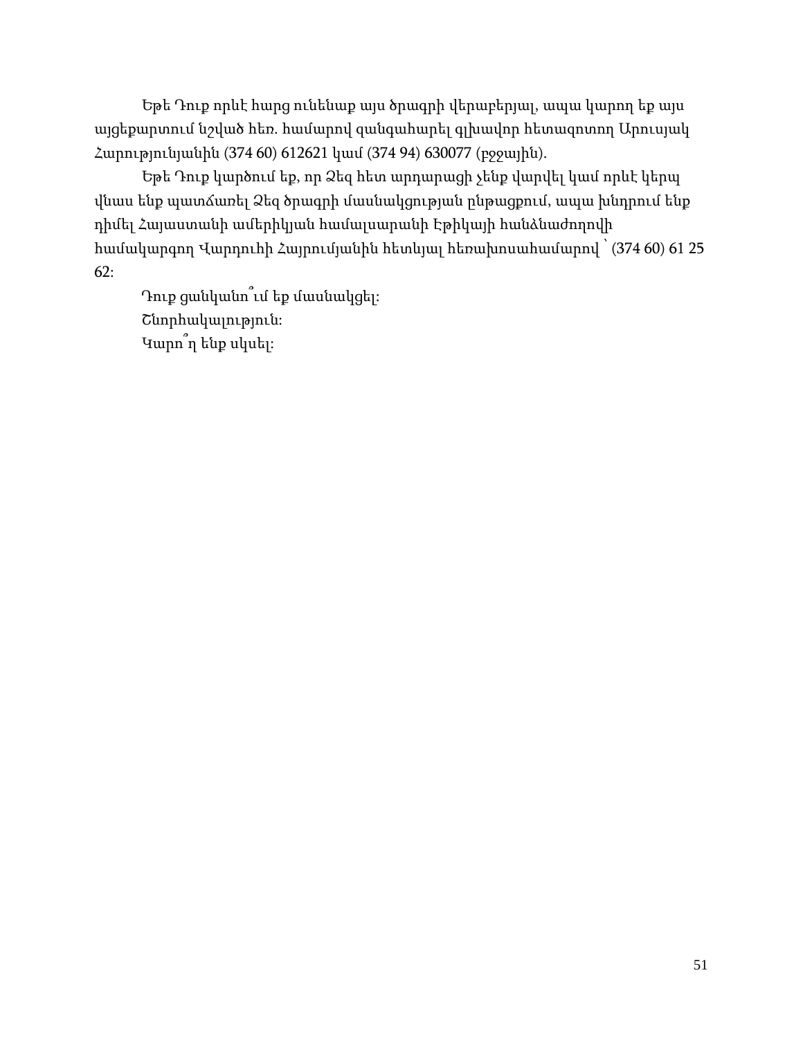Եթե Դուք որևէ հարց ունենաք այս ծրագրի վերաբերյալ, ապա կարող եք այս այցեքարտում նշված հեռ. համարով զանգահարել գլխավոր հետազոտող Արուսյակ Հարությունյանին (374 60) 612621 կամ (374 94) 630077 (բջջային).

Եթե Դուք կարծում եք, որ Ձեզ հետ արդարացի չենք վարվել կամ որևէ կերպ վնաս ենք պատճառել Ձեզ ծրագրի մասնակցության ընթացքում, ապա խնդրում ենք դիմել Հայաստանի ամերիկյան համալսարանի Էթիկայի հանձնաժողովի համակարգող Վարդուհի Հայրումյանին հետևյալ հեռախոսահամարով ՝ (374 60) 61 25 62:

Դուք ցանկանո՞ւմ եք մասնակցել:

Շնորհակալություն:

Կարո՞ղ ենք սկսել: